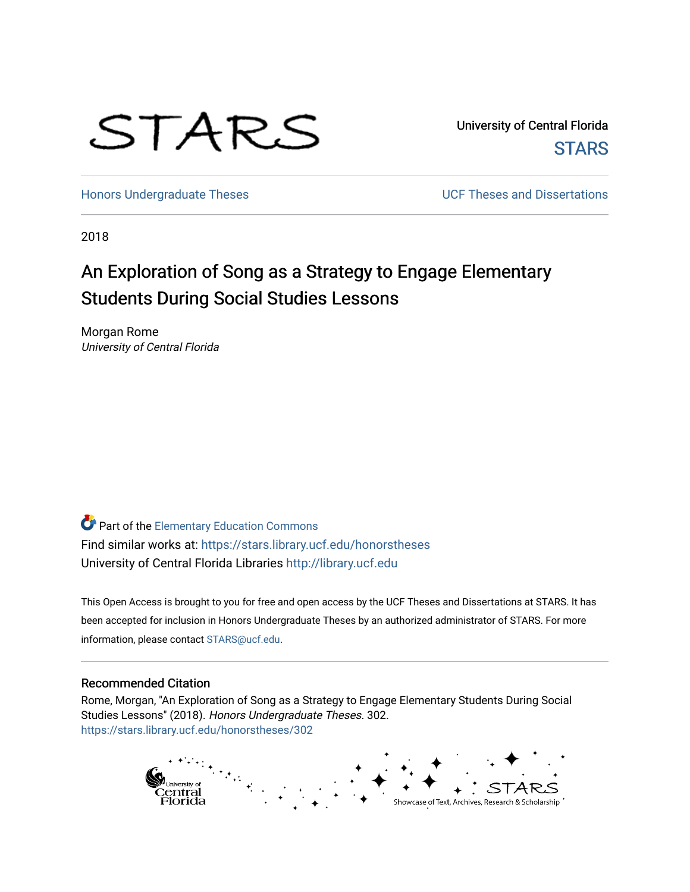STARS

University of Central Florida
STARS

Honors Undergraduate Theses | UCF Theses and Dissertations

2018

# An Exploration of Song as a Strategy to Engage Elementary Students During Social Studies Lessons

Morgan Rome
*University of Central Florida*

Part of the Elementary Education Commons
Find similar works at: https://stars.library.ucf.edu/honorstheses
University of Central Florida Libraries http://library.ucf.edu

This Open Access is brought to you for free and open access by the UCF Theses and Dissertations at STARS. It has been accepted for inclusion in Honors Undergraduate Theses by an authorized administrator of STARS. For more information, please contact STARS@ucf.edu.

## Recommended Citation

Rome, Morgan, "An Exploration of Song as a Strategy to Engage Elementary Students During Social Studies Lessons" (2018). *Honors Undergraduate Theses*. 302.
https://stars.library.ucf.edu/honorstheses/302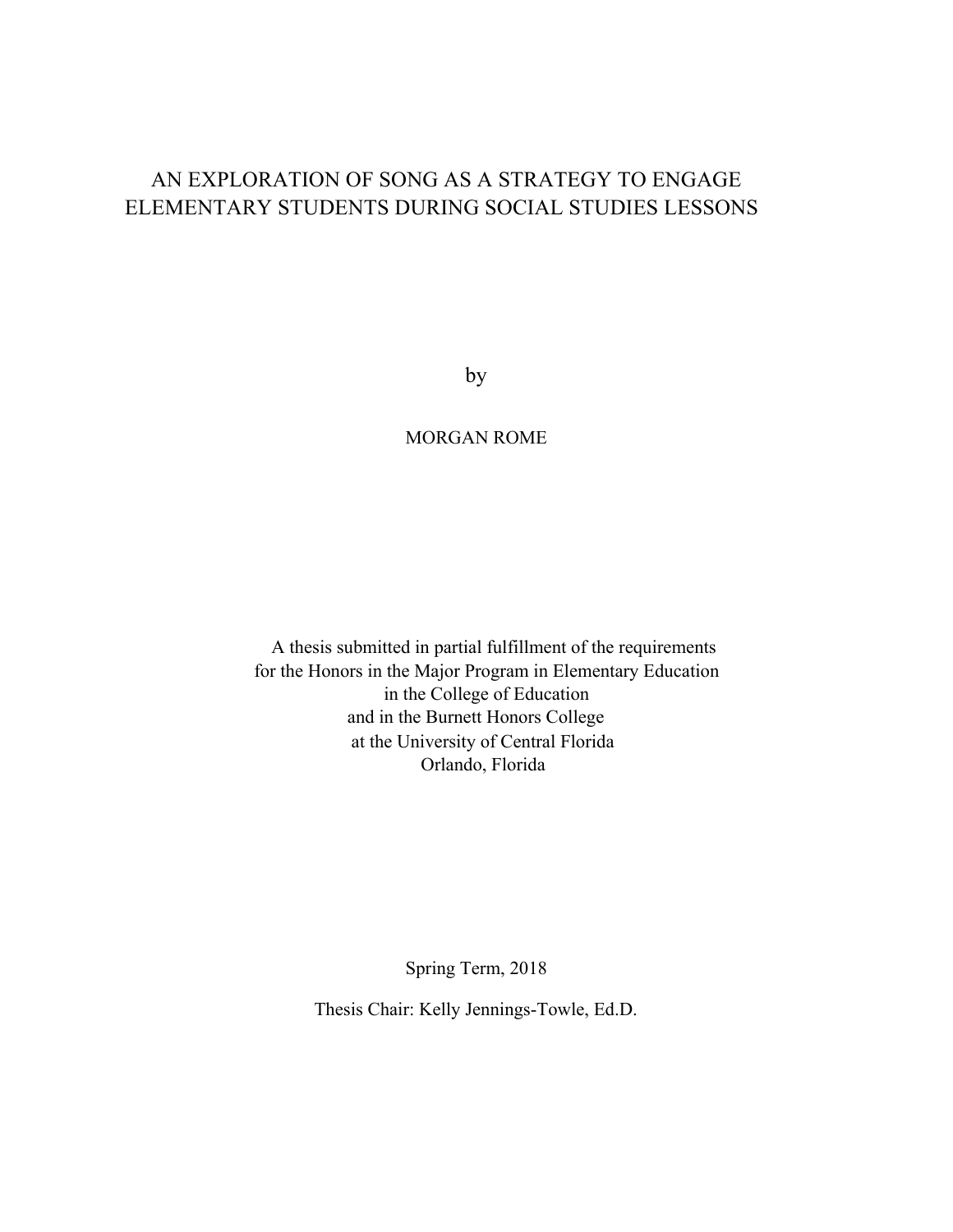# AN EXPLORATION OF SONG AS A STRATEGY TO ENGAGE ELEMENTARY STUDENTS DURING SOCIAL STUDIES LESSONS

by

MORGAN ROME

A thesis submitted in partial fulfillment of the requirements
for the Honors in the Major Program in Elementary Education
in the College of Education
and in the Burnett Honors College
at the University of Central Florida
Orlando, Florida

Spring Term, 2018

Thesis Chair: Kelly Jennings-Towle, Ed.D.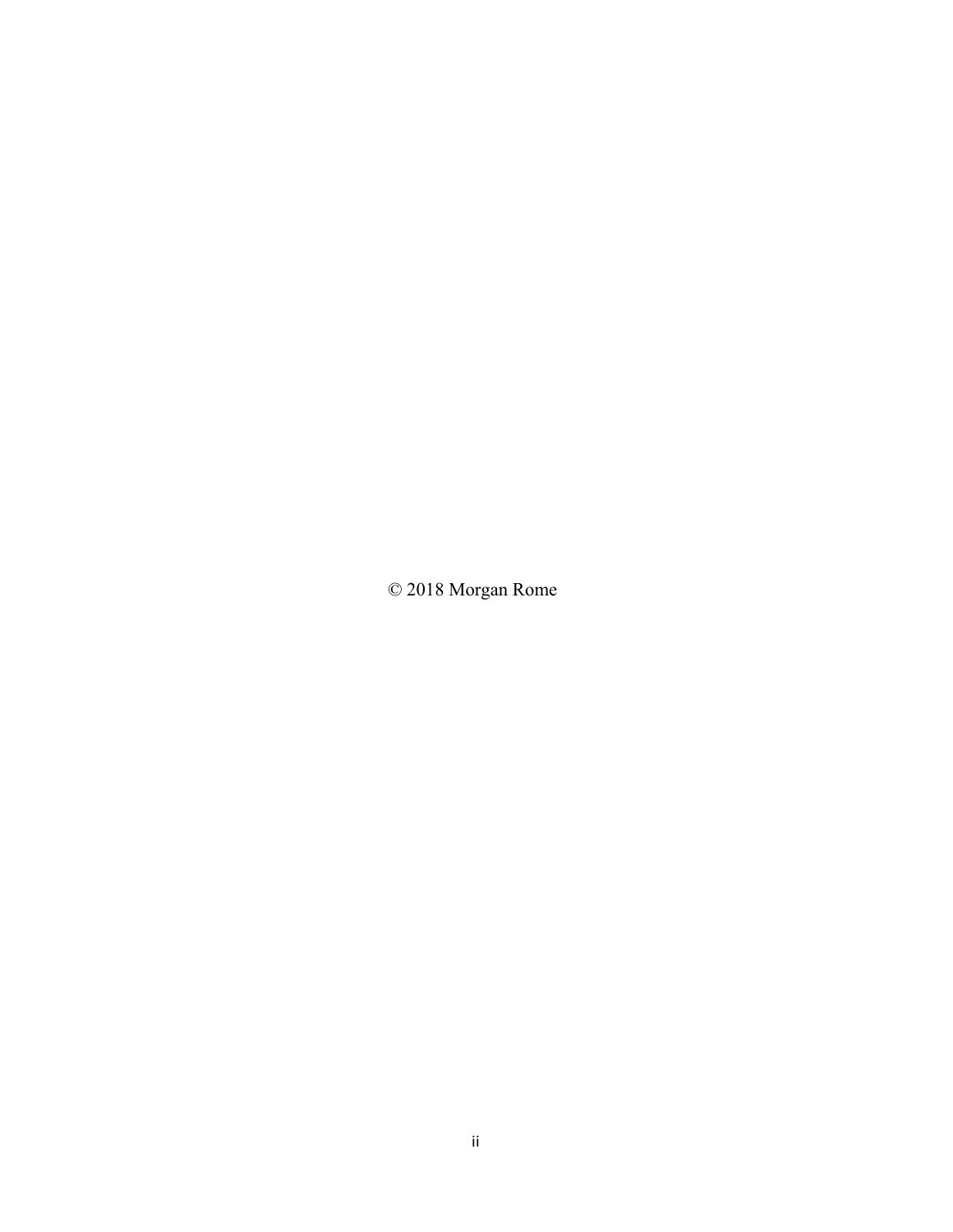© 2018 Morgan Rome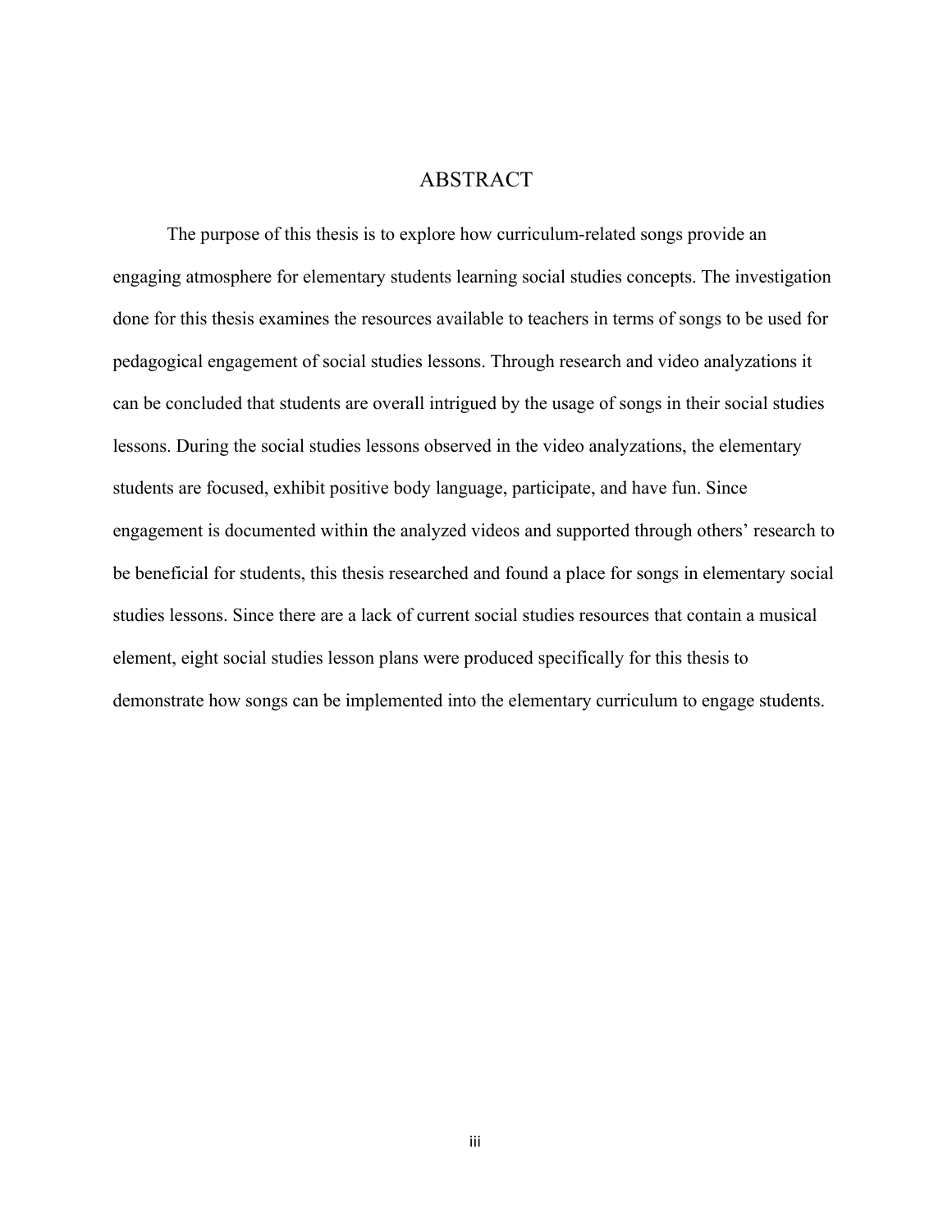# ABSTRACT

The purpose of this thesis is to explore how curriculum-related songs provide an engaging atmosphere for elementary students learning social studies concepts. The investigation done for this thesis examines the resources available to teachers in terms of songs to be used for pedagogical engagement of social studies lessons. Through research and video analyzations it can be concluded that students are overall intrigued by the usage of songs in their social studies lessons. During the social studies lessons observed in the video analyzations, the elementary students are focused, exhibit positive body language, participate, and have fun. Since engagement is documented within the analyzed videos and supported through others' research to be beneficial for students, this thesis researched and found a place for songs in elementary social studies lessons. Since there are a lack of current social studies resources that contain a musical element, eight social studies lesson plans were produced specifically for this thesis to demonstrate how songs can be implemented into the elementary curriculum to engage students.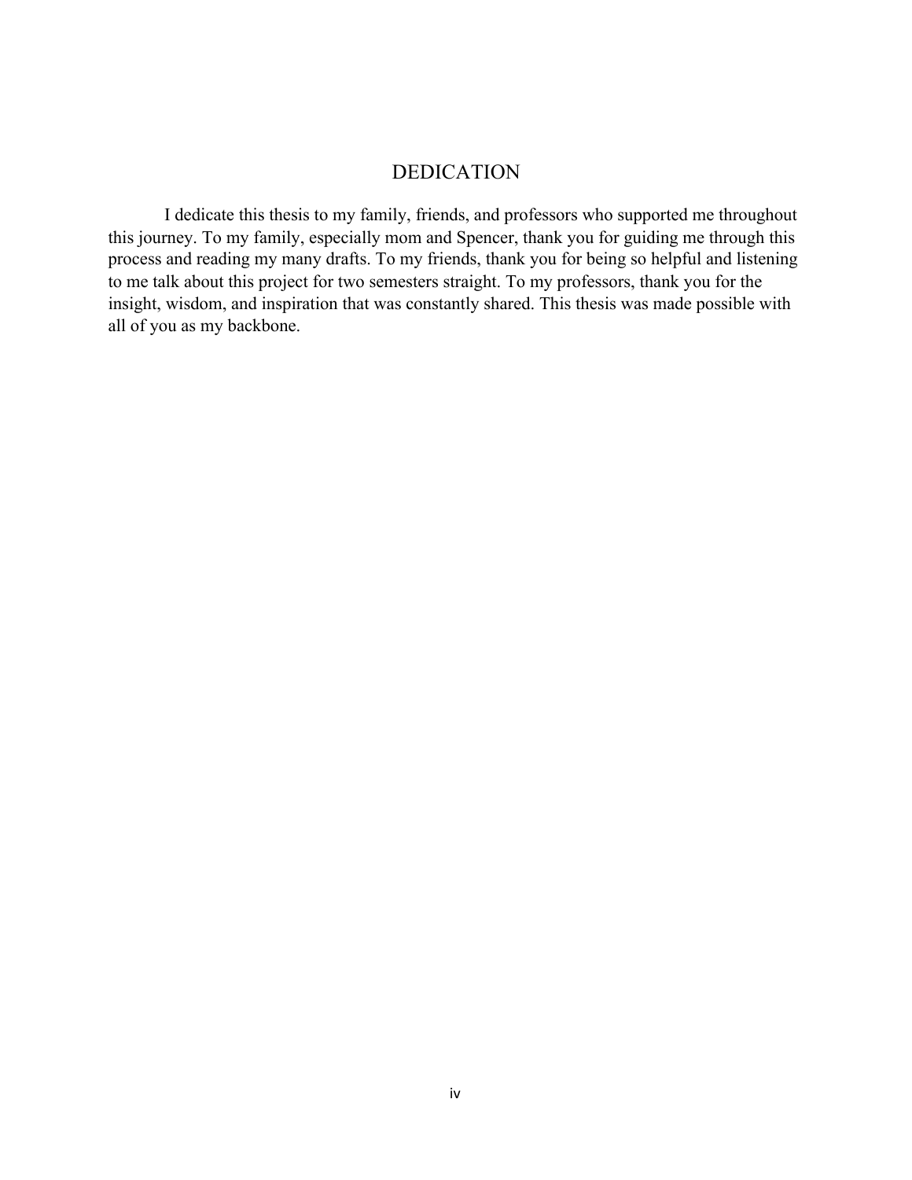# DEDICATION

I dedicate this thesis to my family, friends, and professors who supported me throughout this journey. To my family, especially mom and Spencer, thank you for guiding me through this process and reading my many drafts. To my friends, thank you for being so helpful and listening to me talk about this project for two semesters straight. To my professors, thank you for the insight, wisdom, and inspiration that was constantly shared. This thesis was made possible with all of you as my backbone.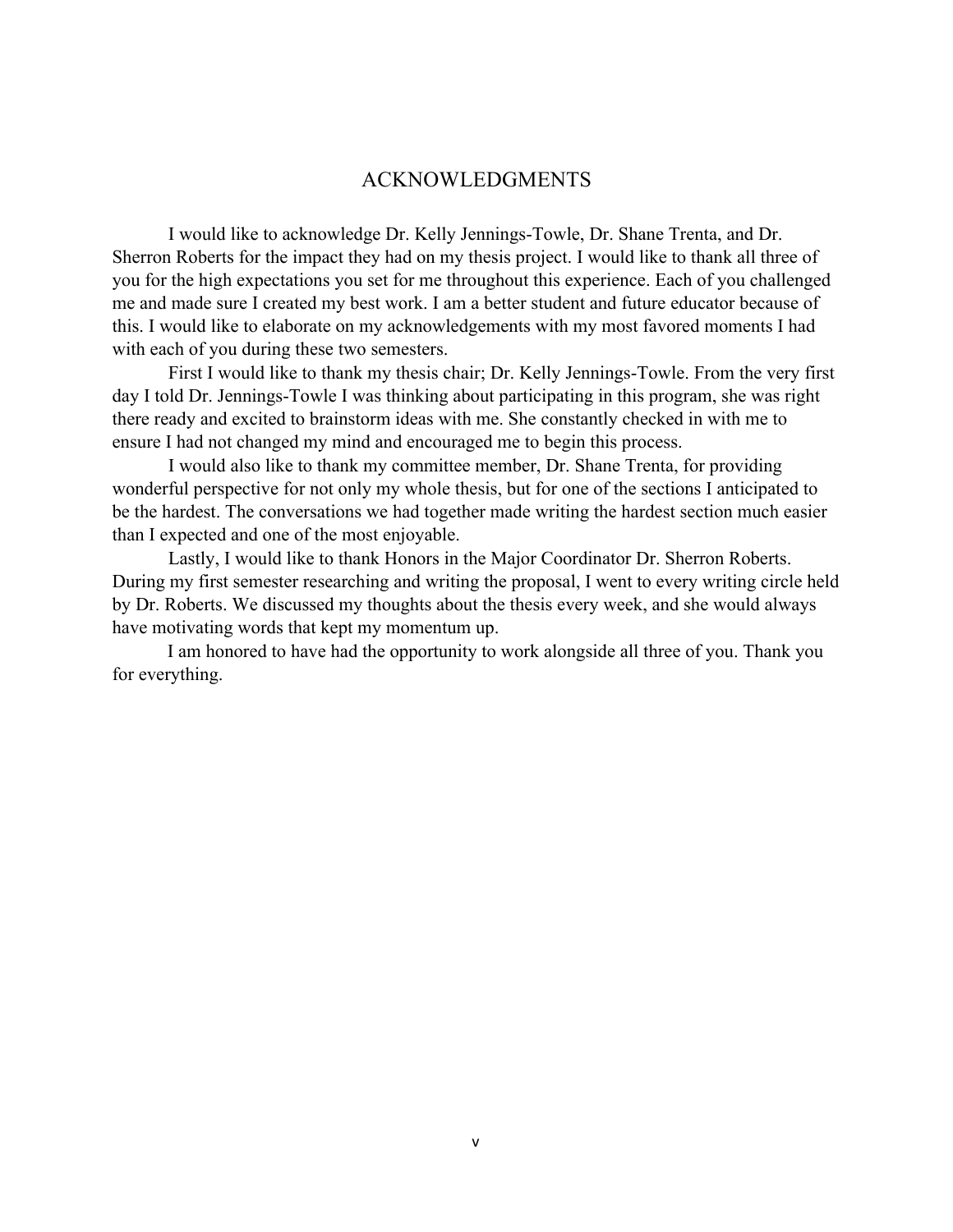# ACKNOWLEDGMENTS

I would like to acknowledge Dr. Kelly Jennings-Towle, Dr. Shane Trenta, and Dr. Sherron Roberts for the impact they had on my thesis project. I would like to thank all three of you for the high expectations you set for me throughout this experience. Each of you challenged me and made sure I created my best work. I am a better student and future educator because of this. I would like to elaborate on my acknowledgements with my most favored moments I had with each of you during these two semesters.

First I would like to thank my thesis chair; Dr. Kelly Jennings-Towle. From the very first day I told Dr. Jennings-Towle I was thinking about participating in this program, she was right there ready and excited to brainstorm ideas with me. She constantly checked in with me to ensure I had not changed my mind and encouraged me to begin this process.

I would also like to thank my committee member, Dr. Shane Trenta, for providing wonderful perspective for not only my whole thesis, but for one of the sections I anticipated to be the hardest. The conversations we had together made writing the hardest section much easier than I expected and one of the most enjoyable.

Lastly, I would like to thank Honors in the Major Coordinator Dr. Sherron Roberts. During my first semester researching and writing the proposal, I went to every writing circle held by Dr. Roberts. We discussed my thoughts about the thesis every week, and she would always have motivating words that kept my momentum up.

I am honored to have had the opportunity to work alongside all three of you. Thank you for everything.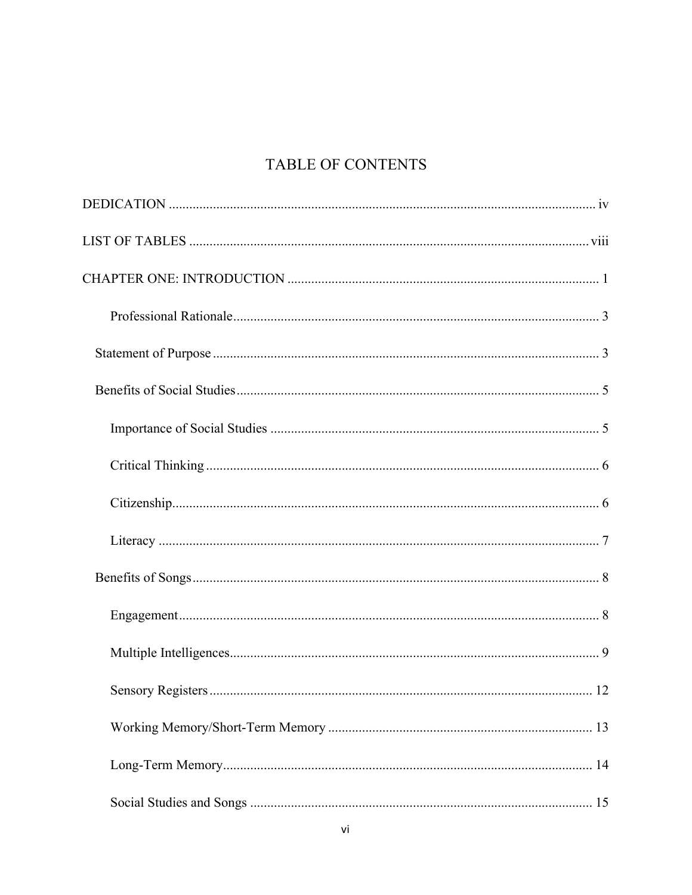# TABLE OF CONTENTS

DEDICATION ..... iv

LIST OF TABLES ..... viii

CHAPTER ONE: INTRODUCTION ..... 1

- Professional Rationale ..... 3

Statement of Purpose ..... 3

Benefits of Social Studies ..... 5

- Importance of Social Studies ..... 5
- Critical Thinking ..... 6
- Citizenship ..... 6
- Literacy ..... 7

Benefits of Songs ..... 8

- Engagement ..... 8
- Multiple Intelligences ..... 9
- Sensory Registers ..... 12
- Working Memory/Short-Term Memory ..... 13
- Long-Term Memory ..... 14
- Social Studies and Songs ..... 15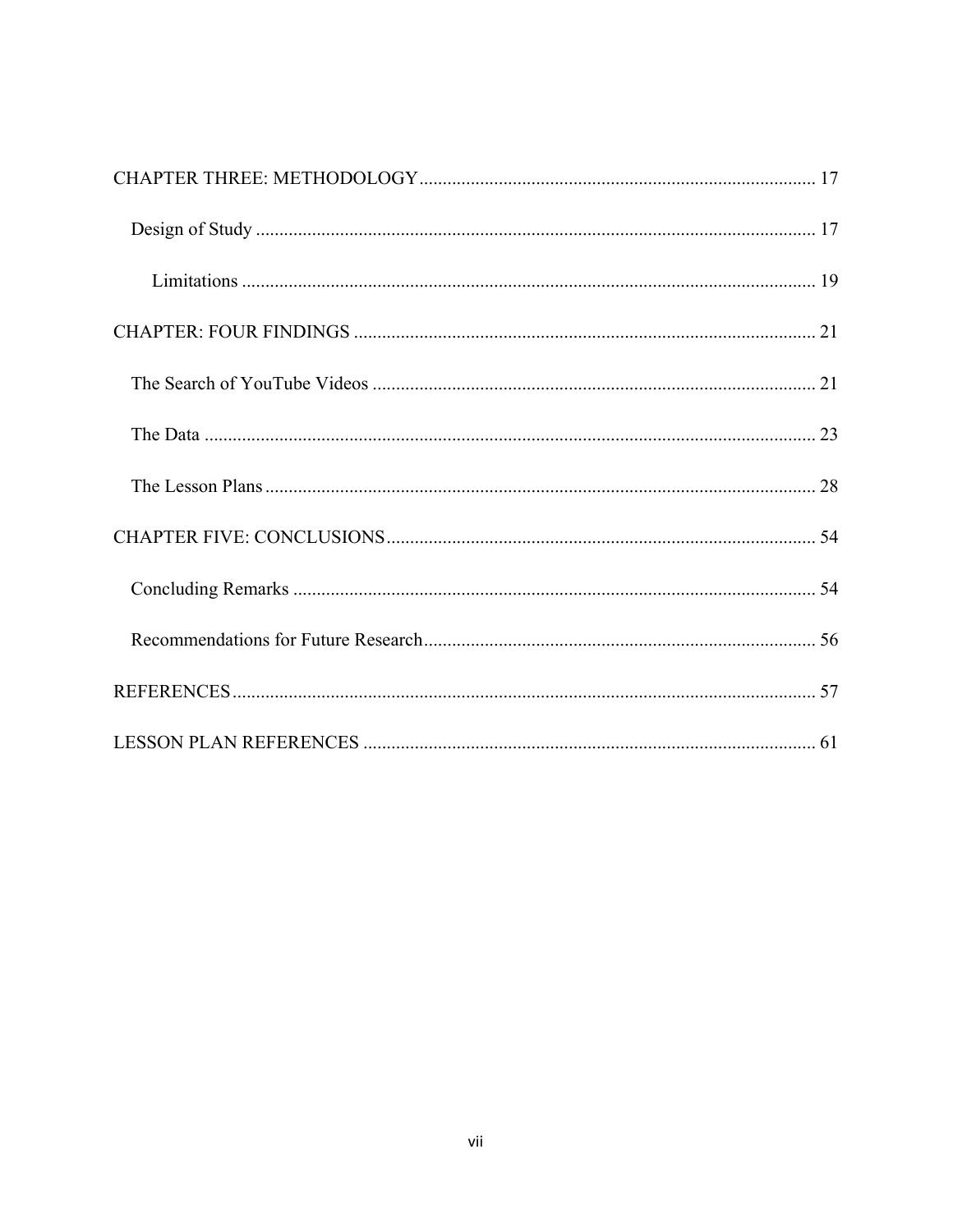CHAPTER THREE: METHODOLOGY .................................................................................... 17

Design of Study ....................................................................................................... 17

Limitations ........................................................................................................... 19

CHAPTER: FOUR FINDINGS .................................................................................. 21

The Search of YouTube Videos .............................................................................. 21

The Data .................................................................................................................. 23

The Lesson Plans ..................................................................................................... 28

CHAPTER FIVE: CONCLUSIONS ........................................................................... 54

Concluding Remarks ............................................................................................... 54

Recommendations for Future Research ................................................................... 56

REFERENCES ............................................................................................................ 57

LESSON PLAN REFERENCES ................................................................................. 61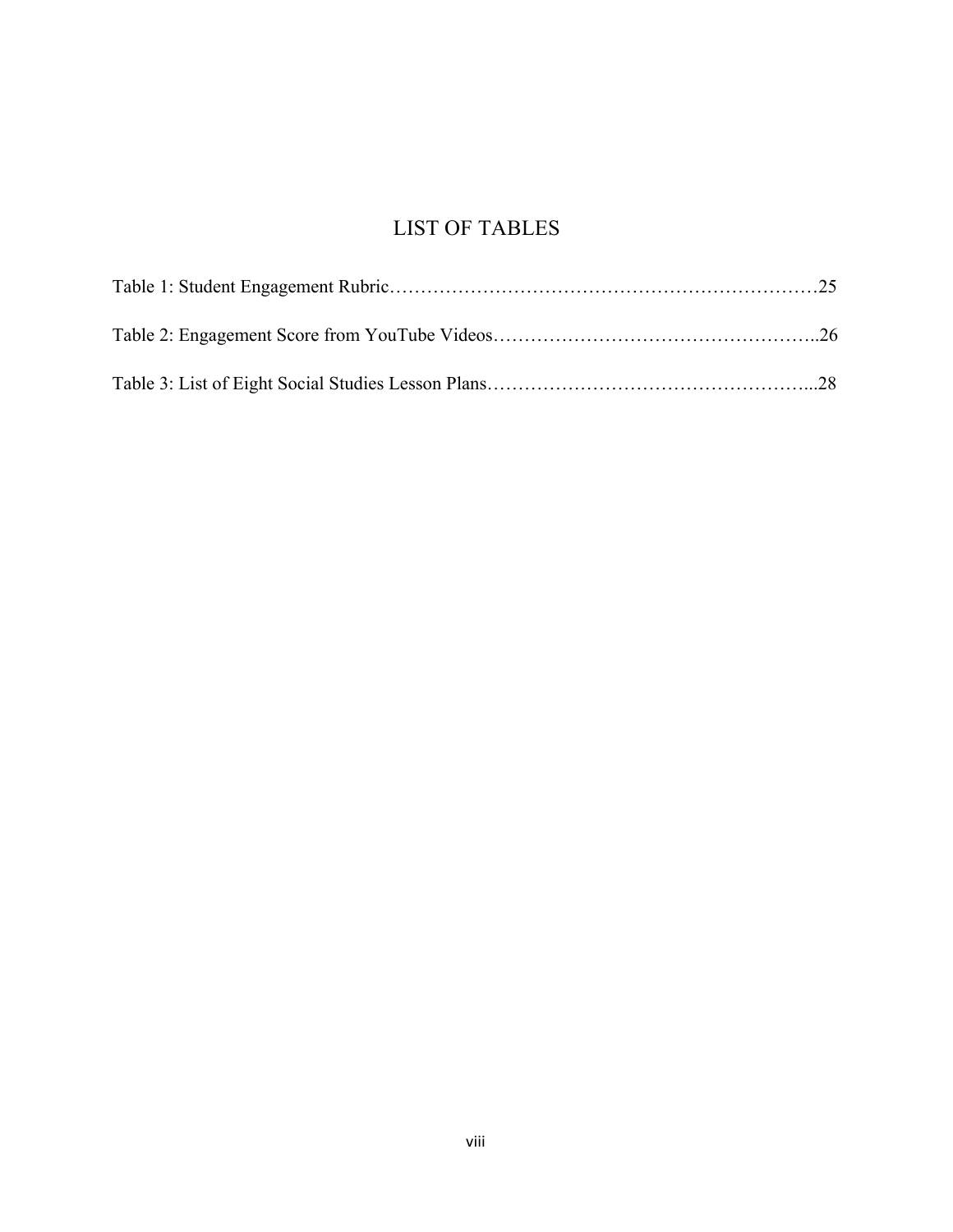# LIST OF TABLES

Table 1: Student Engagement Rubric……………………………………………………………25

Table 2: Engagement Score from YouTube Videos……………………………………………..26

Table 3: List of Eight Social Studies Lesson Plans……………………………………………...28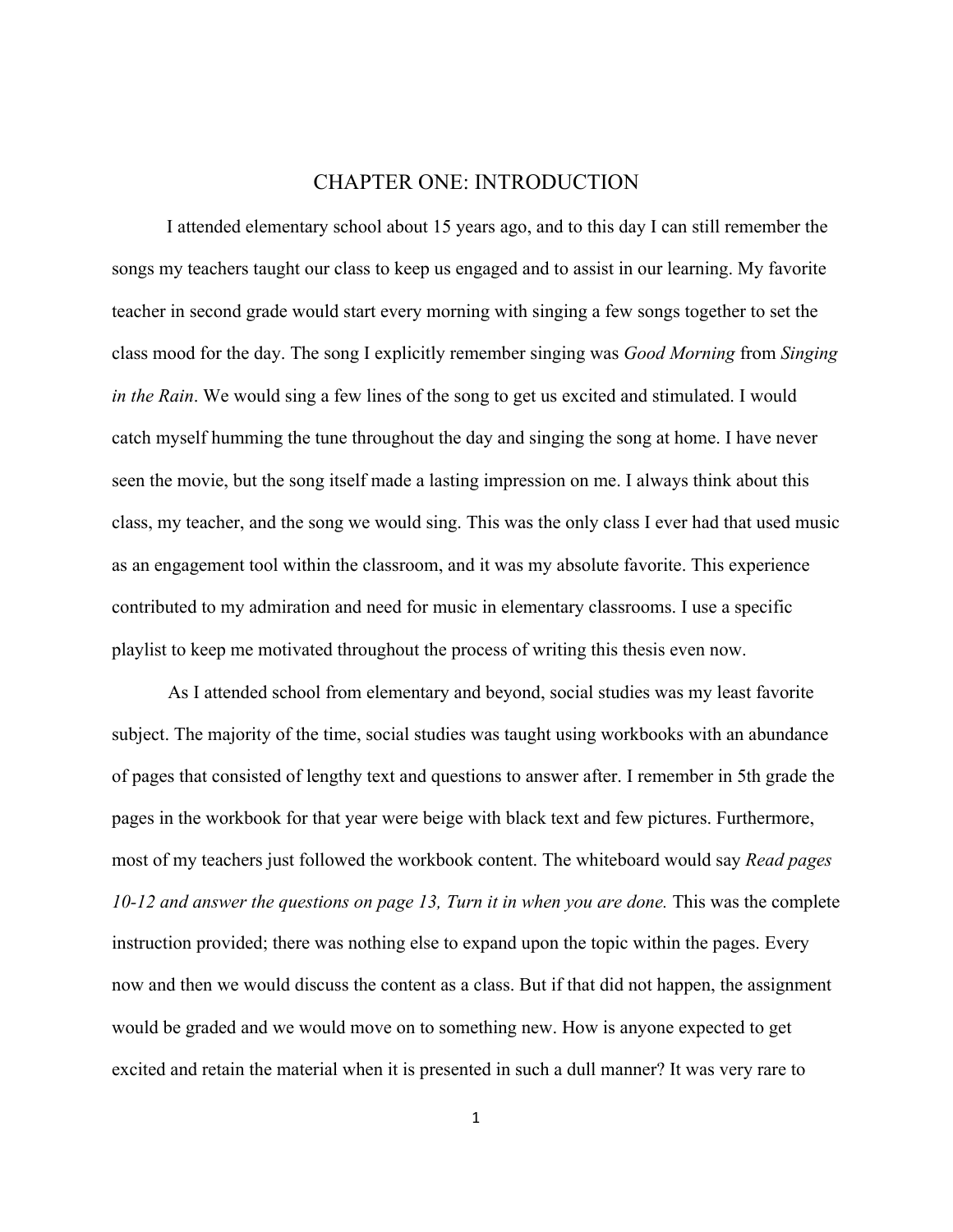# CHAPTER ONE: INTRODUCTION

I attended elementary school about 15 years ago, and to this day I can still remember the songs my teachers taught our class to keep us engaged and to assist in our learning. My favorite teacher in second grade would start every morning with singing a few songs together to set the class mood for the day. The song I explicitly remember singing was *Good Morning* from *Singing in the Rain*. We would sing a few lines of the song to get us excited and stimulated. I would catch myself humming the tune throughout the day and singing the song at home. I have never seen the movie, but the song itself made a lasting impression on me. I always think about this class, my teacher, and the song we would sing. This was the only class I ever had that used music as an engagement tool within the classroom, and it was my absolute favorite. This experience contributed to my admiration and need for music in elementary classrooms. I use a specific playlist to keep me motivated throughout the process of writing this thesis even now.

As I attended school from elementary and beyond, social studies was my least favorite subject. The majority of the time, social studies was taught using workbooks with an abundance of pages that consisted of lengthy text and questions to answer after. I remember in 5th grade the pages in the workbook for that year were beige with black text and few pictures. Furthermore, most of my teachers just followed the workbook content. The whiteboard would say *Read pages 10-12 and answer the questions on page 13, Turn it in when you are done.* This was the complete instruction provided; there was nothing else to expand upon the topic within the pages. Every now and then we would discuss the content as a class. But if that did not happen, the assignment would be graded and we would move on to something new. How is anyone expected to get excited and retain the material when it is presented in such a dull manner? It was very rare to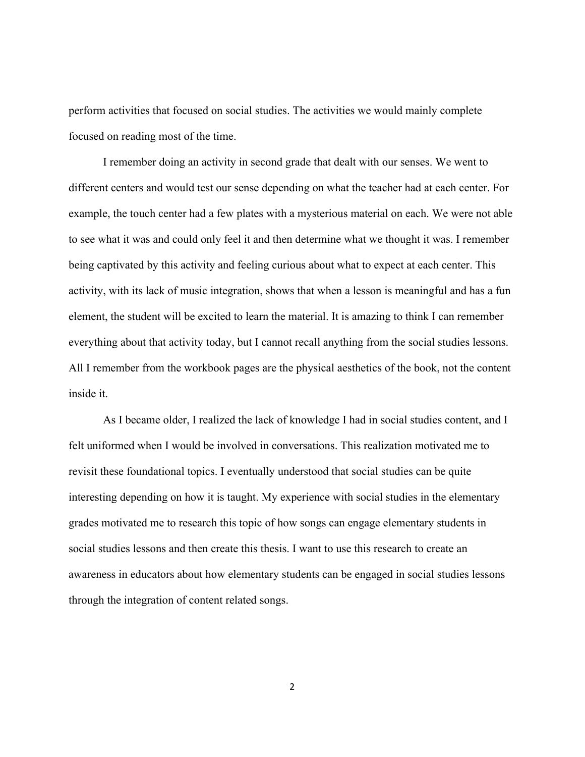perform activities that focused on social studies. The activities we would mainly complete focused on reading most of the time.

I remember doing an activity in second grade that dealt with our senses. We went to different centers and would test our sense depending on what the teacher had at each center. For example, the touch center had a few plates with a mysterious material on each. We were not able to see what it was and could only feel it and then determine what we thought it was. I remember being captivated by this activity and feeling curious about what to expect at each center. This activity, with its lack of music integration, shows that when a lesson is meaningful and has a fun element, the student will be excited to learn the material. It is amazing to think I can remember everything about that activity today, but I cannot recall anything from the social studies lessons. All I remember from the workbook pages are the physical aesthetics of the book, not the content inside it.

As I became older, I realized the lack of knowledge I had in social studies content, and I felt uniformed when I would be involved in conversations. This realization motivated me to revisit these foundational topics. I eventually understood that social studies can be quite interesting depending on how it is taught. My experience with social studies in the elementary grades motivated me to research this topic of how songs can engage elementary students in social studies lessons and then create this thesis. I want to use this research to create an awareness in educators about how elementary students can be engaged in social studies lessons through the integration of content related songs.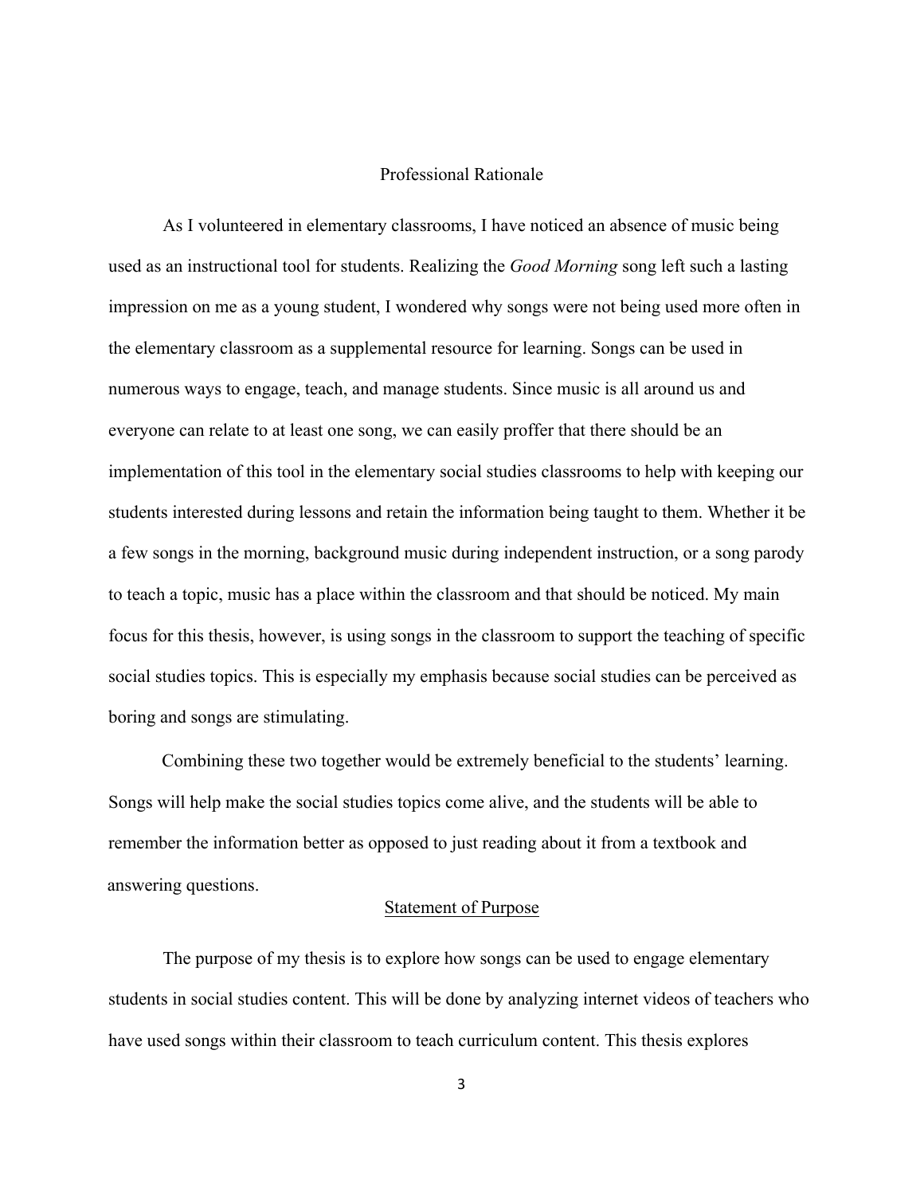# Professional Rationale

As I volunteered in elementary classrooms, I have noticed an absence of music being used as an instructional tool for students. Realizing the *Good Morning* song left such a lasting impression on me as a young student, I wondered why songs were not being used more often in the elementary classroom as a supplemental resource for learning. Songs can be used in numerous ways to engage, teach, and manage students. Since music is all around us and everyone can relate to at least one song, we can easily proffer that there should be an implementation of this tool in the elementary social studies classrooms to help with keeping our students interested during lessons and retain the information being taught to them. Whether it be a few songs in the morning, background music during independent instruction, or a song parody to teach a topic, music has a place within the classroom and that should be noticed. My main focus for this thesis, however, is using songs in the classroom to support the teaching of specific social studies topics. This is especially my emphasis because social studies can be perceived as boring and songs are stimulating.

Combining these two together would be extremely beneficial to the students' learning. Songs will help make the social studies topics come alive, and the students will be able to remember the information better as opposed to just reading about it from a textbook and answering questions.

## Statement of Purpose

The purpose of my thesis is to explore how songs can be used to engage elementary students in social studies content. This will be done by analyzing internet videos of teachers who have used songs within their classroom to teach curriculum content. This thesis explores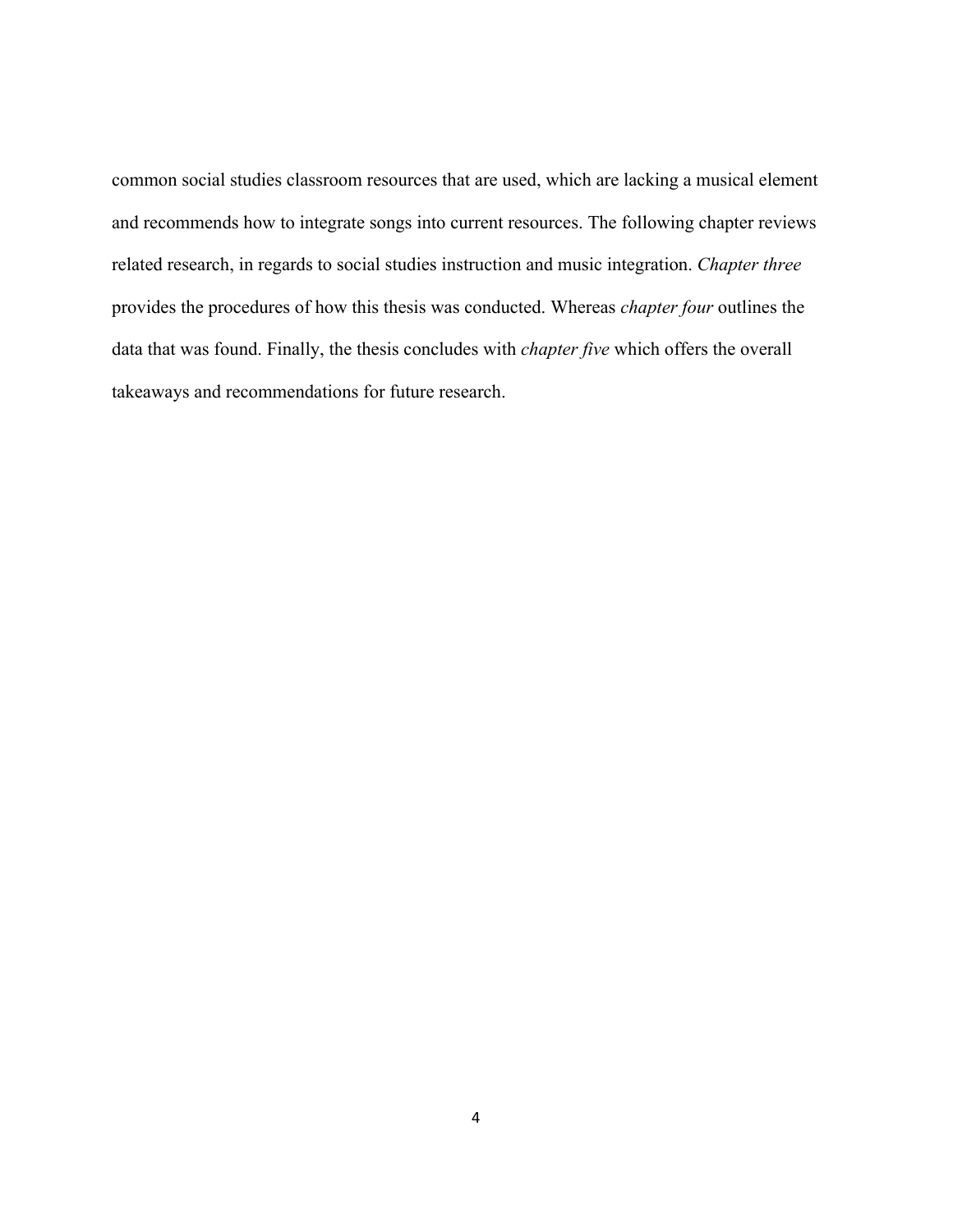common social studies classroom resources that are used, which are lacking a musical element and recommends how to integrate songs into current resources. The following chapter reviews related research, in regards to social studies instruction and music integration. *Chapter three* provides the procedures of how this thesis was conducted. Whereas *chapter four* outlines the data that was found. Finally, the thesis concludes with *chapter five* which offers the overall takeaways and recommendations for future research.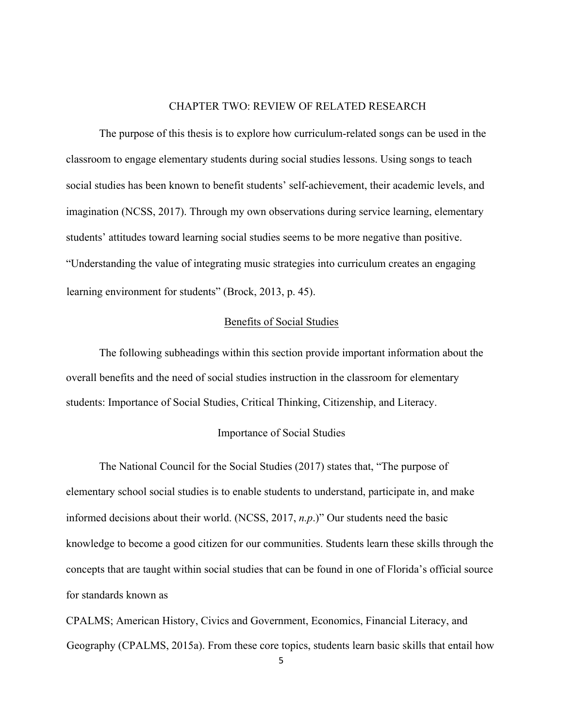# CHAPTER TWO: REVIEW OF RELATED RESEARCH

The purpose of this thesis is to explore how curriculum-related songs can be used in the classroom to engage elementary students during social studies lessons. Using songs to teach social studies has been known to benefit students' self-achievement, their academic levels, and imagination (NCSS, 2017). Through my own observations during service learning, elementary students' attitudes toward learning social studies seems to be more negative than positive. "Understanding the value of integrating music strategies into curriculum creates an engaging learning environment for students" (Brock, 2013, p. 45).

## Benefits of Social Studies

The following subheadings within this section provide important information about the overall benefits and the need of social studies instruction in the classroom for elementary students: Importance of Social Studies, Critical Thinking, Citizenship, and Literacy.

### Importance of Social Studies

The National Council for the Social Studies (2017) states that, "The purpose of elementary school social studies is to enable students to understand, participate in, and make informed decisions about their world. (NCSS, 2017, *n.p.*)" Our students need the basic knowledge to become a good citizen for our communities. Students learn these skills through the concepts that are taught within social studies that can be found in one of Florida's official source for standards known as

CPALMS; American History, Civics and Government, Economics, Financial Literacy, and Geography (CPALMS, 2015a). From these core topics, students learn basic skills that entail how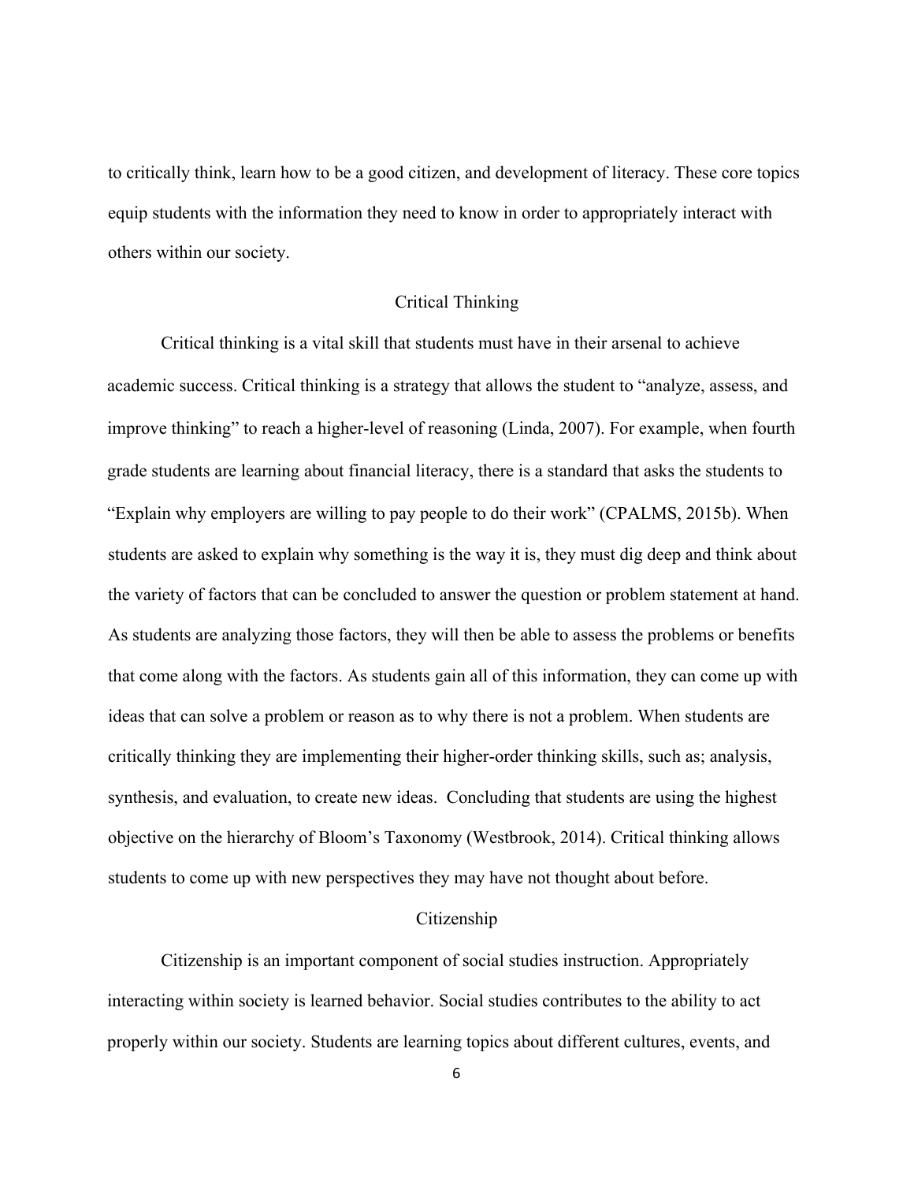to critically think, learn how to be a good citizen, and development of literacy. These core topics equip students with the information they need to know in order to appropriately interact with others within our society.

## Critical Thinking

Critical thinking is a vital skill that students must have in their arsenal to achieve academic success. Critical thinking is a strategy that allows the student to "analyze, assess, and improve thinking" to reach a higher-level of reasoning (Linda, 2007). For example, when fourth grade students are learning about financial literacy, there is a standard that asks the students to "Explain why employers are willing to pay people to do their work" (CPALMS, 2015b). When students are asked to explain why something is the way it is, they must dig deep and think about the variety of factors that can be concluded to answer the question or problem statement at hand. As students are analyzing those factors, they will then be able to assess the problems or benefits that come along with the factors. As students gain all of this information, they can come up with ideas that can solve a problem or reason as to why there is not a problem. When students are critically thinking they are implementing their higher-order thinking skills, such as; analysis, synthesis, and evaluation, to create new ideas. Concluding that students are using the highest objective on the hierarchy of Bloom's Taxonomy (Westbrook, 2014). Critical thinking allows students to come up with new perspectives they may have not thought about before.

## Citizenship

Citizenship is an important component of social studies instruction. Appropriately interacting within society is learned behavior. Social studies contributes to the ability to act properly within our society. Students are learning topics about different cultures, events, and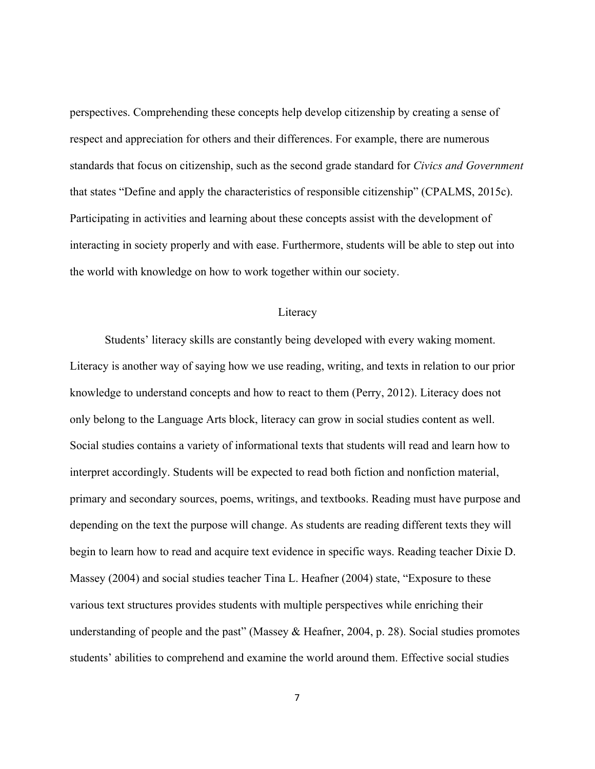perspectives. Comprehending these concepts help develop citizenship by creating a sense of respect and appreciation for others and their differences. For example, there are numerous standards that focus on citizenship, such as the second grade standard for *Civics and Government* that states "Define and apply the characteristics of responsible citizenship" (CPALMS, 2015c). Participating in activities and learning about these concepts assist with the development of interacting in society properly and with ease. Furthermore, students will be able to step out into the world with knowledge on how to work together within our society.

## Literacy

Students' literacy skills are constantly being developed with every waking moment. Literacy is another way of saying how we use reading, writing, and texts in relation to our prior knowledge to understand concepts and how to react to them (Perry, 2012). Literacy does not only belong to the Language Arts block, literacy can grow in social studies content as well. Social studies contains a variety of informational texts that students will read and learn how to interpret accordingly. Students will be expected to read both fiction and nonfiction material, primary and secondary sources, poems, writings, and textbooks. Reading must have purpose and depending on the text the purpose will change. As students are reading different texts they will begin to learn how to read and acquire text evidence in specific ways. Reading teacher Dixie D. Massey (2004) and social studies teacher Tina L. Heafner (2004) state, "Exposure to these various text structures provides students with multiple perspectives while enriching their understanding of people and the past" (Massey & Heafner, 2004, p. 28). Social studies promotes students' abilities to comprehend and examine the world around them. Effective social studies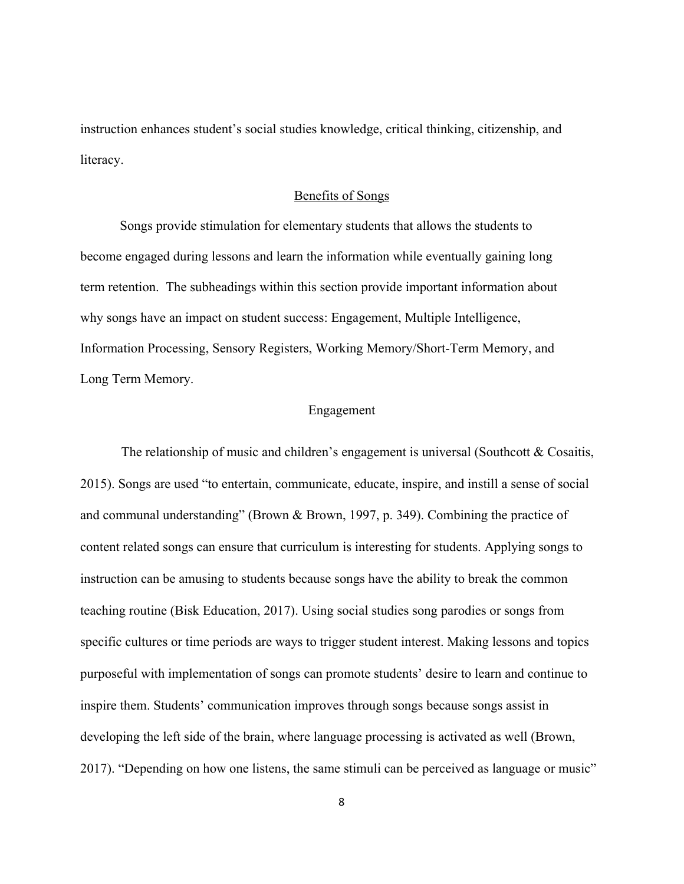instruction enhances student's social studies knowledge, critical thinking, citizenship, and literacy.

## Benefits of Songs

Songs provide stimulation for elementary students that allows the students to become engaged during lessons and learn the information while eventually gaining long term retention. The subheadings within this section provide important information about why songs have an impact on student success: Engagement, Multiple Intelligence, Information Processing, Sensory Registers, Working Memory/Short-Term Memory, and Long Term Memory.

### Engagement

The relationship of music and children's engagement is universal (Southcott & Cosaitis, 2015). Songs are used "to entertain, communicate, educate, inspire, and instill a sense of social and communal understanding" (Brown & Brown, 1997, p. 349). Combining the practice of content related songs can ensure that curriculum is interesting for students. Applying songs to instruction can be amusing to students because songs have the ability to break the common teaching routine (Bisk Education, 2017). Using social studies song parodies or songs from specific cultures or time periods are ways to trigger student interest. Making lessons and topics purposeful with implementation of songs can promote students' desire to learn and continue to inspire them. Students' communication improves through songs because songs assist in developing the left side of the brain, where language processing is activated as well (Brown, 2017). "Depending on how one listens, the same stimuli can be perceived as language or music"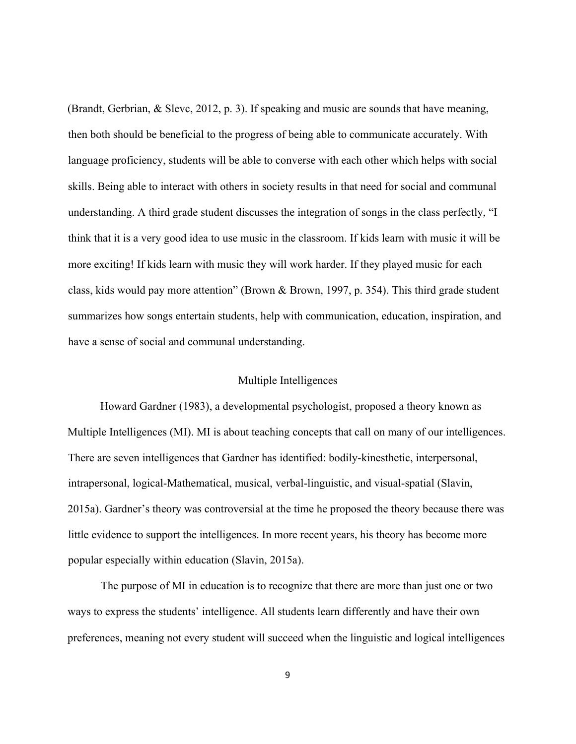(Brandt, Gerbrian, & Slevc, 2012, p. 3). If speaking and music are sounds that have meaning, then both should be beneficial to the progress of being able to communicate accurately. With language proficiency, students will be able to converse with each other which helps with social skills. Being able to interact with others in society results in that need for social and communal understanding. A third grade student discusses the integration of songs in the class perfectly, "I think that it is a very good idea to use music in the classroom. If kids learn with music it will be more exciting! If kids learn with music they will work harder. If they played music for each class, kids would pay more attention" (Brown & Brown, 1997, p. 354). This third grade student summarizes how songs entertain students, help with communication, education, inspiration, and have a sense of social and communal understanding.

## Multiple Intelligences

Howard Gardner (1983), a developmental psychologist, proposed a theory known as Multiple Intelligences (MI). MI is about teaching concepts that call on many of our intelligences. There are seven intelligences that Gardner has identified: bodily-kinesthetic, interpersonal, intrapersonal, logical-Mathematical, musical, verbal-linguistic, and visual-spatial (Slavin, 2015a). Gardner's theory was controversial at the time he proposed the theory because there was little evidence to support the intelligences. In more recent years, his theory has become more popular especially within education (Slavin, 2015a).

The purpose of MI in education is to recognize that there are more than just one or two ways to express the students' intelligence. All students learn differently and have their own preferences, meaning not every student will succeed when the linguistic and logical intelligences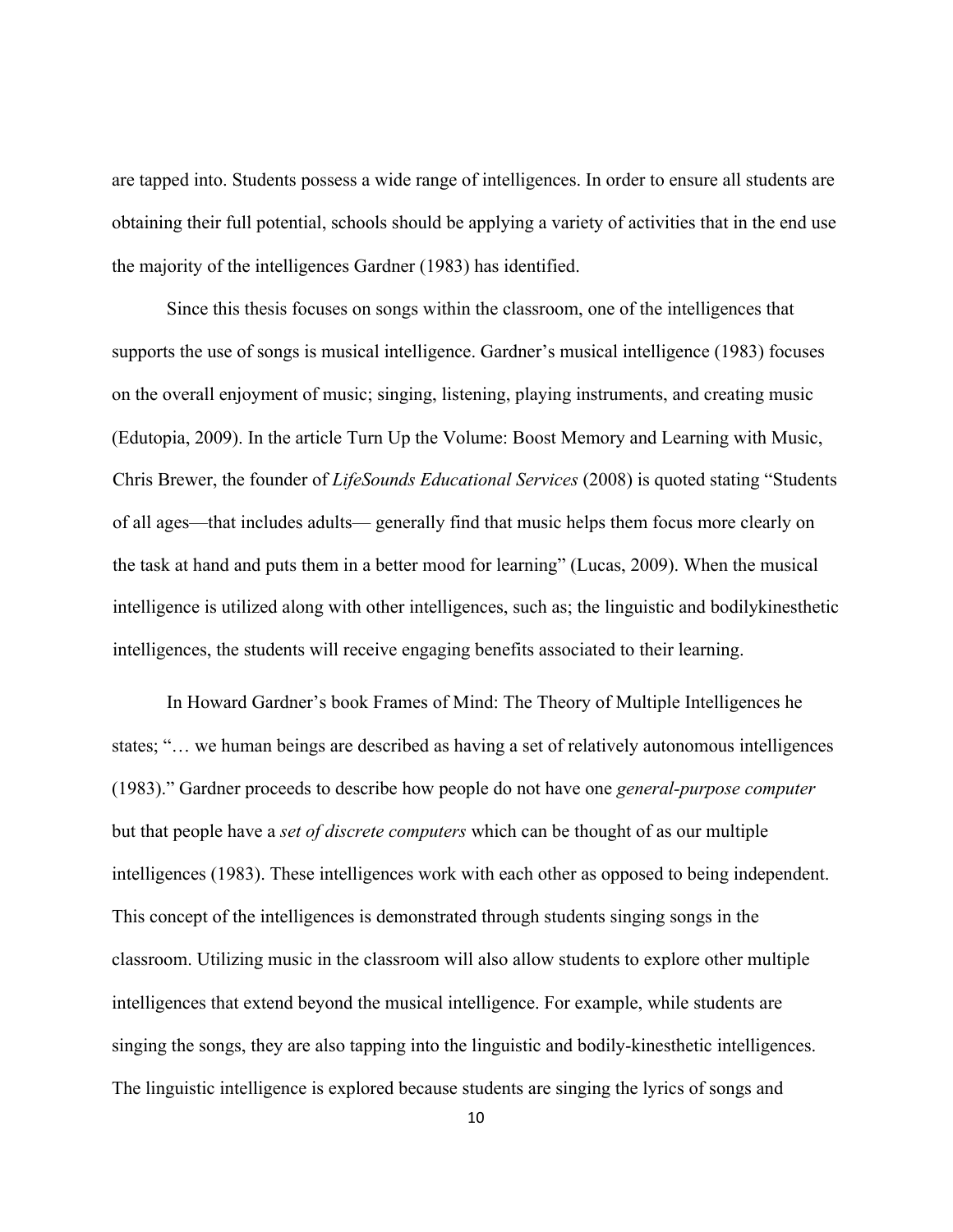are tapped into. Students possess a wide range of intelligences. In order to ensure all students are obtaining their full potential, schools should be applying a variety of activities that in the end use the majority of the intelligences Gardner (1983) has identified.

Since this thesis focuses on songs within the classroom, one of the intelligences that supports the use of songs is musical intelligence. Gardner's musical intelligence (1983) focuses on the overall enjoyment of music; singing, listening, playing instruments, and creating music (Edutopia, 2009). In the article Turn Up the Volume: Boost Memory and Learning with Music, Chris Brewer, the founder of *LifeSounds Educational Services* (2008) is quoted stating "Students of all ages—that includes adults— generally find that music helps them focus more clearly on the task at hand and puts them in a better mood for learning" (Lucas, 2009). When the musical intelligence is utilized along with other intelligences, such as; the linguistic and bodilykinesthetic intelligences, the students will receive engaging benefits associated to their learning.

In Howard Gardner's book Frames of Mind: The Theory of Multiple Intelligences he states; "… we human beings are described as having a set of relatively autonomous intelligences (1983)." Gardner proceeds to describe how people do not have one *general-purpose computer* but that people have a *set of discrete computers* which can be thought of as our multiple intelligences (1983). These intelligences work with each other as opposed to being independent. This concept of the intelligences is demonstrated through students singing songs in the classroom. Utilizing music in the classroom will also allow students to explore other multiple intelligences that extend beyond the musical intelligence. For example, while students are singing the songs, they are also tapping into the linguistic and bodily-kinesthetic intelligences. The linguistic intelligence is explored because students are singing the lyrics of songs and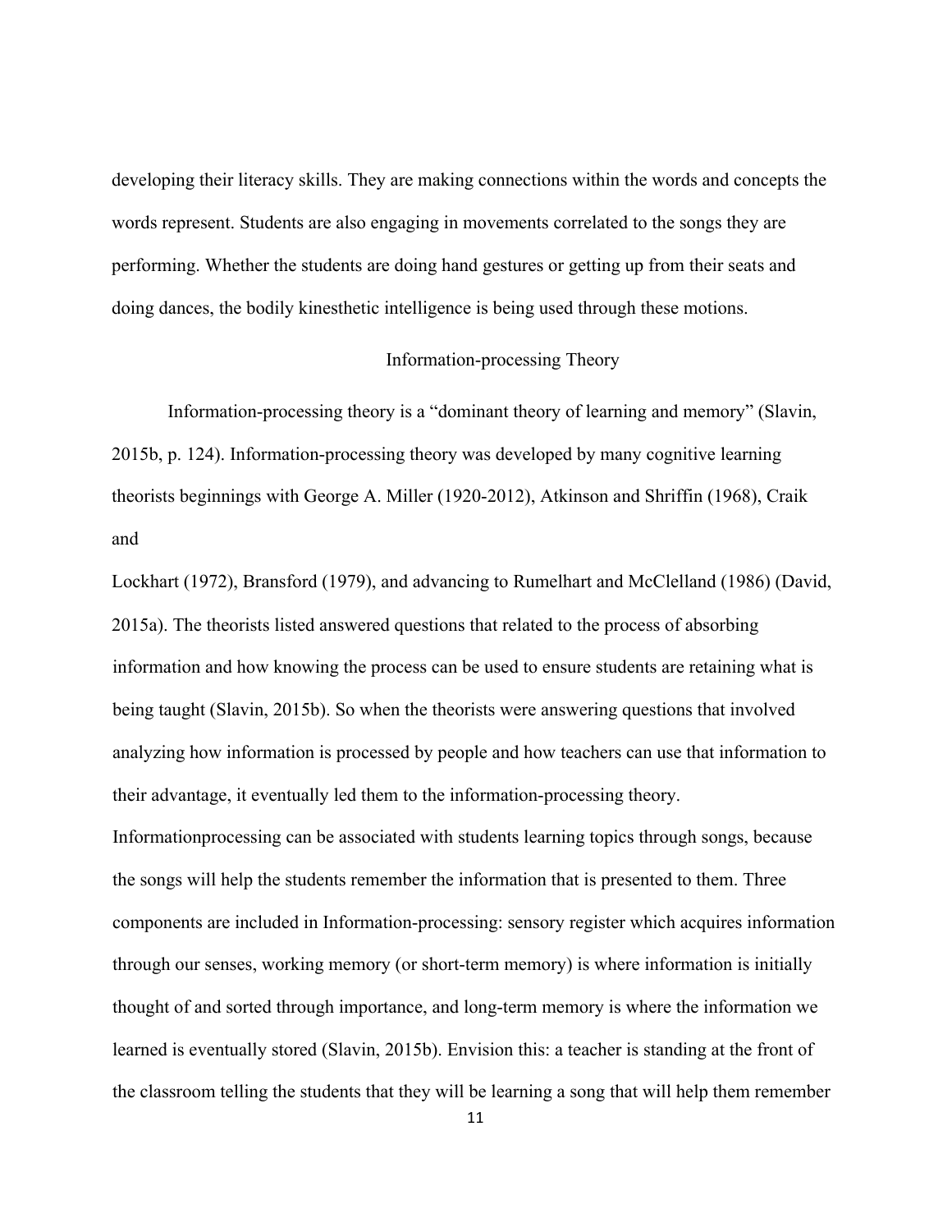developing their literacy skills. They are making connections within the words and concepts the words represent. Students are also engaging in movements correlated to the songs they are performing. Whether the students are doing hand gestures or getting up from their seats and doing dances, the bodily kinesthetic intelligence is being used through these motions.

## Information-processing Theory

Information-processing theory is a "dominant theory of learning and memory" (Slavin, 2015b, p. 124). Information-processing theory was developed by many cognitive learning theorists beginnings with George A. Miller (1920-2012), Atkinson and Shriffin (1968), Craik and Lockhart (1972), Bransford (1979), and advancing to Rumelhart and McClelland (1986) (David, 2015a). The theorists listed answered questions that related to the process of absorbing information and how knowing the process can be used to ensure students are retaining what is being taught (Slavin, 2015b). So when the theorists were answering questions that involved analyzing how information is processed by people and how teachers can use that information to their advantage, it eventually led them to the information-processing theory. Informationprocessing can be associated with students learning topics through songs, because the songs will help the students remember the information that is presented to them. Three components are included in Information-processing: sensory register which acquires information through our senses, working memory (or short-term memory) is where information is initially thought of and sorted through importance, and long-term memory is where the information we learned is eventually stored (Slavin, 2015b). Envision this: a teacher is standing at the front of the classroom telling the students that they will be learning a song that will help them remember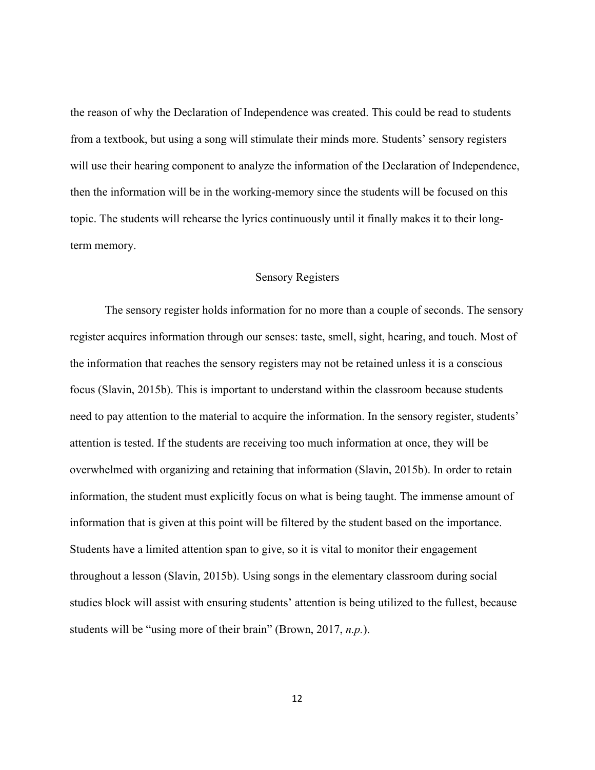the reason of why the Declaration of Independence was created. This could be read to students from a textbook, but using a song will stimulate their minds more. Students' sensory registers will use their hearing component to analyze the information of the Declaration of Independence, then the information will be in the working-memory since the students will be focused on this topic. The students will rehearse the lyrics continuously until it finally makes it to their long-term memory.

## Sensory Registers

The sensory register holds information for no more than a couple of seconds. The sensory register acquires information through our senses: taste, smell, sight, hearing, and touch. Most of the information that reaches the sensory registers may not be retained unless it is a conscious focus (Slavin, 2015b). This is important to understand within the classroom because students need to pay attention to the material to acquire the information. In the sensory register, students' attention is tested. If the students are receiving too much information at once, they will be overwhelmed with organizing and retaining that information (Slavin, 2015b). In order to retain information, the student must explicitly focus on what is being taught. The immense amount of information that is given at this point will be filtered by the student based on the importance. Students have a limited attention span to give, so it is vital to monitor their engagement throughout a lesson (Slavin, 2015b). Using songs in the elementary classroom during social studies block will assist with ensuring students' attention is being utilized to the fullest, because students will be "using more of their brain" (Brown, 2017, *n.p.*).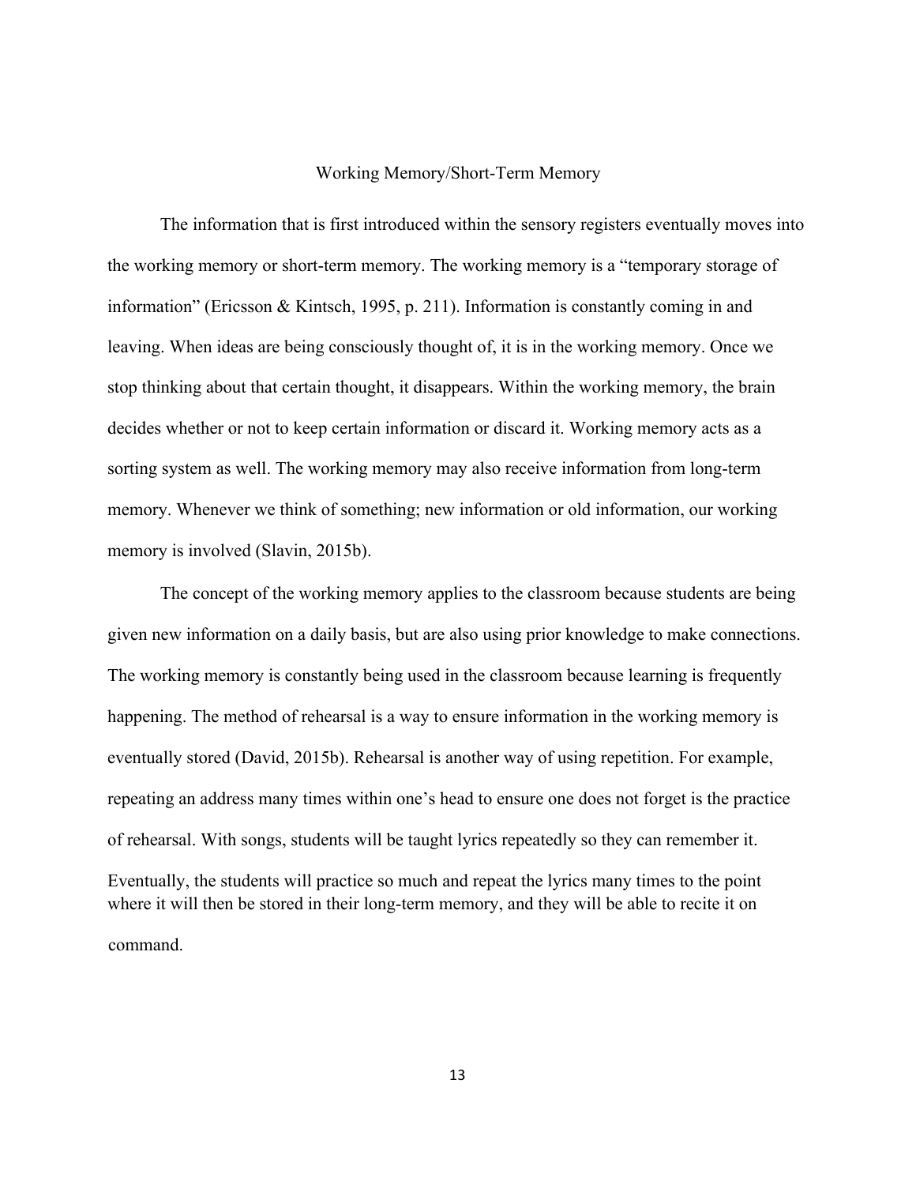## Working Memory/Short-Term Memory

The information that is first introduced within the sensory registers eventually moves into the working memory or short-term memory. The working memory is a "temporary storage of information" (Ericsson & Kintsch, 1995, p. 211). Information is constantly coming in and leaving. When ideas are being consciously thought of, it is in the working memory. Once we stop thinking about that certain thought, it disappears. Within the working memory, the brain decides whether or not to keep certain information or discard it. Working memory acts as a sorting system as well. The working memory may also receive information from long-term memory. Whenever we think of something; new information or old information, our working memory is involved (Slavin, 2015b).

The concept of the working memory applies to the classroom because students are being given new information on a daily basis, but are also using prior knowledge to make connections. The working memory is constantly being used in the classroom because learning is frequently happening. The method of rehearsal is a way to ensure information in the working memory is eventually stored (David, 2015b). Rehearsal is another way of using repetition. For example, repeating an address many times within one's head to ensure one does not forget is the practice of rehearsal. With songs, students will be taught lyrics repeatedly so they can remember it. Eventually, the students will practice so much and repeat the lyrics many times to the point where it will then be stored in their long-term memory, and they will be able to recite it on command.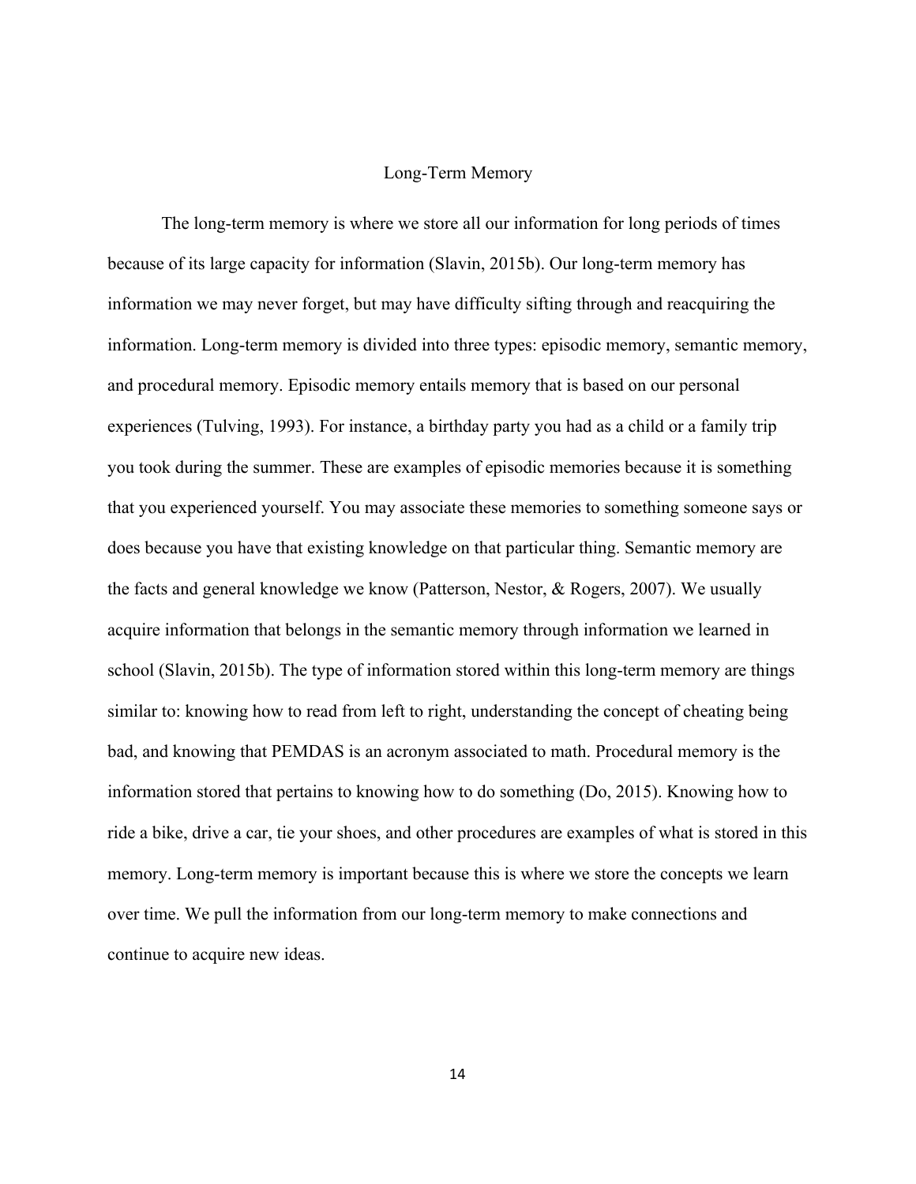## Long-Term Memory

The long-term memory is where we store all our information for long periods of times because of its large capacity for information (Slavin, 2015b). Our long-term memory has information we may never forget, but may have difficulty sifting through and reacquiring the information. Long-term memory is divided into three types: episodic memory, semantic memory, and procedural memory. Episodic memory entails memory that is based on our personal experiences (Tulving, 1993). For instance, a birthday party you had as a child or a family trip you took during the summer. These are examples of episodic memories because it is something that you experienced yourself. You may associate these memories to something someone says or does because you have that existing knowledge on that particular thing. Semantic memory are the facts and general knowledge we know (Patterson, Nestor, & Rogers, 2007). We usually acquire information that belongs in the semantic memory through information we learned in school (Slavin, 2015b). The type of information stored within this long-term memory are things similar to: knowing how to read from left to right, understanding the concept of cheating being bad, and knowing that PEMDAS is an acronym associated to math. Procedural memory is the information stored that pertains to knowing how to do something (Do, 2015). Knowing how to ride a bike, drive a car, tie your shoes, and other procedures are examples of what is stored in this memory. Long-term memory is important because this is where we store the concepts we learn over time. We pull the information from our long-term memory to make connections and continue to acquire new ideas.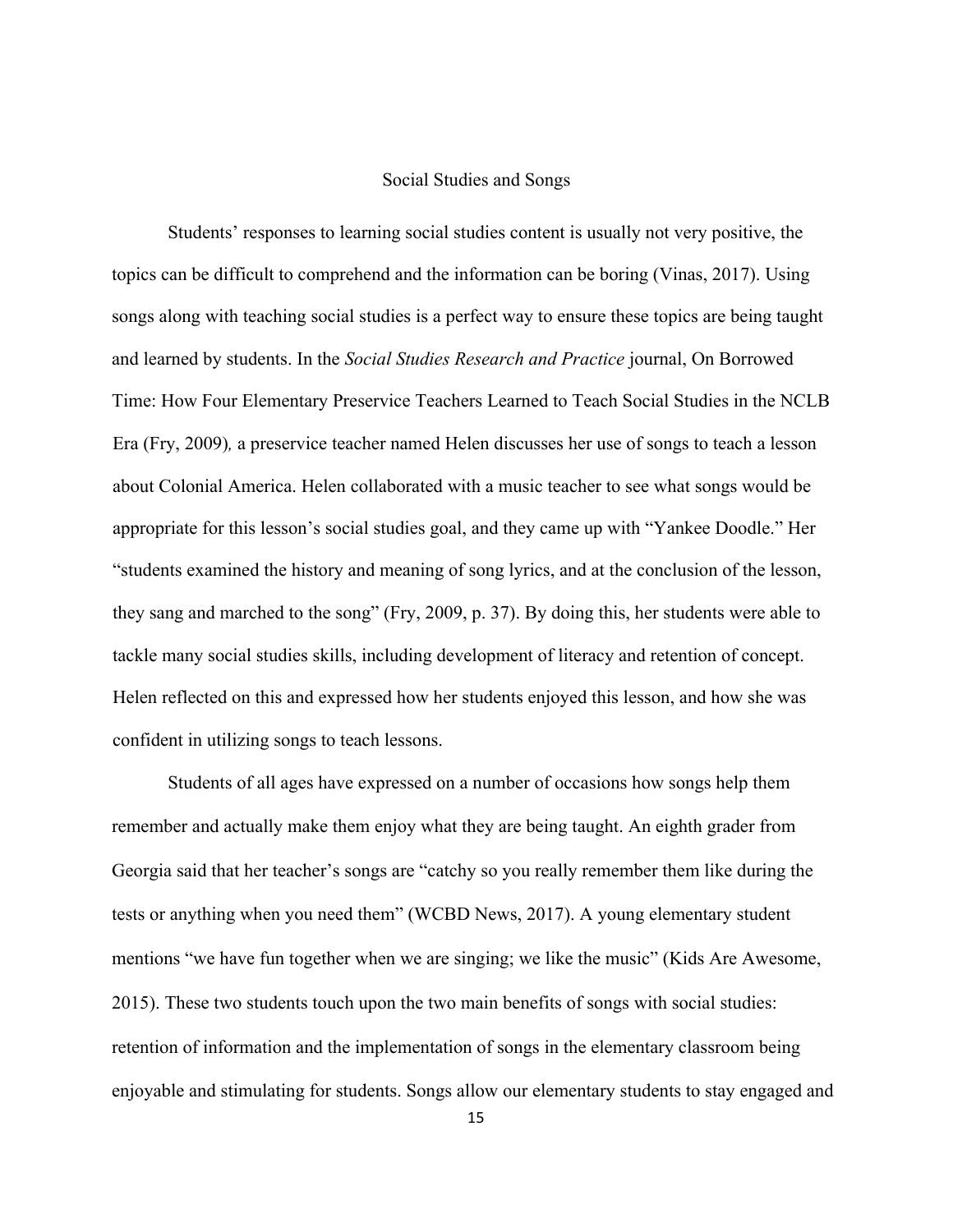## Social Studies and Songs

Students' responses to learning social studies content is usually not very positive, the topics can be difficult to comprehend and the information can be boring (Vinas, 2017). Using songs along with teaching social studies is a perfect way to ensure these topics are being taught and learned by students. In the *Social Studies Research and Practice* journal, On Borrowed Time: How Four Elementary Preservice Teachers Learned to Teach Social Studies in the NCLB Era (Fry, 2009)*,* a preservice teacher named Helen discusses her use of songs to teach a lesson about Colonial America. Helen collaborated with a music teacher to see what songs would be appropriate for this lesson's social studies goal, and they came up with "Yankee Doodle." Her "students examined the history and meaning of song lyrics, and at the conclusion of the lesson, they sang and marched to the song" (Fry, 2009, p. 37). By doing this, her students were able to tackle many social studies skills, including development of literacy and retention of concept. Helen reflected on this and expressed how her students enjoyed this lesson, and how she was confident in utilizing songs to teach lessons.

Students of all ages have expressed on a number of occasions how songs help them remember and actually make them enjoy what they are being taught. An eighth grader from Georgia said that her teacher's songs are "catchy so you really remember them like during the tests or anything when you need them" (WCBD News, 2017). A young elementary student mentions "we have fun together when we are singing; we like the music" (Kids Are Awesome, 2015). These two students touch upon the two main benefits of songs with social studies: retention of information and the implementation of songs in the elementary classroom being enjoyable and stimulating for students. Songs allow our elementary students to stay engaged and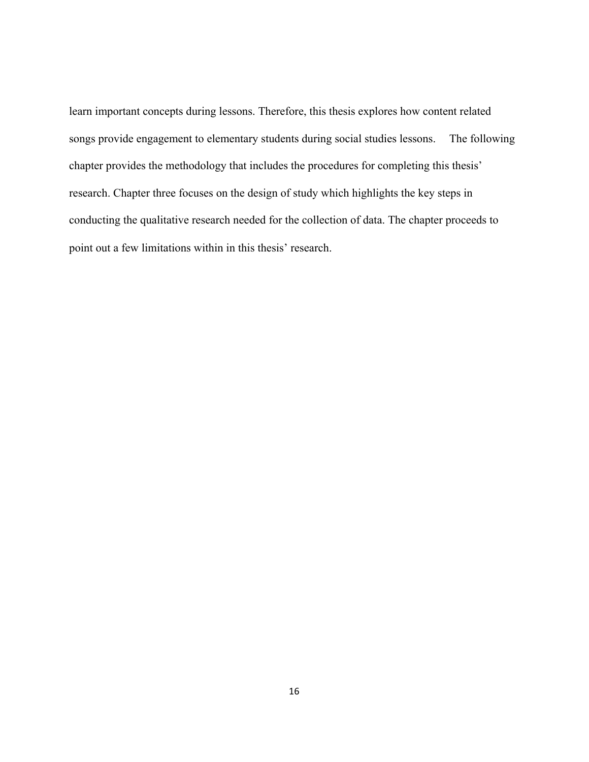learn important concepts during lessons. Therefore, this thesis explores how content related songs provide engagement to elementary students during social studies lessons.

The following chapter provides the methodology that includes the procedures for completing this thesis' research. Chapter three focuses on the design of study which highlights the key steps in conducting the qualitative research needed for the collection of data. The chapter proceeds to point out a few limitations within in this thesis' research.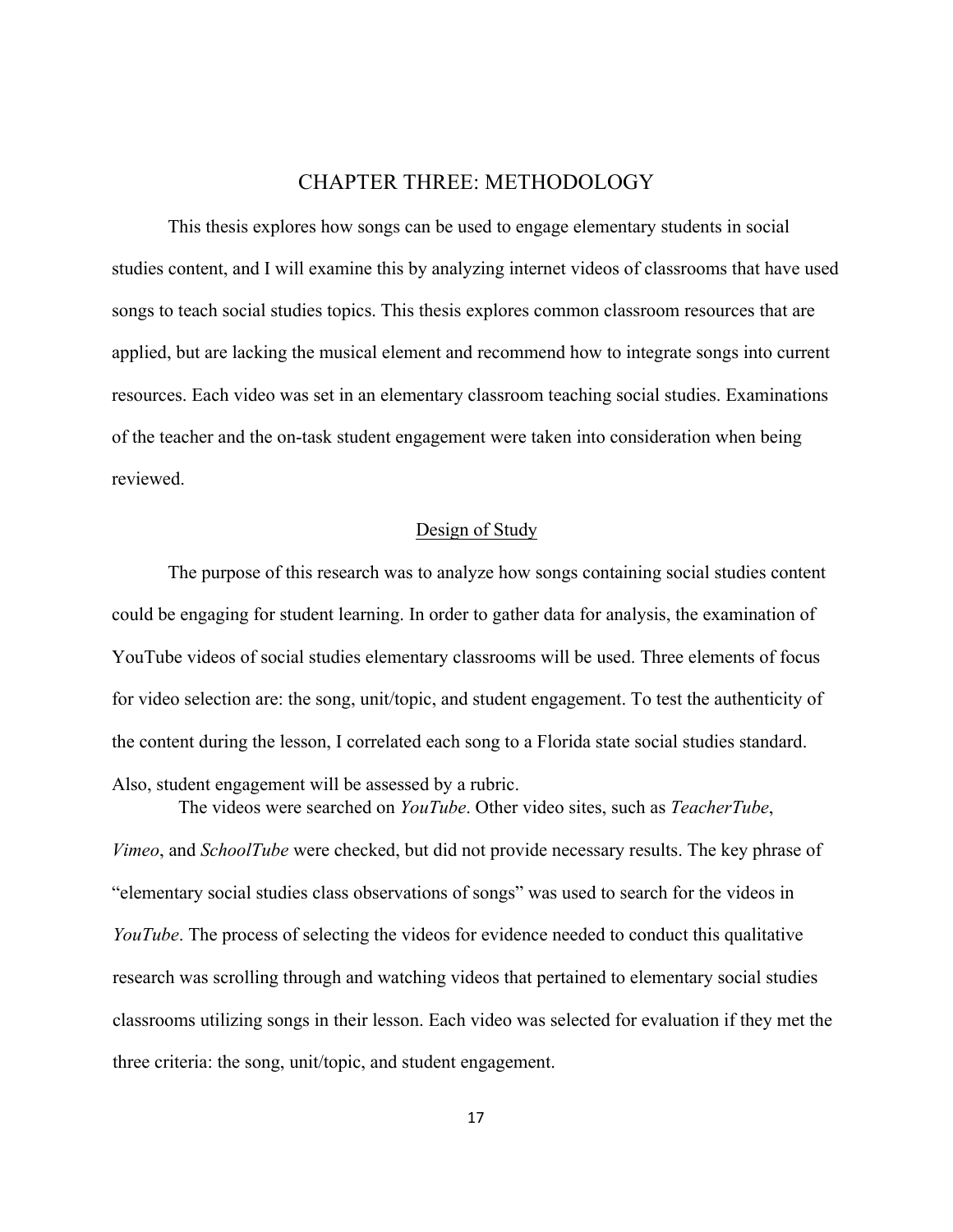# CHAPTER THREE: METHODOLOGY

This thesis explores how songs can be used to engage elementary students in social studies content, and I will examine this by analyzing internet videos of classrooms that have used songs to teach social studies topics. This thesis explores common classroom resources that are applied, but are lacking the musical element and recommend how to integrate songs into current resources. Each video was set in an elementary classroom teaching social studies. Examinations of the teacher and the on-task student engagement were taken into consideration when being reviewed.

## Design of Study

The purpose of this research was to analyze how songs containing social studies content could be engaging for student learning. In order to gather data for analysis, the examination of YouTube videos of social studies elementary classrooms will be used. Three elements of focus for video selection are: the song, unit/topic, and student engagement. To test the authenticity of the content during the lesson, I correlated each song to a Florida state social studies standard. Also, student engagement will be assessed by a rubric.

The videos were searched on *YouTube*. Other video sites, such as *TeacherTube*, *Vimeo*, and *SchoolTube* were checked, but did not provide necessary results. The key phrase of "elementary social studies class observations of songs" was used to search for the videos in *YouTube*. The process of selecting the videos for evidence needed to conduct this qualitative research was scrolling through and watching videos that pertained to elementary social studies classrooms utilizing songs in their lesson. Each video was selected for evaluation if they met the three criteria: the song, unit/topic, and student engagement.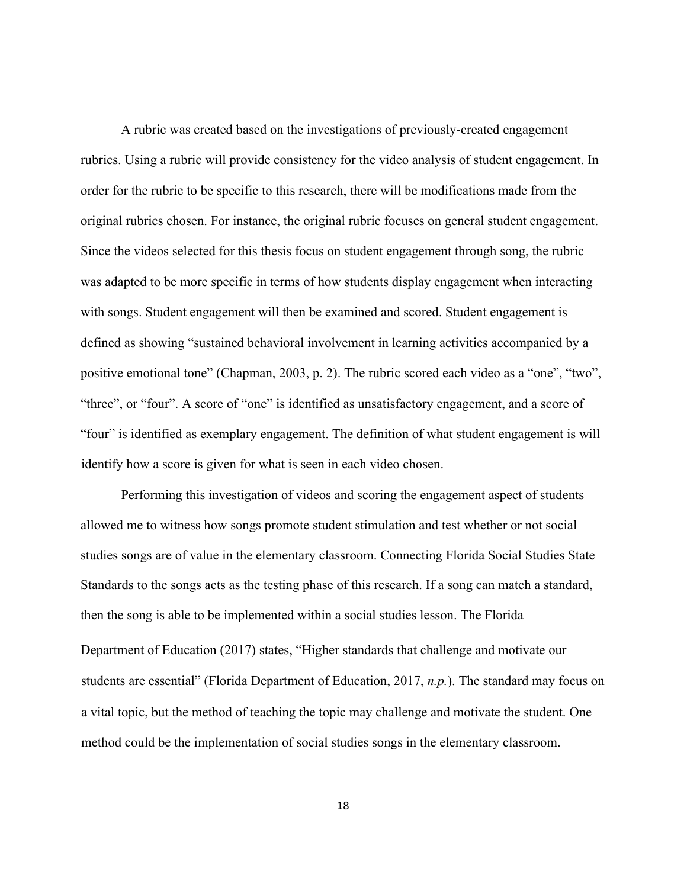A rubric was created based on the investigations of previously-created engagement rubrics. Using a rubric will provide consistency for the video analysis of student engagement. In order for the rubric to be specific to this research, there will be modifications made from the original rubrics chosen. For instance, the original rubric focuses on general student engagement. Since the videos selected for this thesis focus on student engagement through song, the rubric was adapted to be more specific in terms of how students display engagement when interacting with songs. Student engagement will then be examined and scored. Student engagement is defined as showing "sustained behavioral involvement in learning activities accompanied by a positive emotional tone" (Chapman, 2003, p. 2). The rubric scored each video as a "one", "two", "three", or "four". A score of "one" is identified as unsatisfactory engagement, and a score of "four" is identified as exemplary engagement. The definition of what student engagement is will identify how a score is given for what is seen in each video chosen.

Performing this investigation of videos and scoring the engagement aspect of students allowed me to witness how songs promote student stimulation and test whether or not social studies songs are of value in the elementary classroom. Connecting Florida Social Studies State Standards to the songs acts as the testing phase of this research. If a song can match a standard, then the song is able to be implemented within a social studies lesson. The Florida Department of Education (2017) states, "Higher standards that challenge and motivate our students are essential" (Florida Department of Education, 2017, *n.p.*). The standard may focus on a vital topic, but the method of teaching the topic may challenge and motivate the student. One method could be the implementation of social studies songs in the elementary classroom.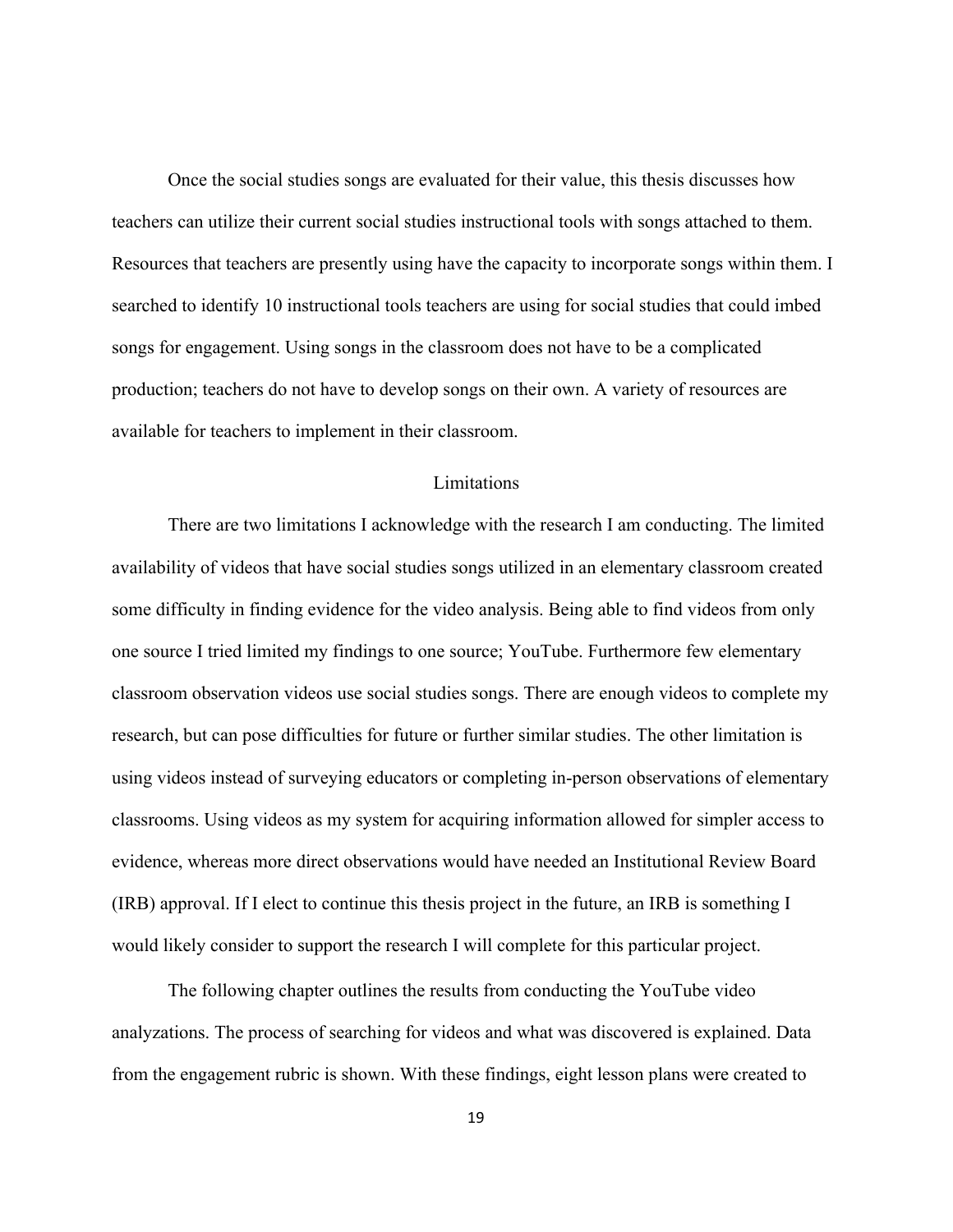Once the social studies songs are evaluated for their value, this thesis discusses how teachers can utilize their current social studies instructional tools with songs attached to them. Resources that teachers are presently using have the capacity to incorporate songs within them. I searched to identify 10 instructional tools teachers are using for social studies that could imbed songs for engagement. Using songs in the classroom does not have to be a complicated production; teachers do not have to develop songs on their own. A variety of resources are available for teachers to implement in their classroom.

## Limitations

There are two limitations I acknowledge with the research I am conducting. The limited availability of videos that have social studies songs utilized in an elementary classroom created some difficulty in finding evidence for the video analysis. Being able to find videos from only one source I tried limited my findings to one source; YouTube. Furthermore few elementary classroom observation videos use social studies songs. There are enough videos to complete my research, but can pose difficulties for future or further similar studies. The other limitation is using videos instead of surveying educators or completing in-person observations of elementary classrooms. Using videos as my system for acquiring information allowed for simpler access to evidence, whereas more direct observations would have needed an Institutional Review Board (IRB) approval. If I elect to continue this thesis project in the future, an IRB is something I would likely consider to support the research I will complete for this particular project.

The following chapter outlines the results from conducting the YouTube video analyzations. The process of searching for videos and what was discovered is explained. Data from the engagement rubric is shown. With these findings, eight lesson plans were created to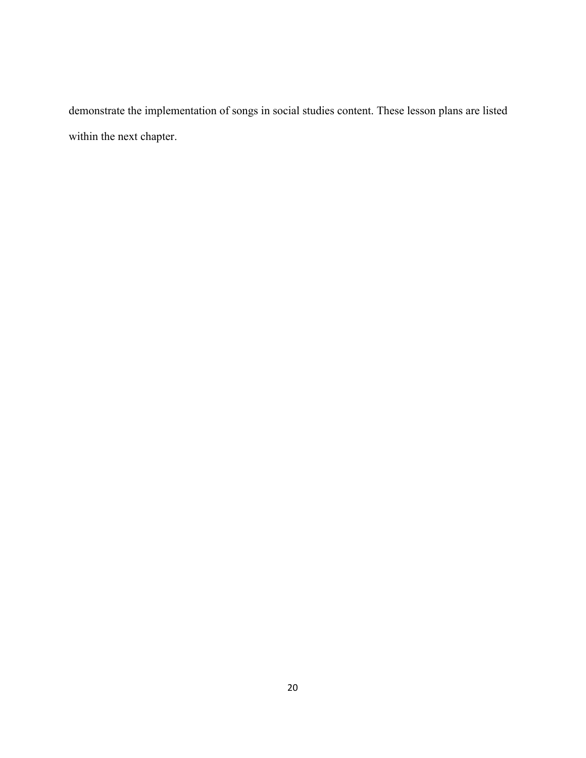demonstrate the implementation of songs in social studies content. These lesson plans are listed within the next chapter.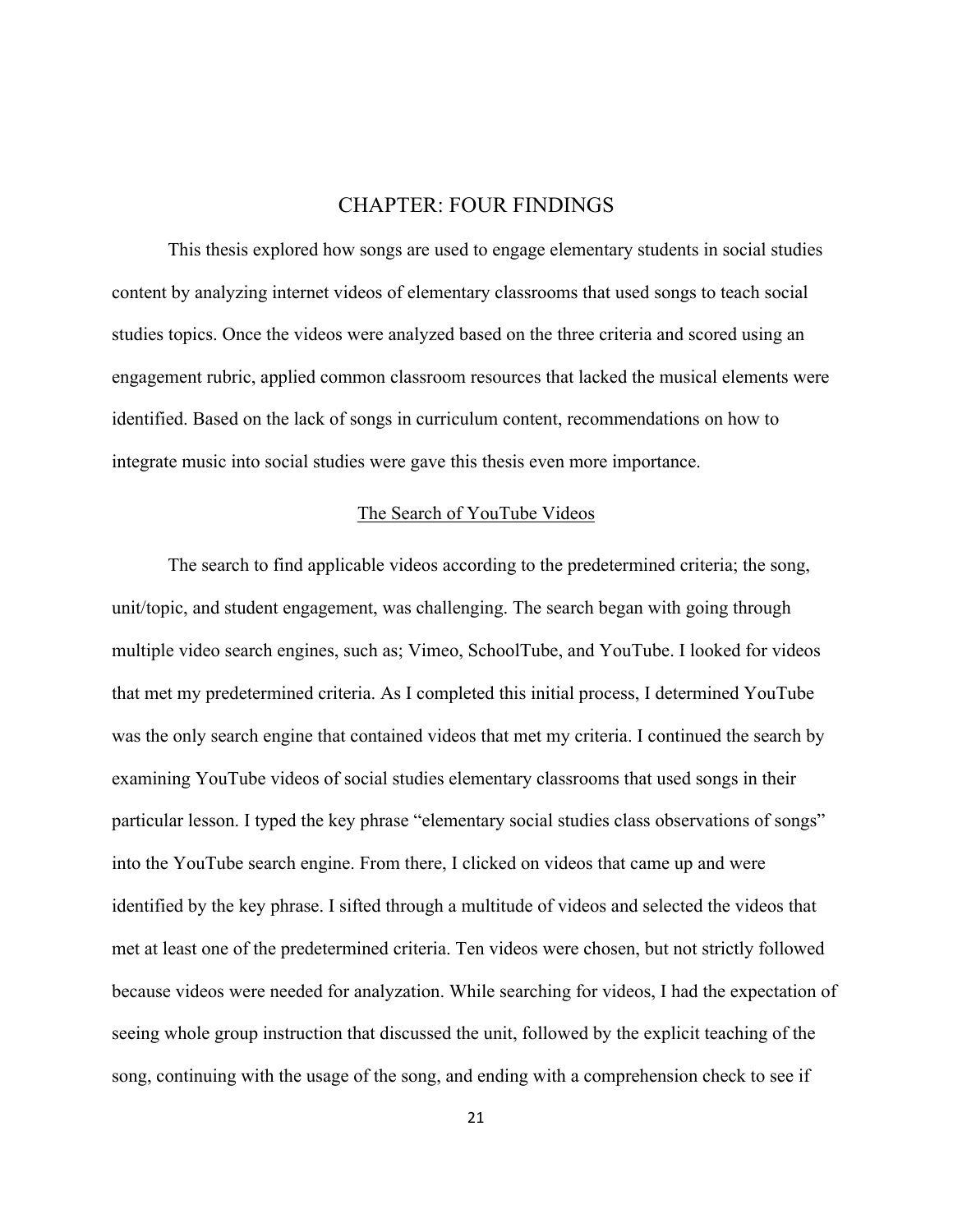# CHAPTER: FOUR FINDINGS

This thesis explored how songs are used to engage elementary students in social studies content by analyzing internet videos of elementary classrooms that used songs to teach social studies topics. Once the videos were analyzed based on the three criteria and scored using an engagement rubric, applied common classroom resources that lacked the musical elements were identified. Based on the lack of songs in curriculum content, recommendations on how to integrate music into social studies were gave this thesis even more importance.

## The Search of YouTube Videos

The search to find applicable videos according to the predetermined criteria; the song, unit/topic, and student engagement, was challenging. The search began with going through multiple video search engines, such as; Vimeo, SchoolTube, and YouTube. I looked for videos that met my predetermined criteria. As I completed this initial process, I determined YouTube was the only search engine that contained videos that met my criteria. I continued the search by examining YouTube videos of social studies elementary classrooms that used songs in their particular lesson. I typed the key phrase "elementary social studies class observations of songs" into the YouTube search engine. From there, I clicked on videos that came up and were identified by the key phrase. I sifted through a multitude of videos and selected the videos that met at least one of the predetermined criteria. Ten videos were chosen, but not strictly followed because videos were needed for analyzation. While searching for videos, I had the expectation of seeing whole group instruction that discussed the unit, followed by the explicit teaching of the song, continuing with the usage of the song, and ending with a comprehension check to see if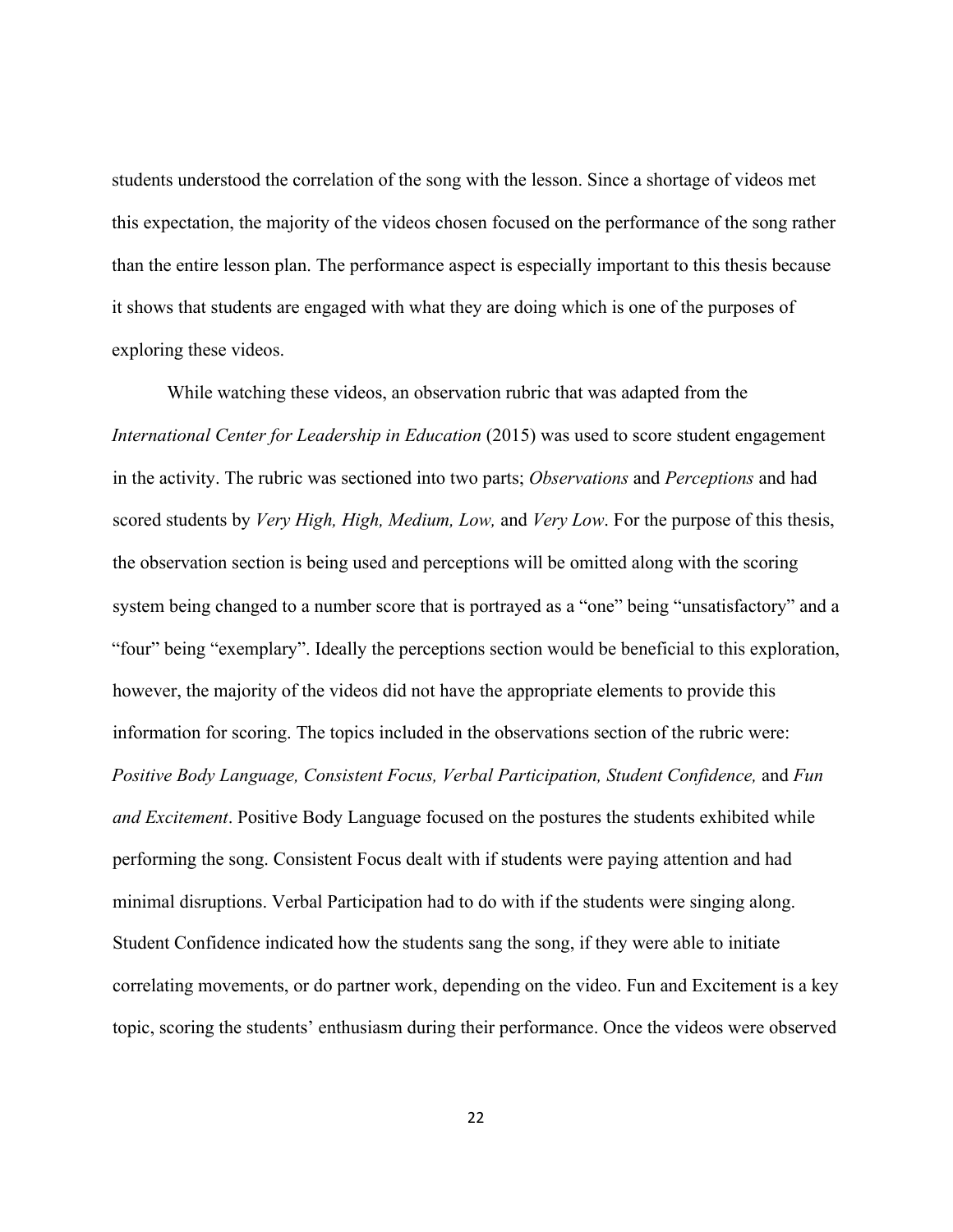students understood the correlation of the song with the lesson. Since a shortage of videos met this expectation, the majority of the videos chosen focused on the performance of the song rather than the entire lesson plan. The performance aspect is especially important to this thesis because it shows that students are engaged with what they are doing which is one of the purposes of exploring these videos.

While watching these videos, an observation rubric that was adapted from the *International Center for Leadership in Education* (2015) was used to score student engagement in the activity. The rubric was sectioned into two parts; *Observations* and *Perceptions* and had scored students by *Very High, High, Medium, Low,* and *Very Low*. For the purpose of this thesis, the observation section is being used and perceptions will be omitted along with the scoring system being changed to a number score that is portrayed as a "one" being "unsatisfactory" and a "four" being "exemplary". Ideally the perceptions section would be beneficial to this exploration, however, the majority of the videos did not have the appropriate elements to provide this information for scoring. The topics included in the observations section of the rubric were: *Positive Body Language, Consistent Focus, Verbal Participation, Student Confidence,* and *Fun and Excitement*. Positive Body Language focused on the postures the students exhibited while performing the song. Consistent Focus dealt with if students were paying attention and had minimal disruptions. Verbal Participation had to do with if the students were singing along. Student Confidence indicated how the students sang the song, if they were able to initiate correlating movements, or do partner work, depending on the video. Fun and Excitement is a key topic, scoring the students' enthusiasm during their performance. Once the videos were observed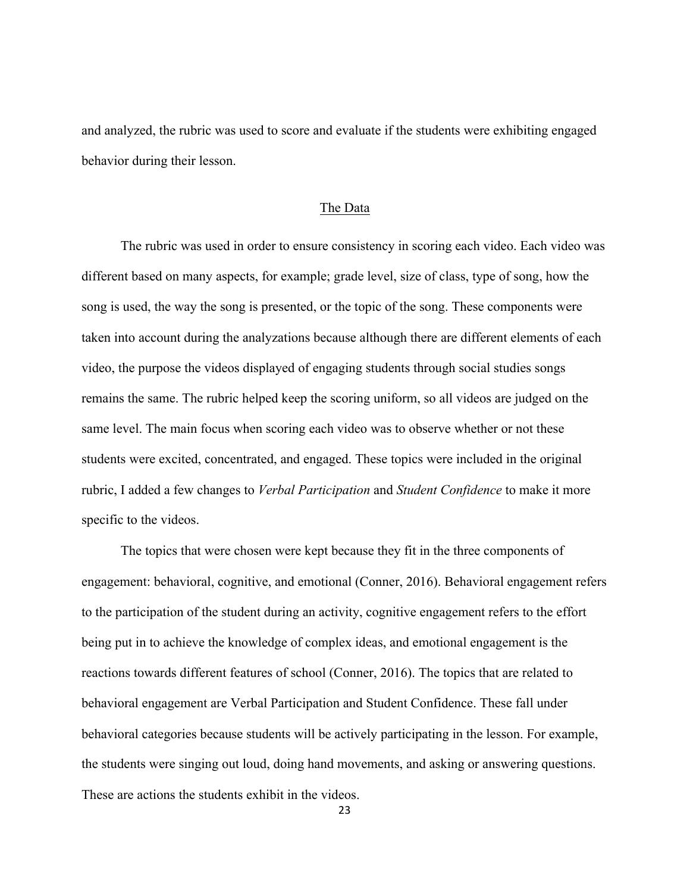and analyzed, the rubric was used to score and evaluate if the students were exhibiting engaged behavior during their lesson.

## The Data

The rubric was used in order to ensure consistency in scoring each video. Each video was different based on many aspects, for example; grade level, size of class, type of song, how the song is used, the way the song is presented, or the topic of the song. These components were taken into account during the analyzations because although there are different elements of each video, the purpose the videos displayed of engaging students through social studies songs remains the same. The rubric helped keep the scoring uniform, so all videos are judged on the same level. The main focus when scoring each video was to observe whether or not these students were excited, concentrated, and engaged. These topics were included in the original rubric, I added a few changes to *Verbal Participation* and *Student Confidence* to make it more specific to the videos.

The topics that were chosen were kept because they fit in the three components of engagement: behavioral, cognitive, and emotional (Conner, 2016). Behavioral engagement refers to the participation of the student during an activity, cognitive engagement refers to the effort being put in to achieve the knowledge of complex ideas, and emotional engagement is the reactions towards different features of school (Conner, 2016). The topics that are related to behavioral engagement are Verbal Participation and Student Confidence. These fall under behavioral categories because students will be actively participating in the lesson. For example, the students were singing out loud, doing hand movements, and asking or answering questions. These are actions the students exhibit in the videos.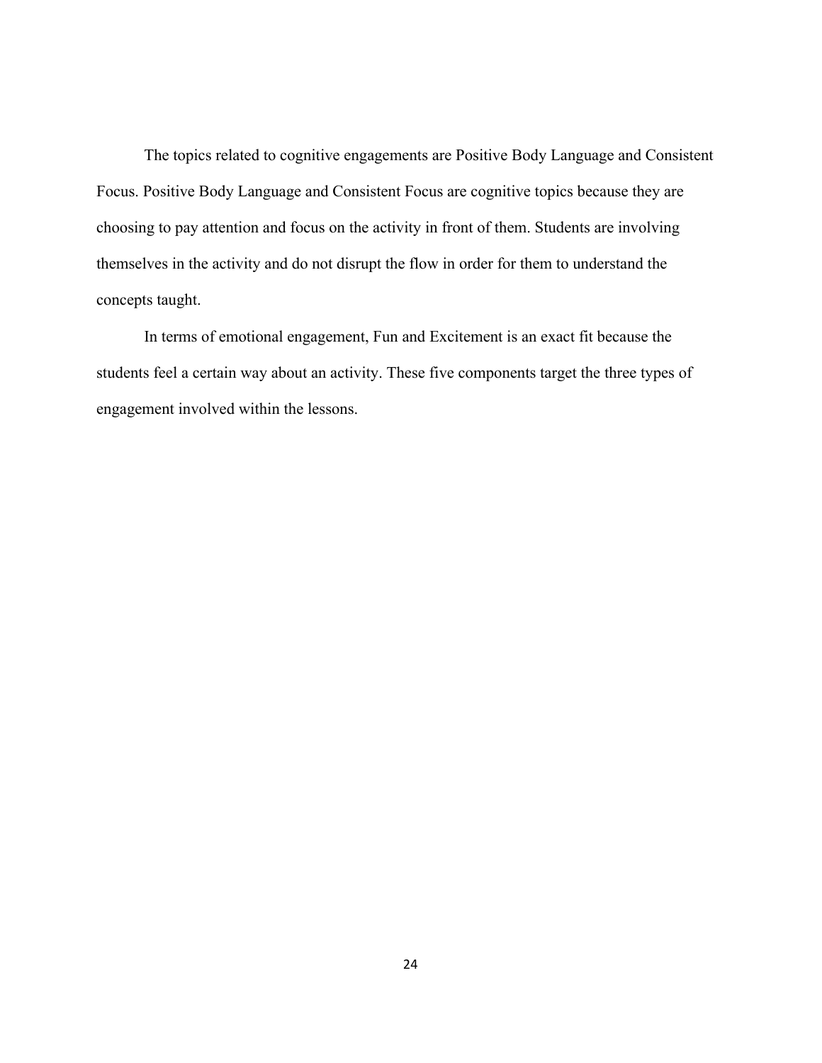The topics related to cognitive engagements are Positive Body Language and Consistent Focus. Positive Body Language and Consistent Focus are cognitive topics because they are choosing to pay attention and focus on the activity in front of them. Students are involving themselves in the activity and do not disrupt the flow in order for them to understand the concepts taught.

In terms of emotional engagement, Fun and Excitement is an exact fit because the students feel a certain way about an activity. These five components target the three types of engagement involved within the lessons.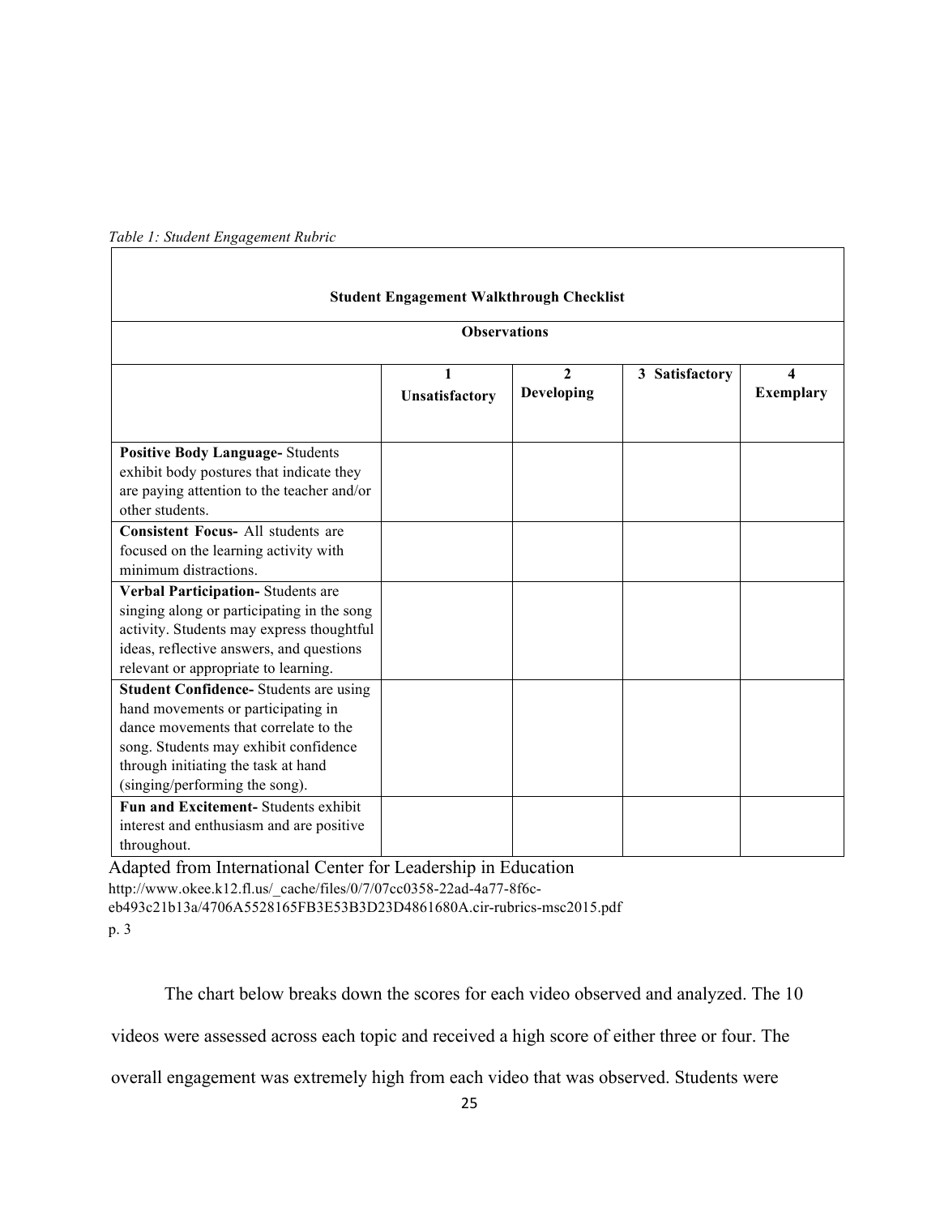*Table 1: Student Engagement Rubric*

| Student Engagement Walkthrough Checklist | | | | |
|---|---|---|---|---|
| **Observations** | | | | |
| | **1 Unsatisfactory** | **2 Developing** | **3 Satisfactory** | **4 Exemplary** |
| **Positive Body Language-** Students exhibit body postures that indicate they are paying attention to the teacher and/or other students. | | | | |
| **Consistent Focus-** All students are focused on the learning activity with minimum distractions. | | | | |
| **Verbal Participation-** Students are singing along or participating in the song activity. Students may express thoughtful ideas, reflective answers, and questions relevant or appropriate to learning. | | | | |
| **Student Confidence-** Students are using hand movements or participating in dance movements that correlate to the song. Students may exhibit confidence through initiating the task at hand (singing/performing the song). | | | | |
| **Fun and Excitement-** Students exhibit interest and enthusiasm and are positive throughout. | | | | |

Adapted from International Center for Leadership in Education
http://www.okee.k12.fl.us/_cache/files/0/7/07cc0358-22ad-4a77-8f6c-eb493c21b13a/4706A5528165FB3E53B3D23D4861680A.cir-rubrics-msc2015.pdf
p. 3

The chart below breaks down the scores for each video observed and analyzed. The 10 videos were assessed across each topic and received a high score of either three or four. The overall engagement was extremely high from each video that was observed. Students were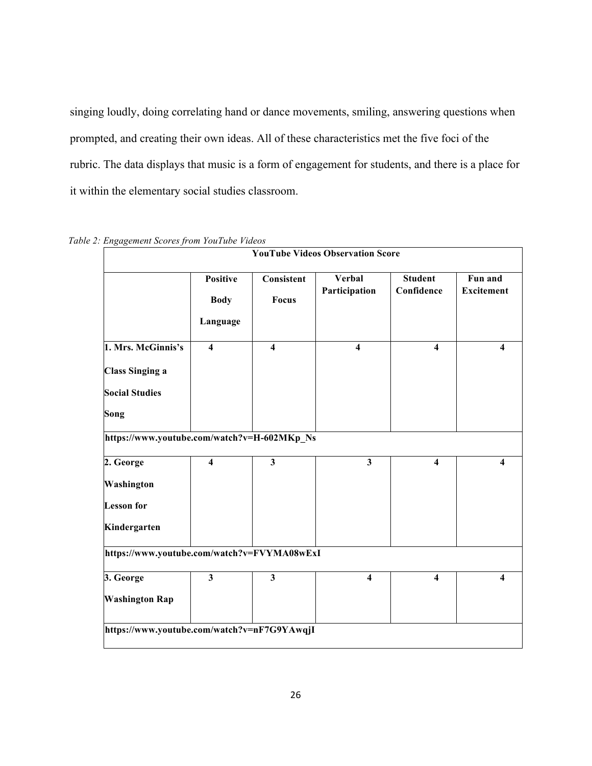singing loudly, doing correlating hand or dance movements, smiling, answering questions when prompted, and creating their own ideas. All of these characteristics met the five foci of the rubric. The data displays that music is a form of engagement for students, and there is a place for it within the elementary social studies classroom.

*Table 2: Engagement Scores from YouTube Videos*

| YouTube Videos Observation Score | | | | | |
|---|---|---|---|---|---|
| | **Positive Body Language** | **Consistent Focus** | **Verbal Participation** | **Student Confidence** | **Fun and Excitement** |
| **1. Mrs. McGinnis's Class Singing a Social Studies Song** | **4** | **4** | **4** | **4** | **4** |
| **https://www.youtube.com/watch?v=H-602MKp_Ns** | | | | | |
| **2. George Washington Lesson for Kindergarten** | **4** | **3** | **3** | **4** | **4** |
| **https://www.youtube.com/watch?v=FVYMA08wExI** | | | | | |
| **3. George Washington Rap** | **3** | **3** | **4** | **4** | **4** |
| **https://www.youtube.com/watch?v=nF7G9YAwqjI** | | | | | |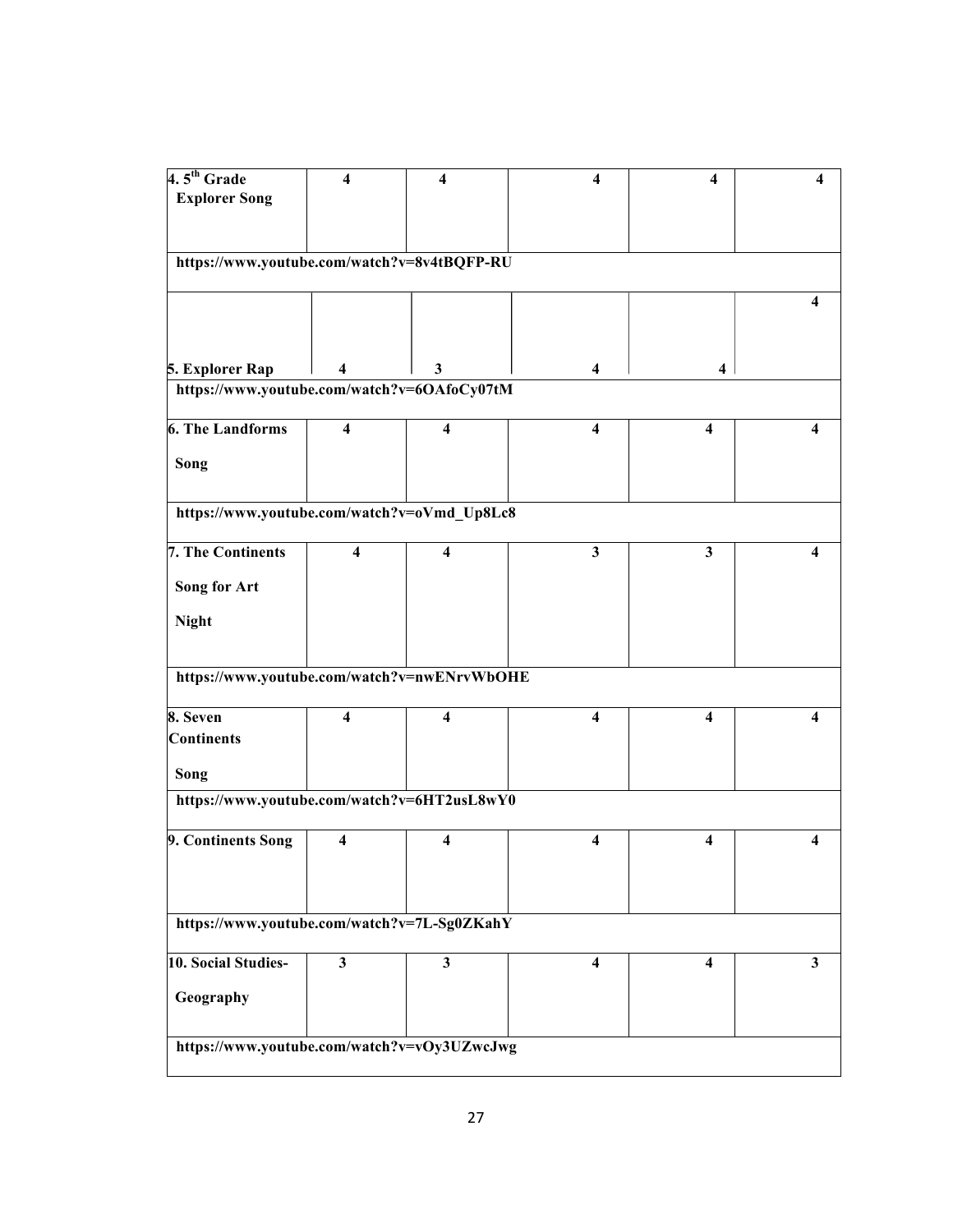| | | | | | |
|---|---|---|---|---|---|
| **4. 5th Grade Explorer Song** | **4** | **4** | **4** | **4** | **4** |
| **https://www.youtube.com/watch?v=8v4tBQFP-RU** | | | | | |
| **5. Explorer Rap** | **4** | **3** | **4** | **4** | **4** |
| **https://www.youtube.com/watch?v=6OAfoCy07tM** | | | | | |
| **6. The Landforms Song** | **4** | **4** | **4** | **4** | **4** |
| **https://www.youtube.com/watch?v=oVmd_Up8Lc8** | | | | | |
| **7. The Continents Song for Art Night** | **4** | **4** | **3** | **3** | **4** |
| **https://www.youtube.com/watch?v=nwENrvWbOHE** | | | | | |
| **8. Seven Continents Song** | **4** | **4** | **4** | **4** | **4** |
| **https://www.youtube.com/watch?v=6HT2usL8wY0** | | | | | |
| **9. Continents Song** | **4** | **4** | **4** | **4** | **4** |
| **https://www.youtube.com/watch?v=7L-Sg0ZKahY** | | | | | |
| **10. Social Studies-Geography** | **3** | **3** | **4** | **4** | **3** |
| **https://www.youtube.com/watch?v=vOy3UZwcJwg** | | | | | |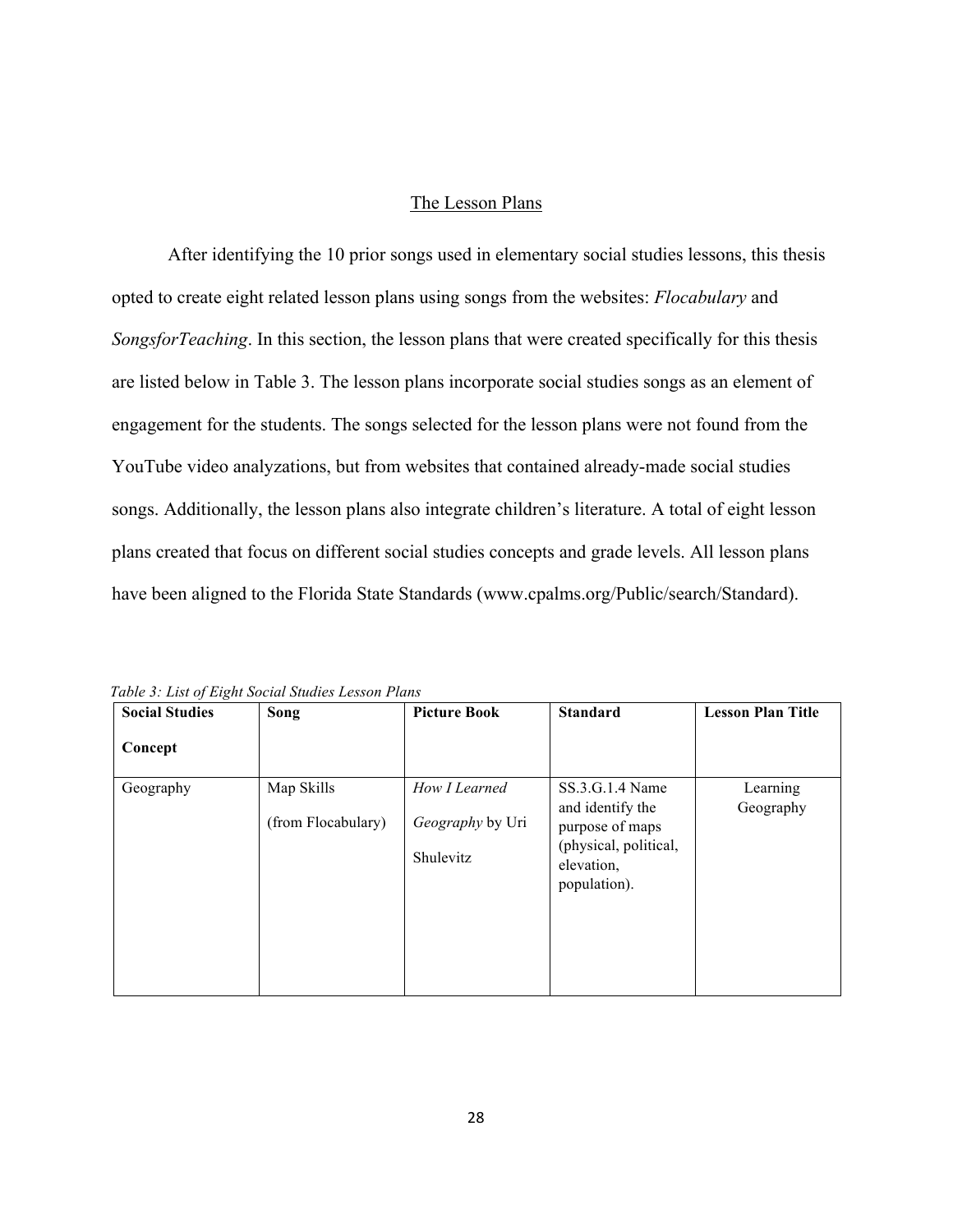## The Lesson Plans

After identifying the 10 prior songs used in elementary social studies lessons, this thesis opted to create eight related lesson plans using songs from the websites: *Flocabulary* and *SongsforTeaching*. In this section, the lesson plans that were created specifically for this thesis are listed below in Table 3. The lesson plans incorporate social studies songs as an element of engagement for the students. The songs selected for the lesson plans were not found from the YouTube video analyzations, but from websites that contained already-made social studies songs. Additionally, the lesson plans also integrate children's literature. A total of eight lesson plans created that focus on different social studies concepts and grade levels. All lesson plans have been aligned to the Florida State Standards (www.cpalms.org/Public/search/Standard).

*Table 3: List of Eight Social Studies Lesson Plans*

| **Social Studies Concept** | **Song** | **Picture Book** | **Standard** | **Lesson Plan Title** |
|---|---|---|---|---|
| Geography | Map Skills (from Flocabulary) | *How I Learned Geography* by Uri Shulevitz | SS.3.G.1.4 Name and identify the purpose of maps (physical, political, elevation, population). | Learning Geography |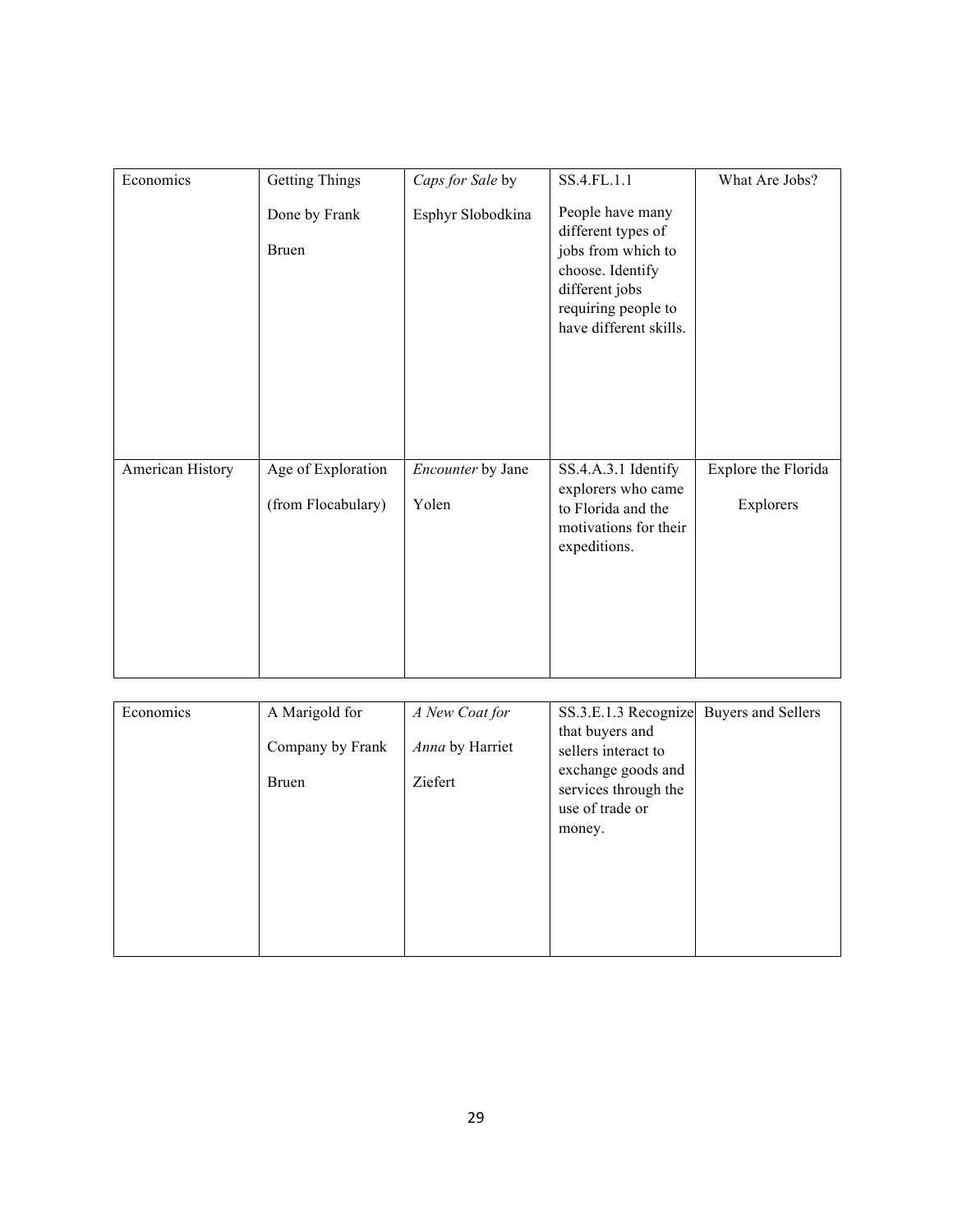| Economics | Getting Things Done by Frank Bruen | *Caps for Sale* by Esphyr Slobodkina | SS.4.FL.1.1 People have many different types of jobs from which to choose. Identify different jobs requiring people to have different skills. | What Are Jobs? |
|---|---|---|---|---|
| American History | Age of Exploration (from Flocabulary) | *Encounter* by Jane Yolen | SS.4.A.3.1 Identify explorers who came to Florida and the motivations for their expeditions. | Explore the Florida Explorers |

| Economics | A Marigold for Company by Frank Bruen | *A New Coat for Anna* by Harriet Ziefert | SS.3.E.1.3 Recognize that buyers and sellers interact to exchange goods and services through the use of trade or money. | Buyers and Sellers |
|---|---|---|---|---|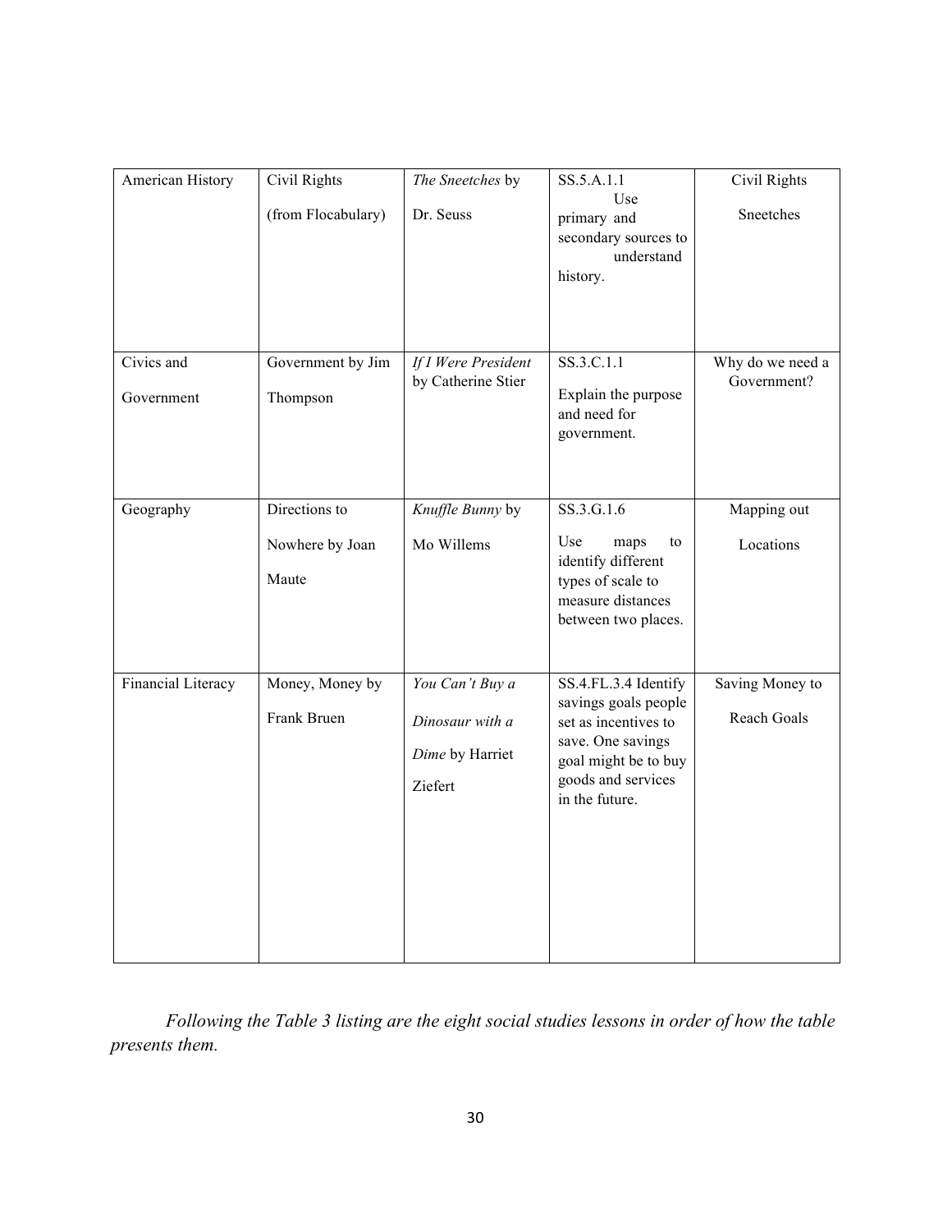| American History | Civil Rights (from Flocabulary) | *The Sneetches* by Dr. Seuss | SS.5.A.1.1 Use primary and secondary sources to understand history. | Civil Rights Sneetches |
|---|---|---|---|---|
| Civics and Government | Government by Jim Thompson | *If I Were President* by Catherine Stier | SS.3.C.1.1 Explain the purpose and need for government. | Why do we need a Government? |
| Geography | Directions to Nowhere by Joan Maute | *Knuffle Bunny* by Mo Willems | SS.3.G.1.6 Use maps to identify different types of scale to measure distances between two places. | Mapping out Locations |
| Financial Literacy | Money, Money by Frank Bruen | *You Can't Buy a Dinosaur with a Dime* by Harriet Ziefert | SS.4.FL.3.4 Identify savings goals people set as incentives to save. One savings goal might be to buy goods and services in the future. | Saving Money to Reach Goals |

*Following the Table 3 listing are the eight social studies lessons in order of how the table presents them.*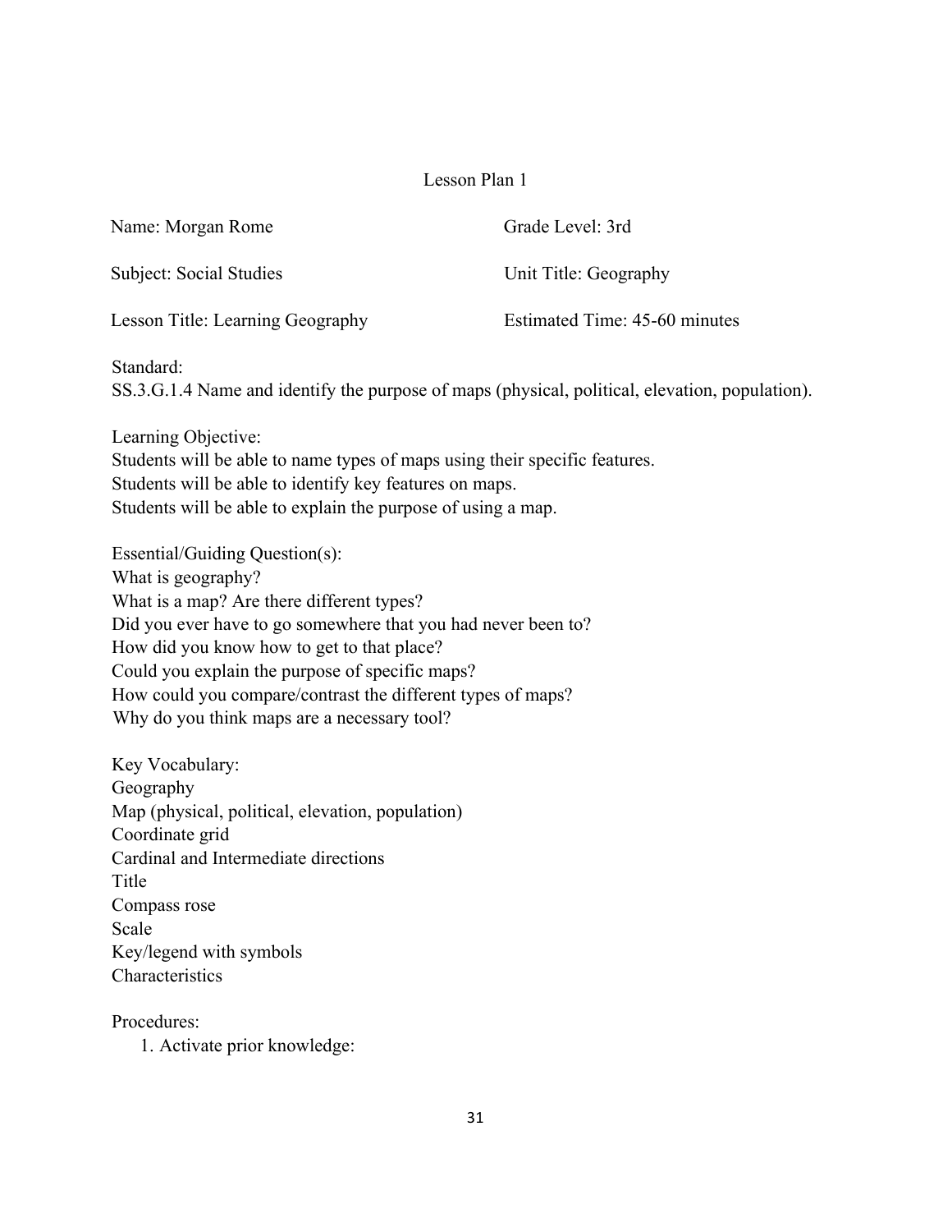# Lesson Plan 1

Name: Morgan Rome

Grade Level: 3rd

Subject: Social Studies

Unit Title: Geography

Lesson Title: Learning Geography

Estimated Time: 45-60 minutes

Standard:
SS.3.G.1.4 Name and identify the purpose of maps (physical, political, elevation, population).

Learning Objective:
Students will be able to name types of maps using their specific features.
Students will be able to identify key features on maps.
Students will be able to explain the purpose of using a map.

Essential/Guiding Question(s):
What is geography?
What is a map? Are there different types?
Did you ever have to go somewhere that you had never been to?
How did you know how to get to that place?
Could you explain the purpose of specific maps?
How could you compare/contrast the different types of maps?
Why do you think maps are a necessary tool?

Key Vocabulary:
Geography
Map (physical, political, elevation, population)
Coordinate grid
Cardinal and Intermediate directions
Title
Compass rose
Scale
Key/legend with symbols
Characteristics

Procedures:

1. Activate prior knowledge: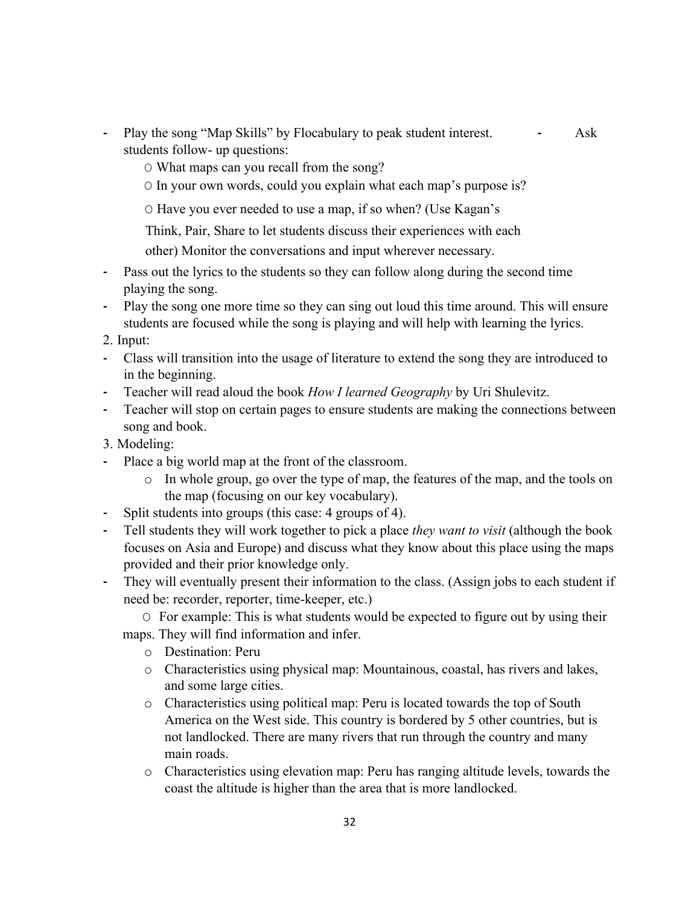- Play the song "Map Skills" by Flocabulary to peak student interest.
- Ask students follow- up questions:
    - What maps can you recall from the song?
    - In your own words, could you explain what each map's purpose is?
    - Have you ever needed to use a map, if so when? (Use Kagan's Think, Pair, Share to let students discuss their experiences with each other) Monitor the conversations and input wherever necessary.
- Pass out the lyrics to the students so they can follow along during the second time playing the song.
- Play the song one more time so they can sing out loud this time around. This will ensure students are focused while the song is playing and will help with learning the lyrics.

2. Input:

- Class will transition into the usage of literature to extend the song they are introduced to in the beginning.
- Teacher will read aloud the book *How I learned Geography* by Uri Shulevitz.
- Teacher will stop on certain pages to ensure students are making the connections between song and book.

3. Modeling:

- Place a big world map at the front of the classroom.
    - In whole group, go over the type of map, the features of the map, and the tools on the map (focusing on our key vocabulary).
- Split students into groups (this case: 4 groups of 4).
- Tell students they will work together to pick a place *they want to visit* (although the book focuses on Asia and Europe) and discuss what they know about this place using the maps provided and their prior knowledge only.
- They will eventually present their information to the class. (Assign jobs to each student if need be: recorder, reporter, time-keeper, etc.)
    - For example: This is what students would be expected to figure out by using their maps. They will find information and infer.
        - Destination: Peru
        - Characteristics using physical map: Mountainous, coastal, has rivers and lakes, and some large cities.
        - Characteristics using political map: Peru is located towards the top of South America on the West side. This country is bordered by 5 other countries, but is not landlocked. There are many rivers that run through the country and many main roads.
        - Characteristics using elevation map: Peru has ranging altitude levels, towards the coast the altitude is higher than the area that is more landlocked.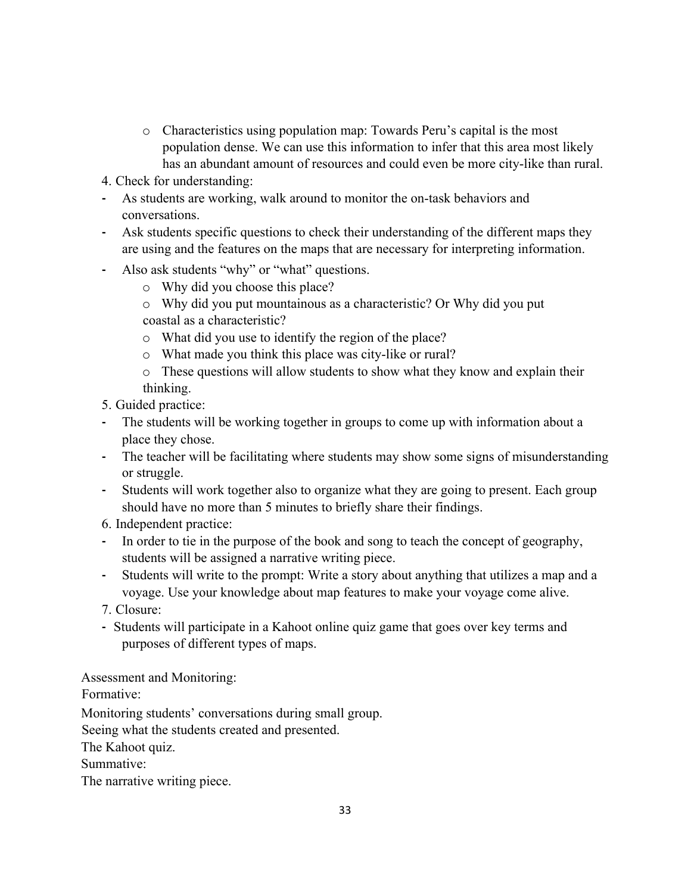- Characteristics using population map: Towards Peru's capital is the most population dense. We can use this information to infer that this area most likely has an abundant amount of resources and could even be more city-like than rural.

4. Check for understanding:

- As students are working, walk around to monitor the on-task behaviors and conversations.
- Ask students specific questions to check their understanding of the different maps they are using and the features on the maps that are necessary for interpreting information.
- Also ask students "why" or "what" questions.
  - Why did you choose this place?
  - Why did you put mountainous as a characteristic? Or Why did you put coastal as a characteristic?
  - What did you use to identify the region of the place?
  - What made you think this place was city-like or rural?
  - These questions will allow students to show what they know and explain their thinking.

5. Guided practice:

- The students will be working together in groups to come up with information about a place they chose.
- The teacher will be facilitating where students may show some signs of misunderstanding or struggle.
- Students will work together also to organize what they are going to present. Each group should have no more than 5 minutes to briefly share their findings.

6. Independent practice:

- In order to tie in the purpose of the book and song to teach the concept of geography, students will be assigned a narrative writing piece.
- Students will write to the prompt: Write a story about anything that utilizes a map and a voyage. Use your knowledge about map features to make your voyage come alive.

7. Closure:

- Students will participate in a Kahoot online quiz game that goes over key terms and purposes of different types of maps.

Assessment and Monitoring:

Formative:

Monitoring students' conversations during small group.

Seeing what the students created and presented.

The Kahoot quiz.

Summative:

The narrative writing piece.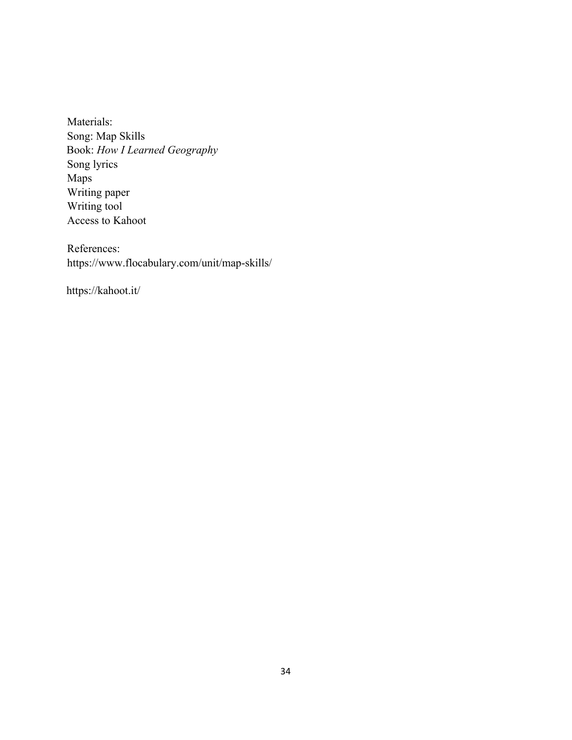Materials:
Song: Map Skills
Book: *How I Learned Geography*
Song lyrics
Maps
Writing paper
Writing tool
Access to Kahoot

References:
https://www.flocabulary.com/unit/map-skills/

https://kahoot.it/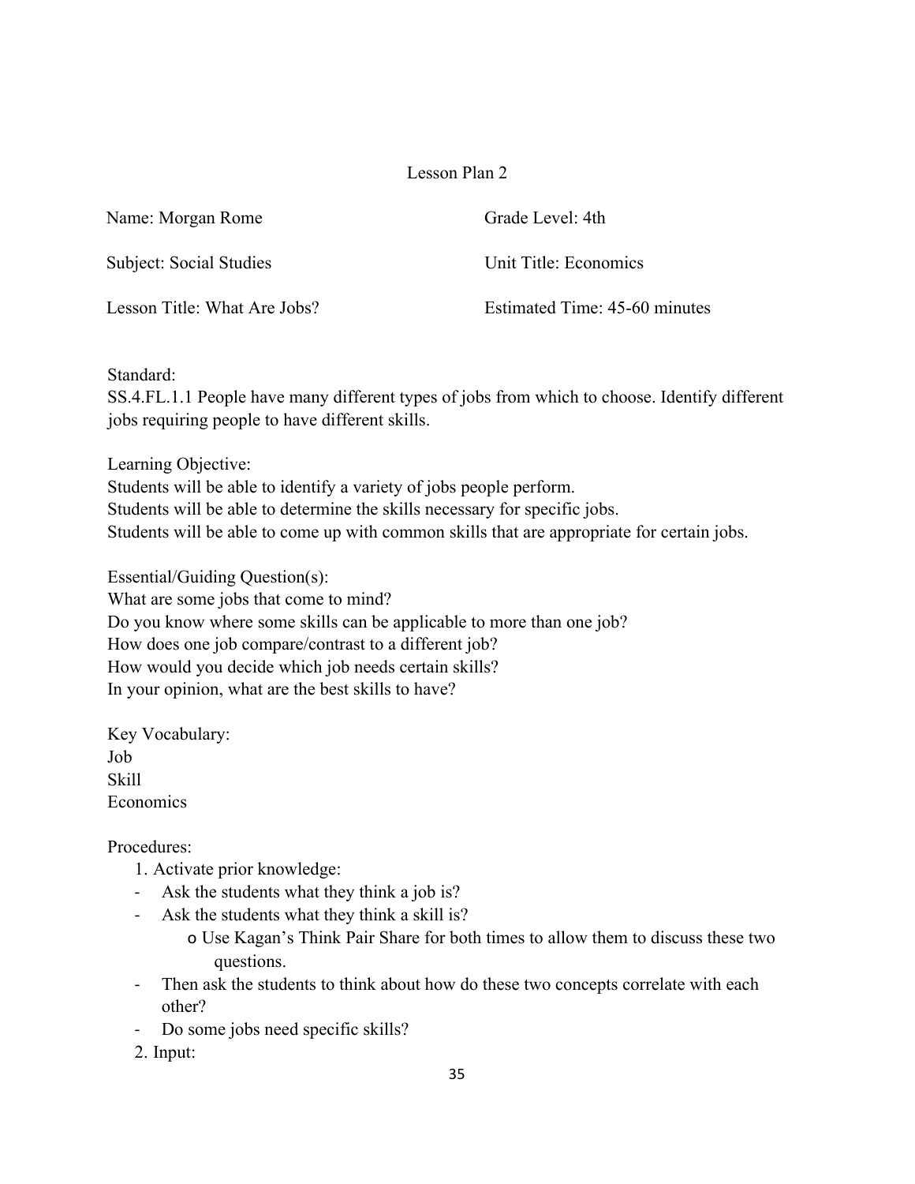# Lesson Plan 2

| | |
|---|---|
| Name: Morgan Rome | Grade Level: 4th |
| Subject: Social Studies | Unit Title: Economics |
| Lesson Title: What Are Jobs? | Estimated Time: 45-60 minutes |

Standard:
SS.4.FL.1.1 People have many different types of jobs from which to choose. Identify different jobs requiring people to have different skills.

Learning Objective:
Students will be able to identify a variety of jobs people perform.
Students will be able to determine the skills necessary for specific jobs.
Students will be able to come up with common skills that are appropriate for certain jobs.

Essential/Guiding Question(s):
What are some jobs that come to mind?
Do you know where some skills can be applicable to more than one job?
How does one job compare/contrast to a different job?
How would you decide which job needs certain skills?
In your opinion, what are the best skills to have?

Key Vocabulary:
Job
Skill
Economics

Procedures:

1. Activate prior knowledge:
   - Ask the students what they think a job is?
   - Ask the students what they think a skill is?
     - Use Kagan's Think Pair Share for both times to allow them to discuss these two questions.
   - Then ask the students to think about how do these two concepts correlate with each other?
   - Do some jobs need specific skills?
2. Input: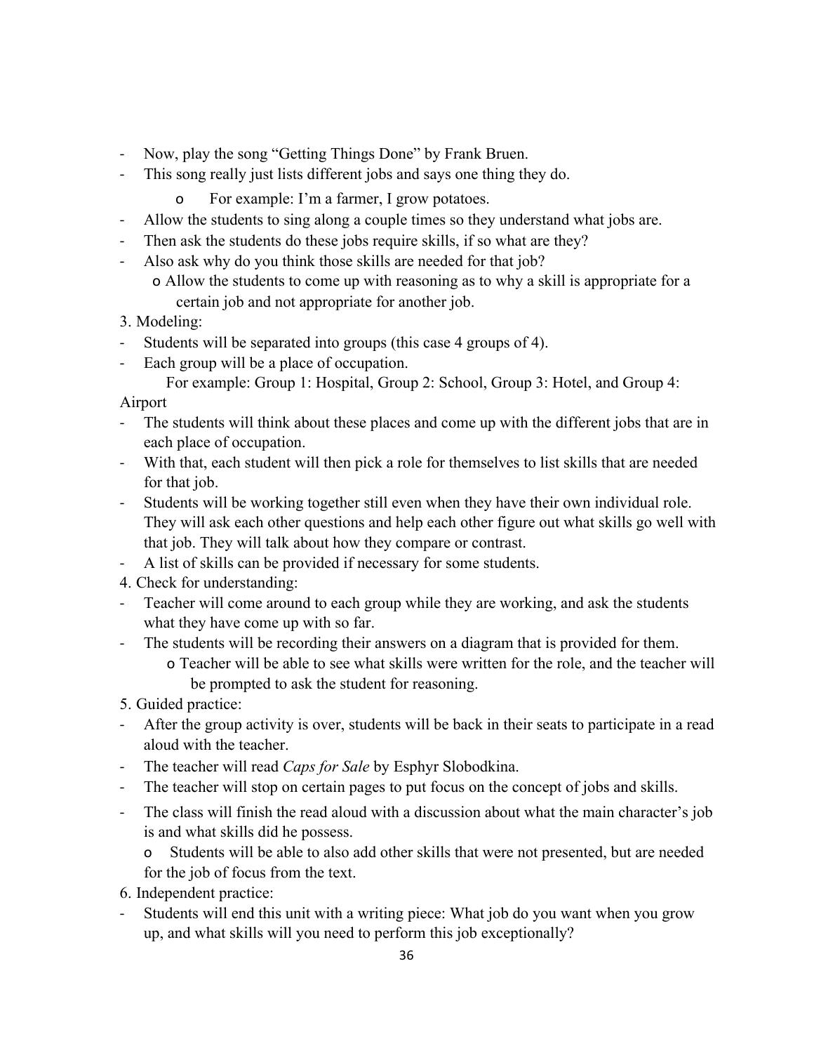- Now, play the song "Getting Things Done" by Frank Bruen.
- This song really just lists different jobs and says one thing they do.
    - For example: I'm a farmer, I grow potatoes.
- Allow the students to sing along a couple times so they understand what jobs are.
- Then ask the students do these jobs require skills, if so what are they?
- Also ask why do you think those skills are needed for that job?
    - Allow the students to come up with reasoning as to why a skill is appropriate for a certain job and not appropriate for another job.

3. Modeling:

- Students will be separated into groups (this case 4 groups of 4).
- Each group will be a place of occupation.

  For example: Group 1: Hospital, Group 2: School, Group 3: Hotel, and Group 4: Airport

- The students will think about these places and come up with the different jobs that are in each place of occupation.
- With that, each student will then pick a role for themselves to list skills that are needed for that job.
- Students will be working together still even when they have their own individual role. They will ask each other questions and help each other figure out what skills go well with that job. They will talk about how they compare or contrast.
- A list of skills can be provided if necessary for some students.

4. Check for understanding:

- Teacher will come around to each group while they are working, and ask the students what they have come up with so far.
- The students will be recording their answers on a diagram that is provided for them.
    - Teacher will be able to see what skills were written for the role, and the teacher will be prompted to ask the student for reasoning.

5. Guided practice:

- After the group activity is over, students will be back in their seats to participate in a read aloud with the teacher.
- The teacher will read *Caps for Sale* by Esphyr Slobodkina.
- The teacher will stop on certain pages to put focus on the concept of jobs and skills.
- The class will finish the read aloud with a discussion about what the main character's job is and what skills did he possess.
    - Students will be able to also add other skills that were not presented, but are needed for the job of focus from the text.

6. Independent practice:

- Students will end this unit with a writing piece: What job do you want when you grow up, and what skills will you need to perform this job exceptionally?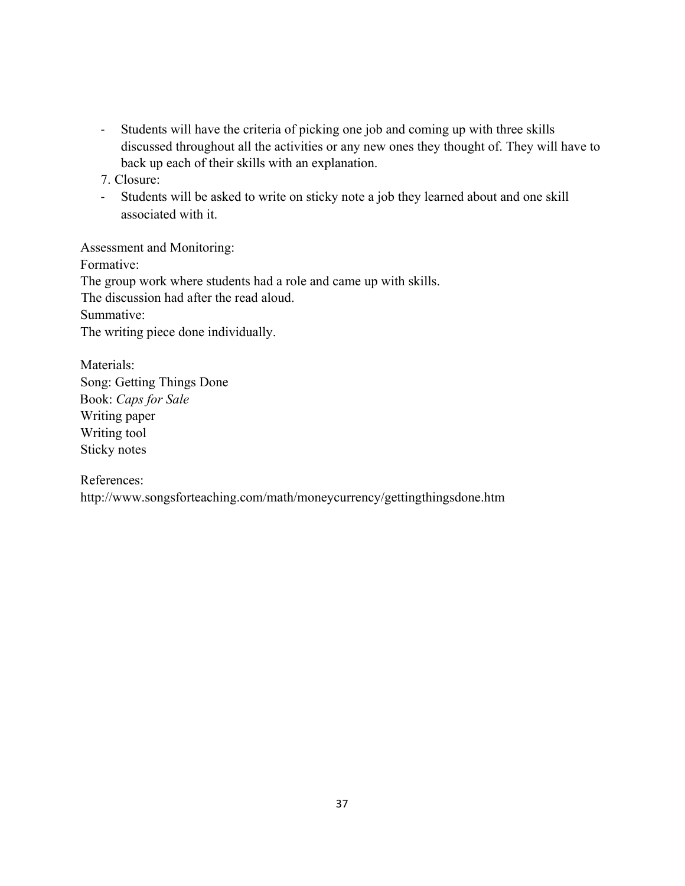- Students will have the criteria of picking one job and coming up with three skills discussed throughout all the activities or any new ones they thought of. They will have to back up each of their skills with an explanation.

7. Closure:

- Students will be asked to write on sticky note a job they learned about and one skill associated with it.

Assessment and Monitoring:

Formative:

The group work where students had a role and came up with skills.

The discussion had after the read aloud.

Summative:

The writing piece done individually.

Materials:

Song: Getting Things Done

Book: *Caps for Sale*

Writing paper

Writing tool

Sticky notes

References:

http://www.songsforteaching.com/math/moneycurrency/gettingthingsdone.htm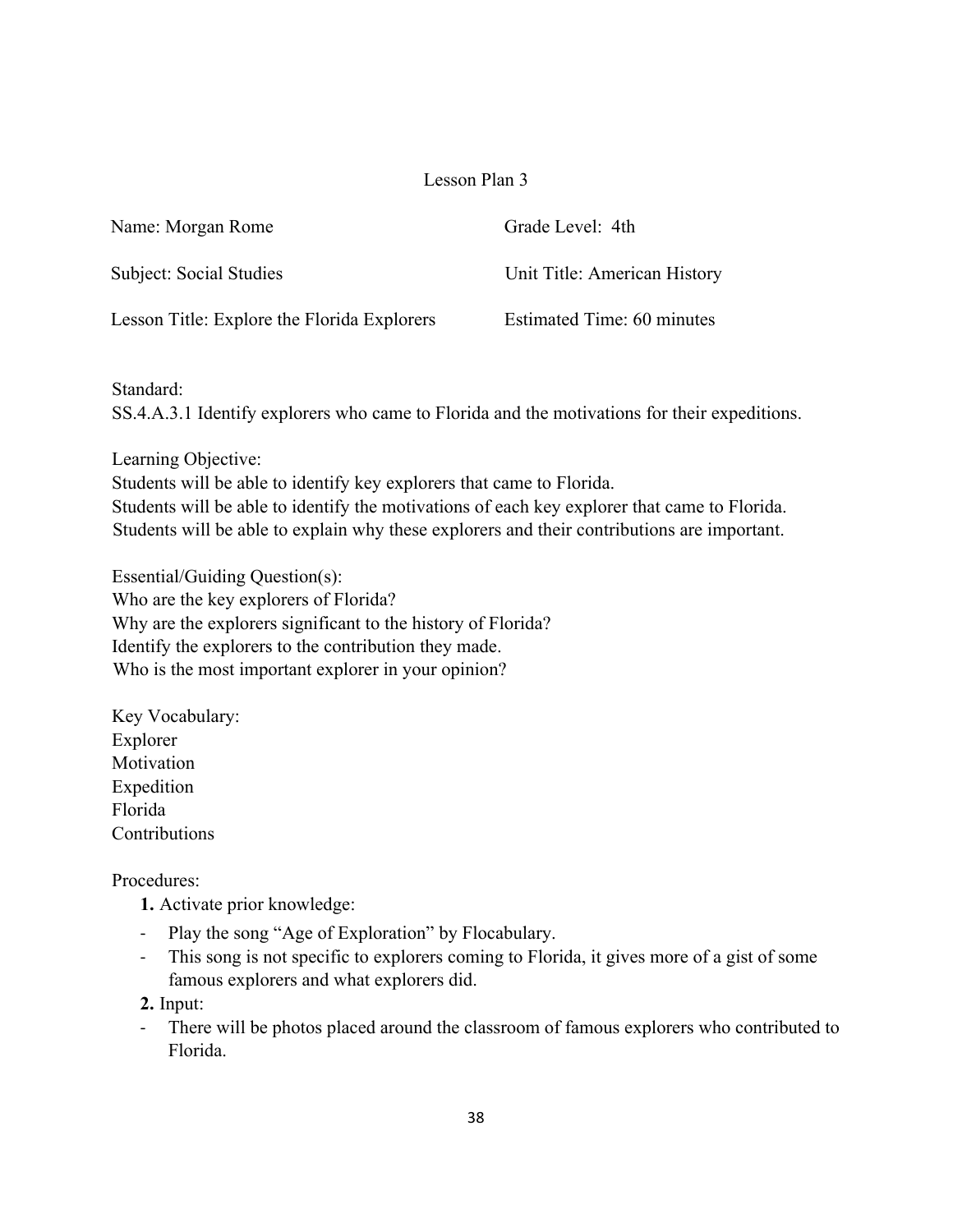# Lesson Plan 3

| Name: Morgan Rome | Grade Level: 4th |
|---|---|
| Subject: Social Studies | Unit Title: American History |
| Lesson Title: Explore the Florida Explorers | Estimated Time: 60 minutes |

Standard:
SS.4.A.3.1 Identify explorers who came to Florida and the motivations for their expeditions.

Learning Objective:
Students will be able to identify key explorers that came to Florida.
Students will be able to identify the motivations of each key explorer that came to Florida.
Students will be able to explain why these explorers and their contributions are important.

Essential/Guiding Question(s):
Who are the key explorers of Florida?
Why are the explorers significant to the history of Florida?
Identify the explorers to the contribution they made.
Who is the most important explorer in your opinion?

Key Vocabulary:
Explorer
Motivation
Expedition
Florida
Contributions

Procedures:

**1.** Activate prior knowledge:

- Play the song "Age of Exploration" by Flocabulary.
- This song is not specific to explorers coming to Florida, it gives more of a gist of some famous explorers and what explorers did.

**2.** Input:

- There will be photos placed around the classroom of famous explorers who contributed to Florida.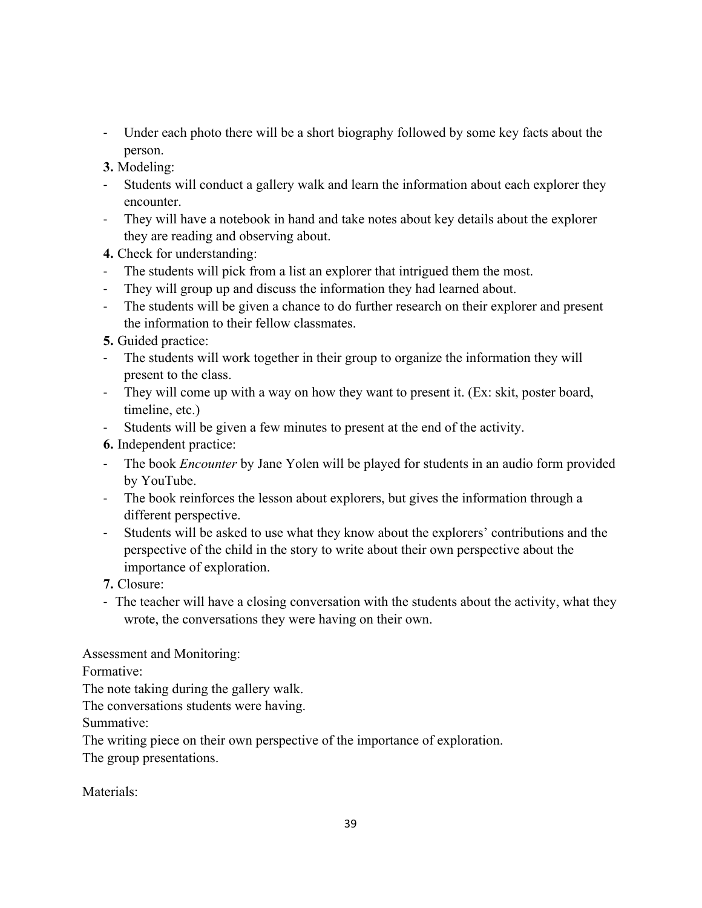- Under each photo there will be a short biography followed by some key facts about the person.

**3.** Modeling:

- Students will conduct a gallery walk and learn the information about each explorer they encounter.
- They will have a notebook in hand and take notes about key details about the explorer they are reading and observing about.

**4.** Check for understanding:

- The students will pick from a list an explorer that intrigued them the most.
- They will group up and discuss the information they had learned about.
- The students will be given a chance to do further research on their explorer and present the information to their fellow classmates.

**5.** Guided practice:

- The students will work together in their group to organize the information they will present to the class.
- They will come up with a way on how they want to present it. (Ex: skit, poster board, timeline, etc.)
- Students will be given a few minutes to present at the end of the activity.

**6.** Independent practice:

- The book *Encounter* by Jane Yolen will be played for students in an audio form provided by YouTube.
- The book reinforces the lesson about explorers, but gives the information through a different perspective.
- Students will be asked to use what they know about the explorers' contributions and the perspective of the child in the story to write about their own perspective about the importance of exploration.

**7.** Closure:

- The teacher will have a closing conversation with the students about the activity, what they wrote, the conversations they were having on their own.

Assessment and Monitoring:

Formative:

The note taking during the gallery walk.

The conversations students were having.

Summative:

The writing piece on their own perspective of the importance of exploration.

The group presentations.

Materials: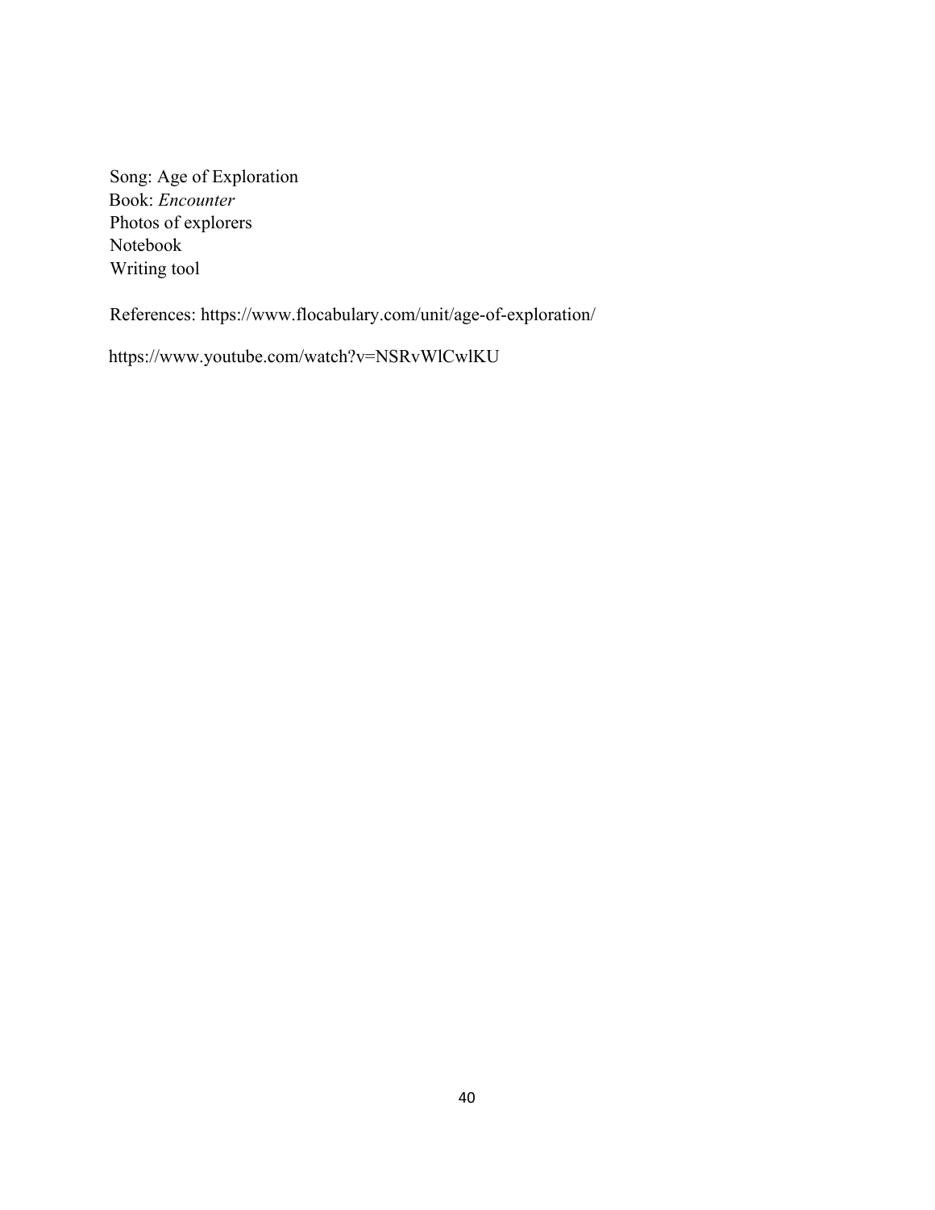Song: Age of Exploration
Book: *Encounter*
Photos of explorers
Notebook
Writing tool

References: https://www.flocabulary.com/unit/age-of-exploration/

https://www.youtube.com/watch?v=NSRvWlCwlKU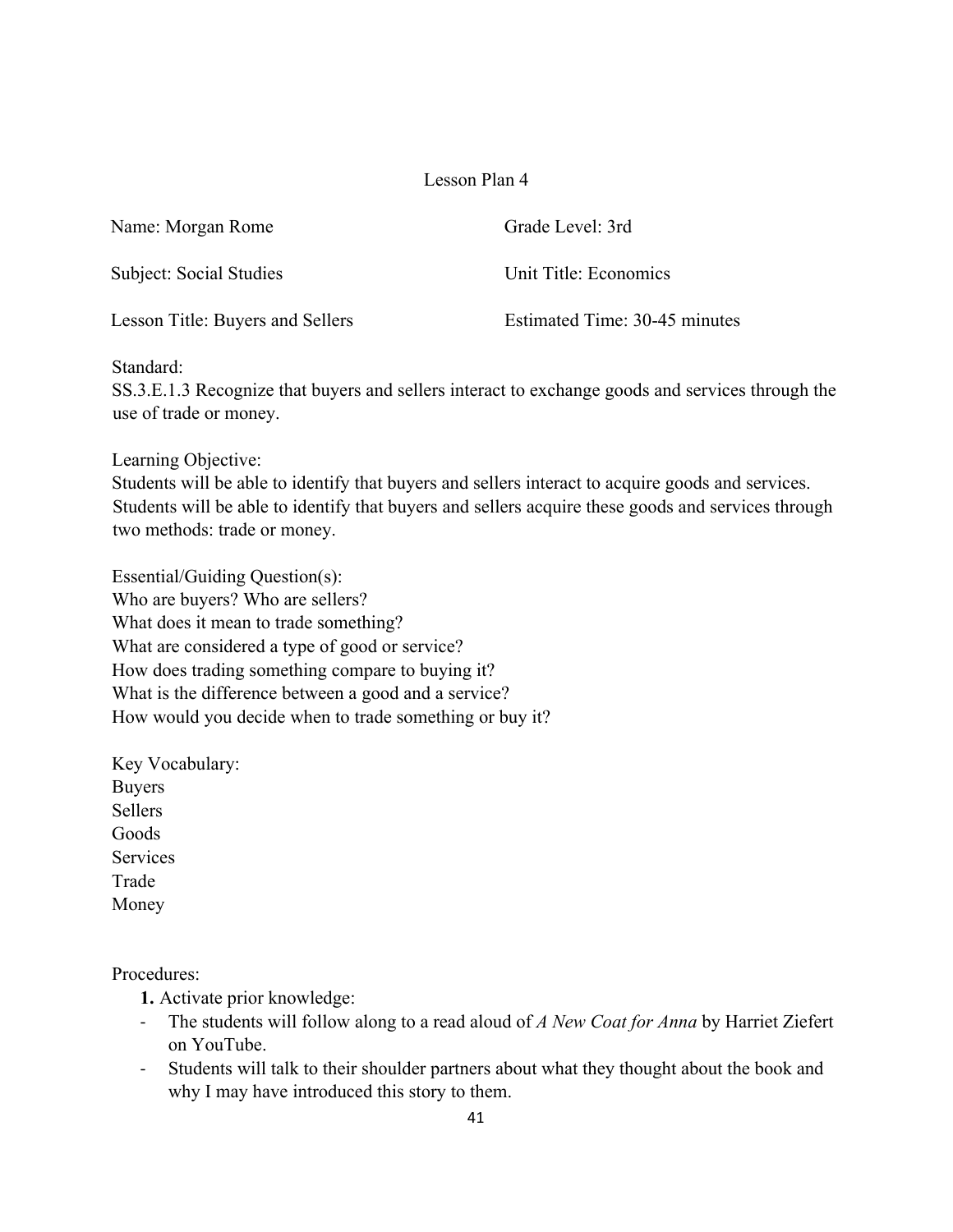# Lesson Plan 4

Name: Morgan Rome

Grade Level: 3rd

Subject: Social Studies

Unit Title: Economics

Lesson Title: Buyers and Sellers

Estimated Time: 30-45 minutes

Standard:
SS.3.E.1.3 Recognize that buyers and sellers interact to exchange goods and services through the use of trade or money.

Learning Objective:
Students will be able to identify that buyers and sellers interact to acquire goods and services. Students will be able to identify that buyers and sellers acquire these goods and services through two methods: trade or money.

Essential/Guiding Question(s):
Who are buyers? Who are sellers?
What does it mean to trade something?
What are considered a type of good or service?
How does trading something compare to buying it?
What is the difference between a good and a service?
How would you decide when to trade something or buy it?

Key Vocabulary:
Buyers
Sellers
Goods
Services
Trade
Money

Procedures:

**1.** Activate prior knowledge:

- The students will follow along to a read aloud of *A New Coat for Anna* by Harriet Ziefert on YouTube.
- Students will talk to their shoulder partners about what they thought about the book and why I may have introduced this story to them.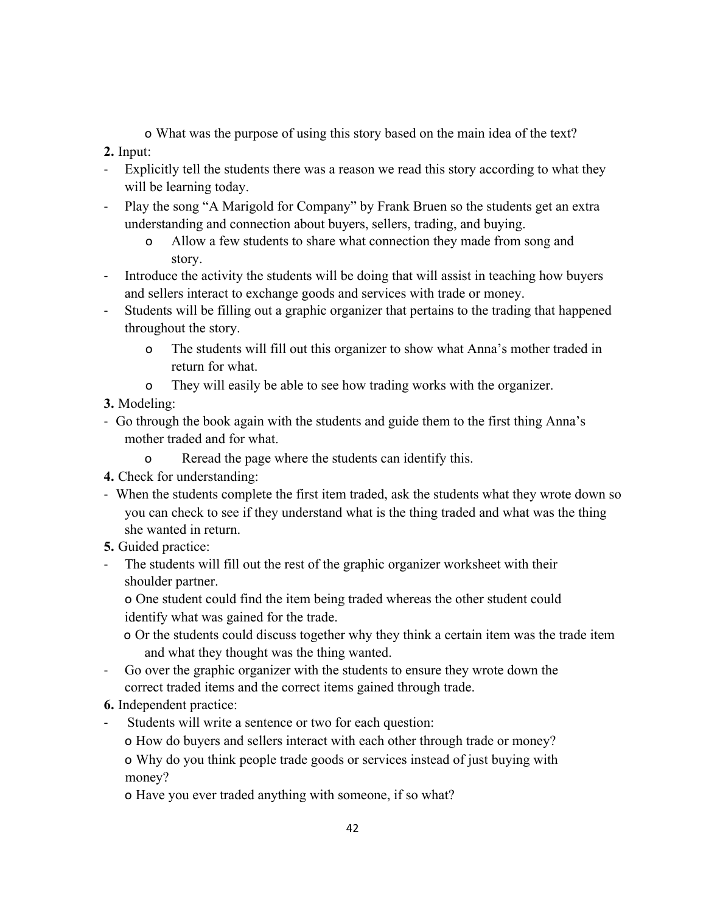- o What was the purpose of using this story based on the main idea of the text?

**2.** Input:

- Explicitly tell the students there was a reason we read this story according to what they will be learning today.
- Play the song "A Marigold for Company" by Frank Bruen so the students get an extra understanding and connection about buyers, sellers, trading, and buying.
  - o Allow a few students to share what connection they made from song and story.
- Introduce the activity the students will be doing that will assist in teaching how buyers and sellers interact to exchange goods and services with trade or money.
- Students will be filling out a graphic organizer that pertains to the trading that happened throughout the story.
  - o The students will fill out this organizer to show what Anna's mother traded in return for what.
  - o They will easily be able to see how trading works with the organizer.

**3.** Modeling:

- Go through the book again with the students and guide them to the first thing Anna's mother traded and for what.
  - o Reread the page where the students can identify this.

**4.** Check for understanding:

- When the students complete the first item traded, ask the students what they wrote down so you can check to see if they understand what is the thing traded and what was the thing she wanted in return.

**5.** Guided practice:

- The students will fill out the rest of the graphic organizer worksheet with their shoulder partner.
  - o One student could find the item being traded whereas the other student could identify what was gained for the trade.
  - o Or the students could discuss together why they think a certain item was the trade item and what they thought was the thing wanted.
- Go over the graphic organizer with the students to ensure they wrote down the correct traded items and the correct items gained through trade.

**6.** Independent practice:

- Students will write a sentence or two for each question:
  - o How do buyers and sellers interact with each other through trade or money?
  - o Why do you think people trade goods or services instead of just buying with money?
  - o Have you ever traded anything with someone, if so what?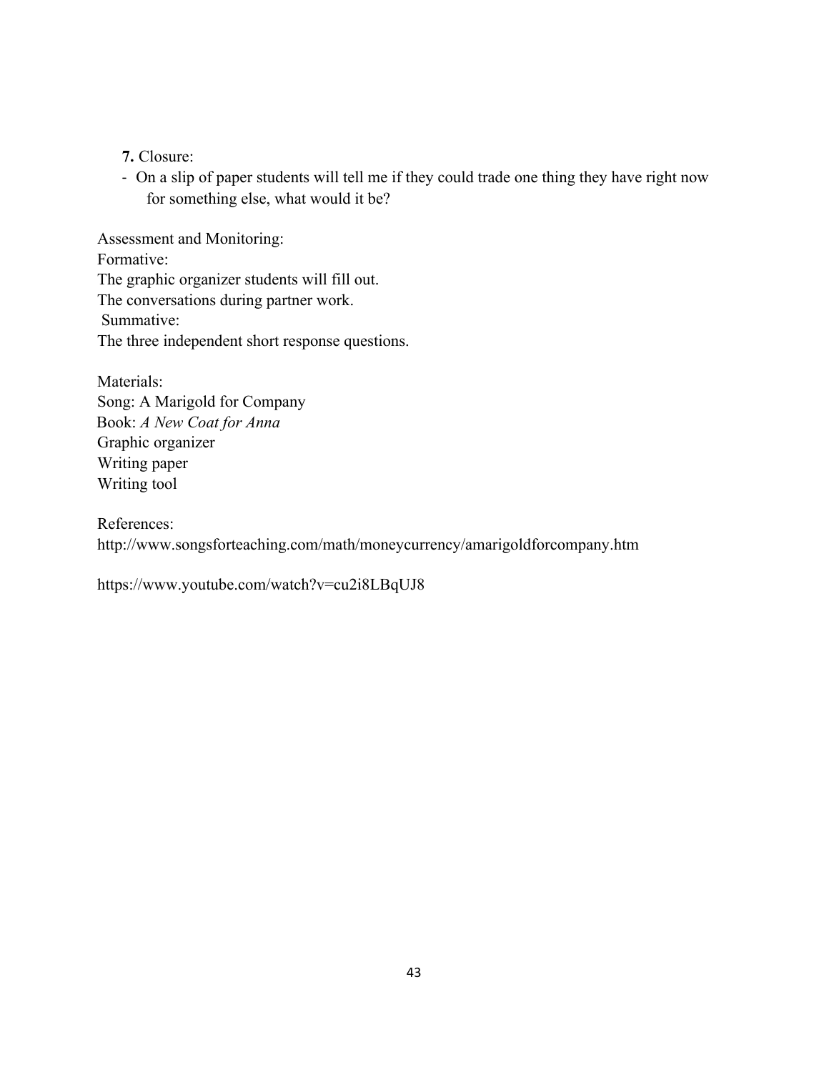**7.** Closure:

- On a slip of paper students will tell me if they could trade one thing they have right now for something else, what would it be?

Assessment and Monitoring:

Formative:

The graphic organizer students will fill out.

The conversations during partner work.

Summative:

The three independent short response questions.

Materials:

Song: A Marigold for Company

Book: *A New Coat for Anna*

Graphic organizer

Writing paper

Writing tool

References:

http://www.songsforteaching.com/math/moneycurrency/amarigoldforcompany.htm

https://www.youtube.com/watch?v=cu2i8LBqUJ8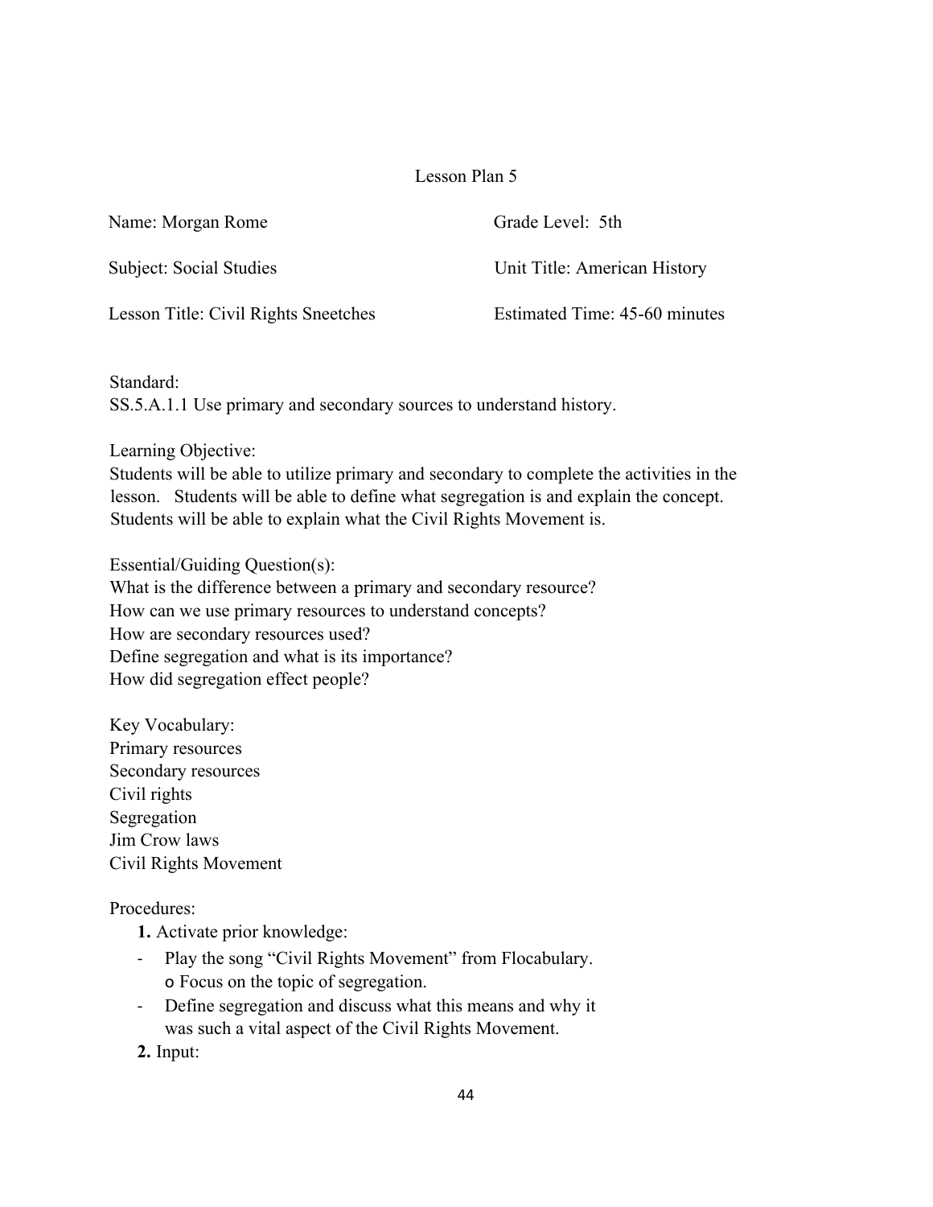# Lesson Plan 5

| Name: Morgan Rome | Grade Level: 5th |
|---|---|
| Subject: Social Studies | Unit Title: American History |
| Lesson Title: Civil Rights Sneetches | Estimated Time: 45-60 minutes |

Standard:
SS.5.A.1.1 Use primary and secondary sources to understand history.

Learning Objective:
Students will be able to utilize primary and secondary to complete the activities in the lesson. Students will be able to define what segregation is and explain the concept. Students will be able to explain what the Civil Rights Movement is.

Essential/Guiding Question(s):
What is the difference between a primary and secondary resource?
How can we use primary resources to understand concepts?
How are secondary resources used?
Define segregation and what is its importance?
How did segregation effect people?

Key Vocabulary:
Primary resources
Secondary resources
Civil rights
Segregation
Jim Crow laws
Civil Rights Movement

Procedures:

**1.** Activate prior knowledge:

- Play the song "Civil Rights Movement" from Flocabulary.
    - o Focus on the topic of segregation.
- Define segregation and discuss what this means and why it was such a vital aspect of the Civil Rights Movement.

**2.** Input: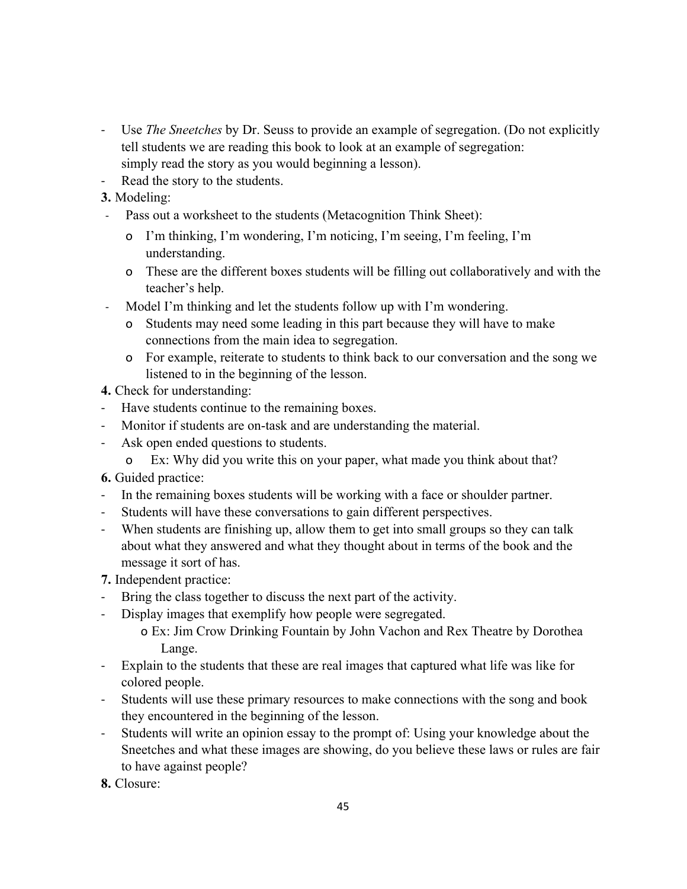- Use *The Sneetches* by Dr. Seuss to provide an example of segregation. (Do not explicitly tell students we are reading this book to look at an example of segregation: simply read the story as you would beginning a lesson).
- Read the story to the students.

**3.** Modeling:

- Pass out a worksheet to the students (Metacognition Think Sheet):
  - I'm thinking, I'm wondering, I'm noticing, I'm seeing, I'm feeling, I'm understanding.
  - These are the different boxes students will be filling out collaboratively and with the teacher's help.
- Model I'm thinking and let the students follow up with I'm wondering.
  - Students may need some leading in this part because they will have to make connections from the main idea to segregation.
  - For example, reiterate to students to think back to our conversation and the song we listened to in the beginning of the lesson.

**4.** Check for understanding:

- Have students continue to the remaining boxes.
- Monitor if students are on-task and are understanding the material.
- Ask open ended questions to students.
  - Ex: Why did you write this on your paper, what made you think about that?

**6.** Guided practice:

- In the remaining boxes students will be working with a face or shoulder partner.
- Students will have these conversations to gain different perspectives.
- When students are finishing up, allow them to get into small groups so they can talk about what they answered and what they thought about in terms of the book and the message it sort of has.

**7.** Independent practice:

- Bring the class together to discuss the next part of the activity.
- Display images that exemplify how people were segregated.
  - Ex: Jim Crow Drinking Fountain by John Vachon and Rex Theatre by Dorothea Lange.
- Explain to the students that these are real images that captured what life was like for colored people.
- Students will use these primary resources to make connections with the song and book they encountered in the beginning of the lesson.
- Students will write an opinion essay to the prompt of: Using your knowledge about the Sneetches and what these images are showing, do you believe these laws or rules are fair to have against people?

**8.** Closure: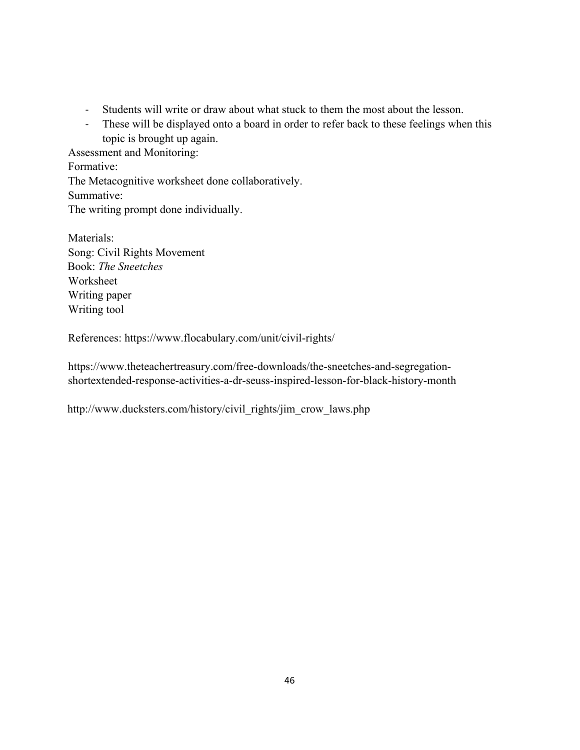- Students will write or draw about what stuck to them the most about the lesson.
- These will be displayed onto a board in order to refer back to these feelings when this topic is brought up again.

Assessment and Monitoring:

Formative:

The Metacognitive worksheet done collaboratively.

Summative:

The writing prompt done individually.

Materials:

Song: Civil Rights Movement

Book: *The Sneetches*

Worksheet

Writing paper

Writing tool

References: https://www.flocabulary.com/unit/civil-rights/

https://www.theteachertreasury.com/free-downloads/the-sneetches-and-segregation-shortextended-response-activities-a-dr-seuss-inspired-lesson-for-black-history-month

http://www.ducksters.com/history/civil_rights/jim_crow_laws.php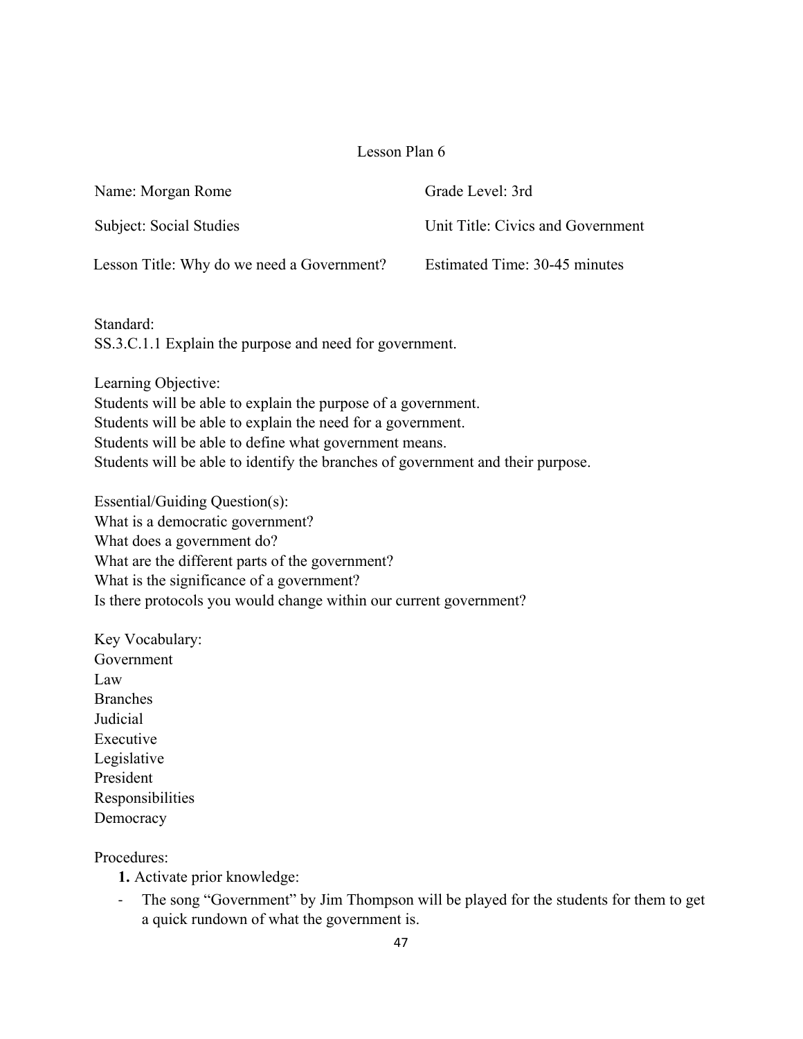# Lesson Plan 6

| Name: Morgan Rome | Grade Level: 3rd |
| --- | --- |
| Subject: Social Studies | Unit Title: Civics and Government |
| Lesson Title: Why do we need a Government? | Estimated Time: 30-45 minutes |

Standard:
SS.3.C.1.1 Explain the purpose and need for government.

Learning Objective:
Students will be able to explain the purpose of a government.
Students will be able to explain the need for a government.
Students will be able to define what government means.
Students will be able to identify the branches of government and their purpose.

Essential/Guiding Question(s):
What is a democratic government?
What does a government do?
What are the different parts of the government?
What is the significance of a government?
Is there protocols you would change within our current government?

Key Vocabulary:
Government
Law
Branches
Judicial
Executive
Legislative
President
Responsibilities
Democracy

Procedures:

**1.** Activate prior knowledge:

- The song "Government" by Jim Thompson will be played for the students for them to get a quick rundown of what the government is.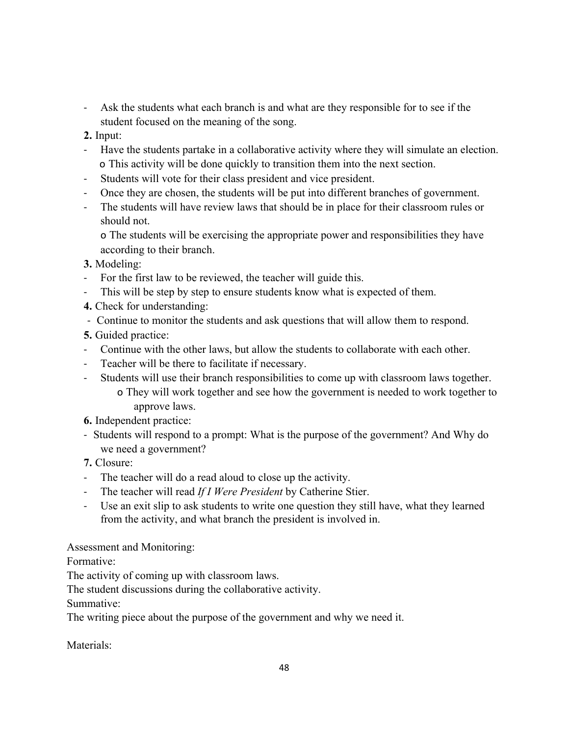- Ask the students what each branch is and what are they responsible for to see if the student focused on the meaning of the song.

**2.** Input:

- Have the students partake in a collaborative activity where they will simulate an election.
  - o This activity will be done quickly to transition them into the next section.
- Students will vote for their class president and vice president.
- Once they are chosen, the students will be put into different branches of government.
- The students will have review laws that should be in place for their classroom rules or should not.
  - o The students will be exercising the appropriate power and responsibilities they have according to their branch.

**3.** Modeling:

- For the first law to be reviewed, the teacher will guide this.
- This will be step by step to ensure students know what is expected of them.

**4.** Check for understanding:

- Continue to monitor the students and ask questions that will allow them to respond.

**5.** Guided practice:

- Continue with the other laws, but allow the students to collaborate with each other.
- Teacher will be there to facilitate if necessary.
- Students will use their branch responsibilities to come up with classroom laws together.
  - o They will work together and see how the government is needed to work together to approve laws.

**6.** Independent practice:

- Students will respond to a prompt: What is the purpose of the government? And Why do we need a government?

**7.** Closure:

- The teacher will do a read aloud to close up the activity.
- The teacher will read *If I Were President* by Catherine Stier.
- Use an exit slip to ask students to write one question they still have, what they learned from the activity, and what branch the president is involved in.

Assessment and Monitoring:

Formative:

The activity of coming up with classroom laws.

The student discussions during the collaborative activity.

Summative:

The writing piece about the purpose of the government and why we need it.

Materials: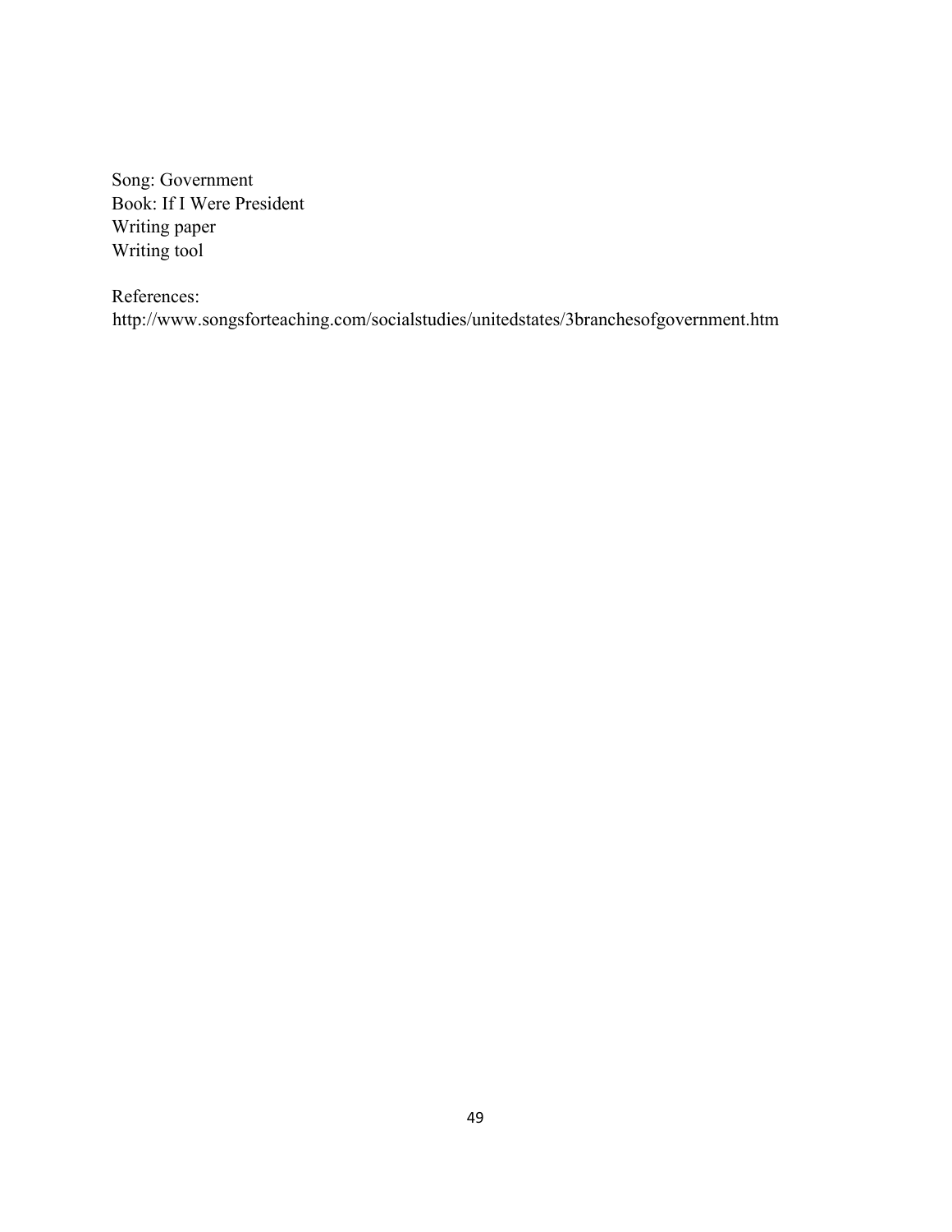Song: Government
Book: If I Were President
Writing paper
Writing tool

References:
http://www.songsforteaching.com/socialstudies/unitedstates/3branchesofgovernment.htm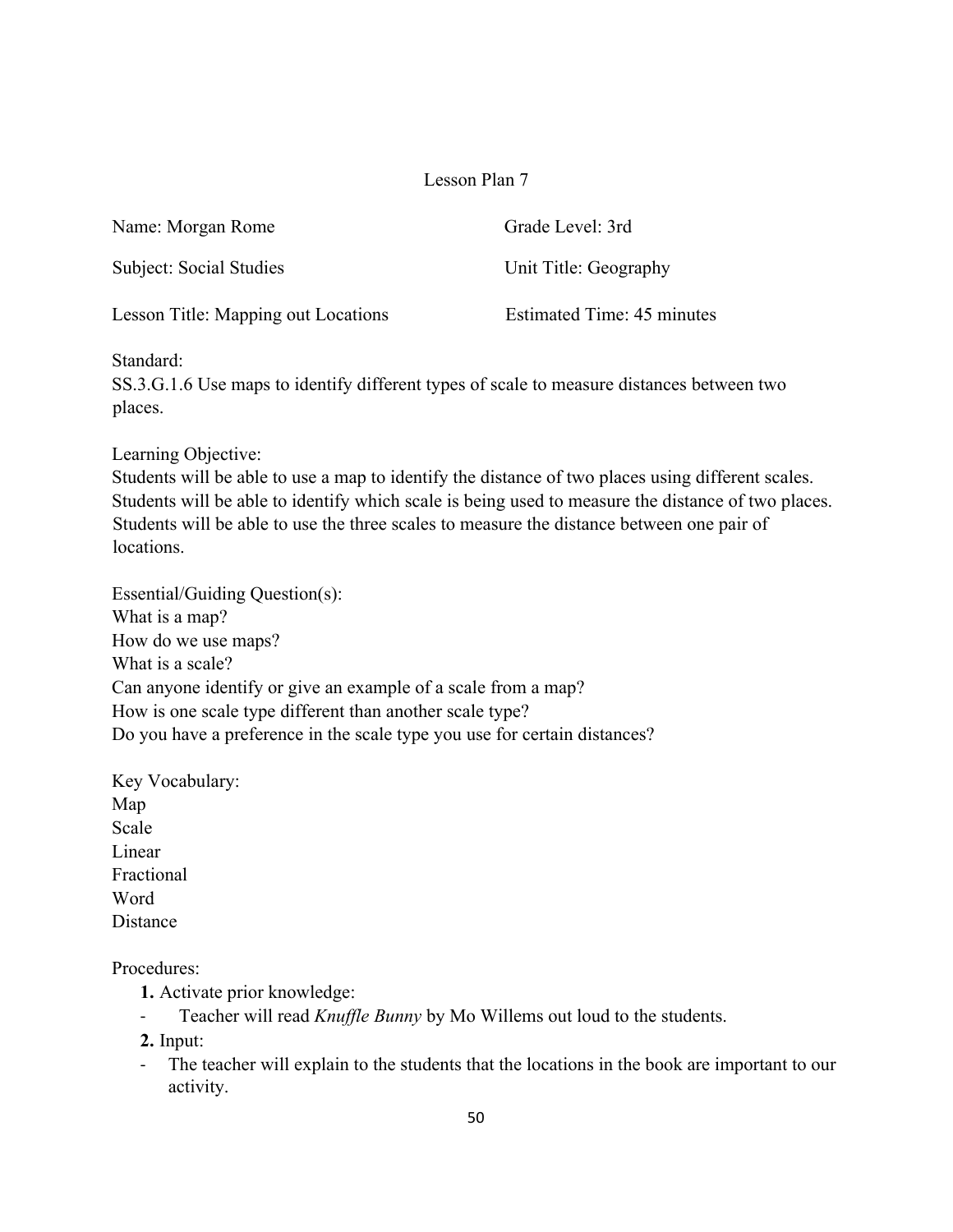# Lesson Plan 7

Name: Morgan Rome

Grade Level: 3rd

Subject: Social Studies

Unit Title: Geography

Lesson Title: Mapping out Locations

Estimated Time: 45 minutes

Standard:
SS.3.G.1.6 Use maps to identify different types of scale to measure distances between two places.

Learning Objective:
Students will be able to use a map to identify the distance of two places using different scales. Students will be able to identify which scale is being used to measure the distance of two places. Students will be able to use the three scales to measure the distance between one pair of locations.

Essential/Guiding Question(s):
What is a map?
How do we use maps?
What is a scale?
Can anyone identify or give an example of a scale from a map?
How is one scale type different than another scale type?
Do you have a preference in the scale type you use for certain distances?

Key Vocabulary:
Map
Scale
Linear
Fractional
Word
Distance

Procedures:

**1.** Activate prior knowledge:

- Teacher will read *Knuffle Bunny* by Mo Willems out loud to the students.

**2.** Input:

- The teacher will explain to the students that the locations in the book are important to our activity.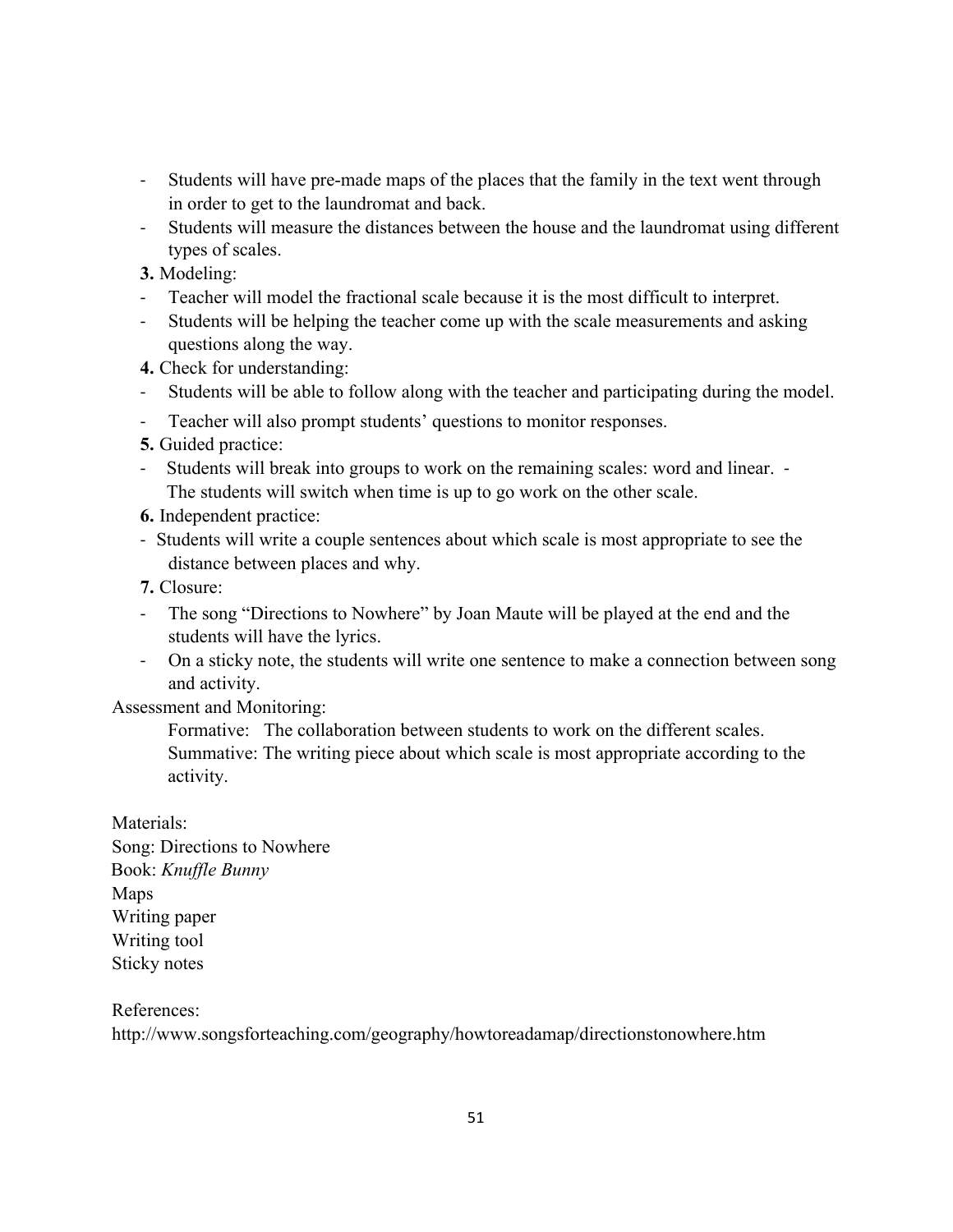- Students will have pre-made maps of the places that the family in the text went through in order to get to the laundromat and back.
- Students will measure the distances between the house and the laundromat using different types of scales.

**3.** Modeling:

- Teacher will model the fractional scale because it is the most difficult to interpret.
- Students will be helping the teacher come up with the scale measurements and asking questions along the way.

**4.** Check for understanding:

- Students will be able to follow along with the teacher and participating during the model.
- Teacher will also prompt students' questions to monitor responses.

**5.** Guided practice:

- Students will break into groups to work on the remaining scales: word and linear. - The students will switch when time is up to go work on the other scale.

**6.** Independent practice:

- Students will write a couple sentences about which scale is most appropriate to see the distance between places and why.

**7.** Closure:

- The song "Directions to Nowhere" by Joan Maute will be played at the end and the students will have the lyrics.
- On a sticky note, the students will write one sentence to make a connection between song and activity.

Assessment and Monitoring:

Formative: The collaboration between students to work on the different scales.
Summative: The writing piece about which scale is most appropriate according to the activity.

Materials:
Song: Directions to Nowhere
Book: *Knuffle Bunny*
Maps
Writing paper
Writing tool
Sticky notes

References:
http://www.songsforteaching.com/geography/howtoreadamap/directionstonowhere.htm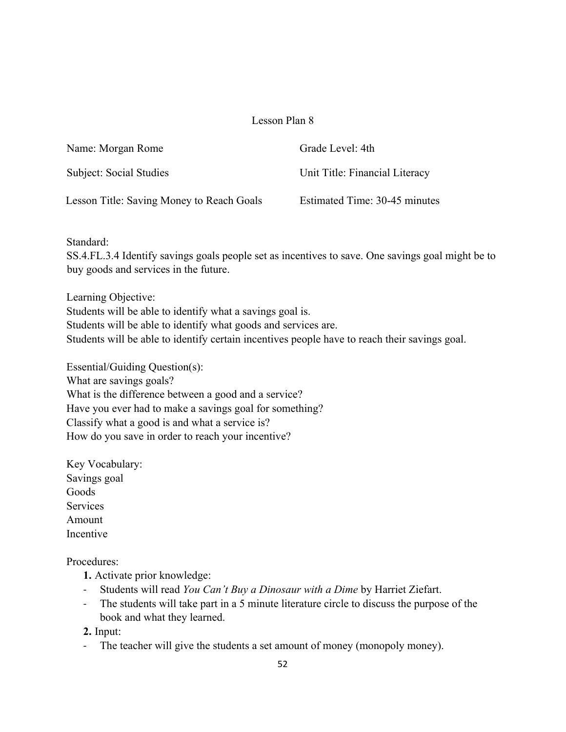# Lesson Plan 8

Name: Morgan Rome

Grade Level: 4th

Subject: Social Studies

Unit Title: Financial Literacy

Lesson Title: Saving Money to Reach Goals

Estimated Time: 30-45 minutes

Standard:
SS.4.FL.3.4 Identify savings goals people set as incentives to save. One savings goal might be to buy goods and services in the future.

Learning Objective:
Students will be able to identify what a savings goal is.
Students will be able to identify what goods and services are.
Students will be able to identify certain incentives people have to reach their savings goal.

Essential/Guiding Question(s):
What are savings goals?
What is the difference between a good and a service?
Have you ever had to make a savings goal for something?
Classify what a good is and what a service is?
How do you save in order to reach your incentive?

Key Vocabulary:
Savings goal
Goods
Services
Amount
Incentive

Procedures:

**1.** Activate prior knowledge:
- Students will read *You Can't Buy a Dinosaur with a Dime* by Harriet Ziefart.
- The students will take part in a 5 minute literature circle to discuss the purpose of the book and what they learned.

**2.** Input:
- The teacher will give the students a set amount of money (monopoly money).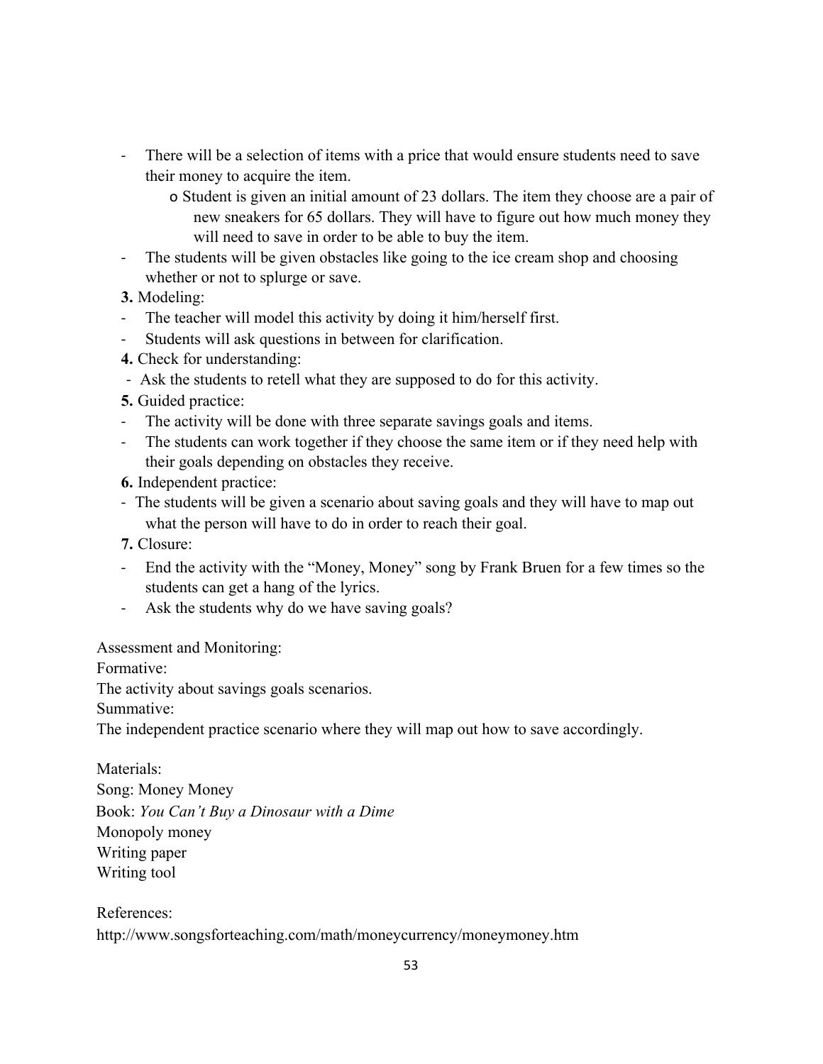- There will be a selection of items with a price that would ensure students need to save their money to acquire the item.
    - Student is given an initial amount of 23 dollars. The item they choose are a pair of new sneakers for 65 dollars. They will have to figure out how much money they will need to save in order to be able to buy the item.
- The students will be given obstacles like going to the ice cream shop and choosing whether or not to splurge or save.

**3.** Modeling:

- The teacher will model this activity by doing it him/herself first.
- Students will ask questions in between for clarification.

**4.** Check for understanding:

- Ask the students to retell what they are supposed to do for this activity.

**5.** Guided practice:

- The activity will be done with three separate savings goals and items.
- The students can work together if they choose the same item or if they need help with their goals depending on obstacles they receive.

**6.** Independent practice:

- The students will be given a scenario about saving goals and they will have to map out what the person will have to do in order to reach their goal.

**7.** Closure:

- End the activity with the "Money, Money" song by Frank Bruen for a few times so the students can get a hang of the lyrics.
- Ask the students why do we have saving goals?

Assessment and Monitoring:

Formative:

The activity about savings goals scenarios.

Summative:

The independent practice scenario where they will map out how to save accordingly.

Materials:

Song: Money Money

Book: *You Can't Buy a Dinosaur with a Dime*

Monopoly money

Writing paper

Writing tool

References:

http://www.songsforteaching.com/math/moneycurrency/moneymoney.htm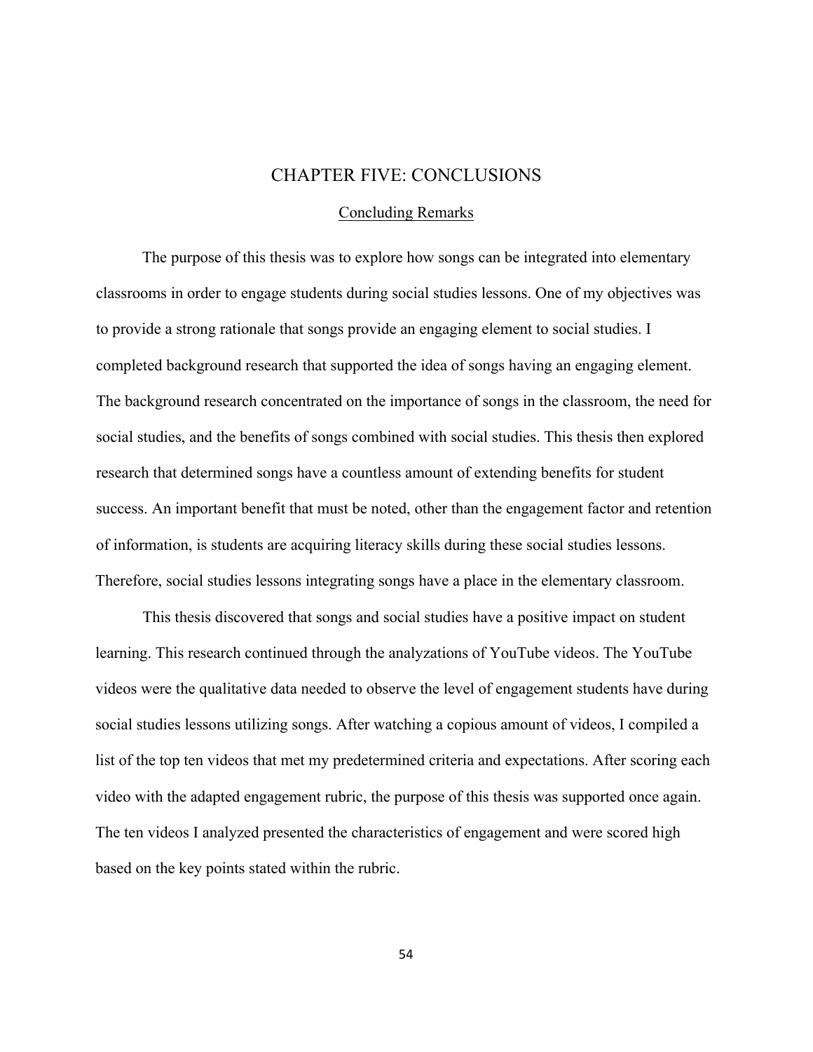# CHAPTER FIVE: CONCLUSIONS

## Concluding Remarks

The purpose of this thesis was to explore how songs can be integrated into elementary classrooms in order to engage students during social studies lessons. One of my objectives was to provide a strong rationale that songs provide an engaging element to social studies. I completed background research that supported the idea of songs having an engaging element. The background research concentrated on the importance of songs in the classroom, the need for social studies, and the benefits of songs combined with social studies. This thesis then explored research that determined songs have a countless amount of extending benefits for student success. An important benefit that must be noted, other than the engagement factor and retention of information, is students are acquiring literacy skills during these social studies lessons. Therefore, social studies lessons integrating songs have a place in the elementary classroom.

This thesis discovered that songs and social studies have a positive impact on student learning. This research continued through the analyzations of YouTube videos. The YouTube videos were the qualitative data needed to observe the level of engagement students have during social studies lessons utilizing songs. After watching a copious amount of videos, I compiled a list of the top ten videos that met my predetermined criteria and expectations. After scoring each video with the adapted engagement rubric, the purpose of this thesis was supported once again. The ten videos I analyzed presented the characteristics of engagement and were scored high based on the key points stated within the rubric.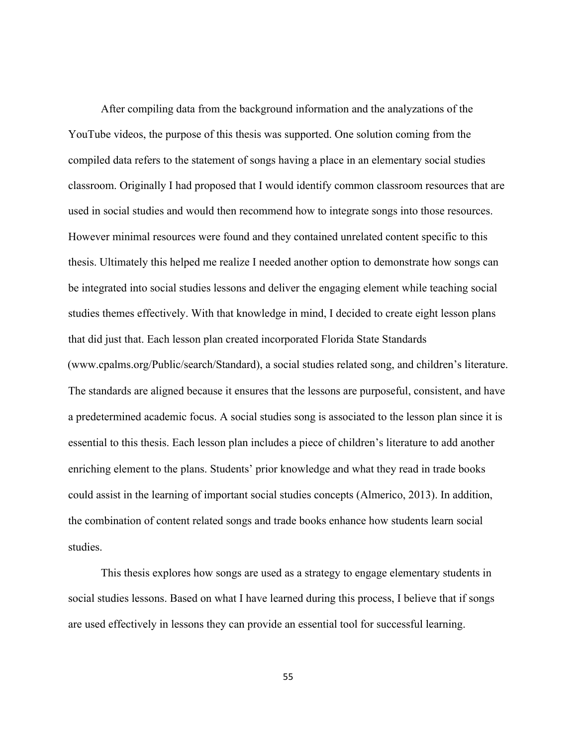After compiling data from the background information and the analyzations of the YouTube videos, the purpose of this thesis was supported. One solution coming from the compiled data refers to the statement of songs having a place in an elementary social studies classroom. Originally I had proposed that I would identify common classroom resources that are used in social studies and would then recommend how to integrate songs into those resources. However minimal resources were found and they contained unrelated content specific to this thesis. Ultimately this helped me realize I needed another option to demonstrate how songs can be integrated into social studies lessons and deliver the engaging element while teaching social studies themes effectively. With that knowledge in mind, I decided to create eight lesson plans that did just that. Each lesson plan created incorporated Florida State Standards (www.cpalms.org/Public/search/Standard), a social studies related song, and children's literature. The standards are aligned because it ensures that the lessons are purposeful, consistent, and have a predetermined academic focus. A social studies song is associated to the lesson plan since it is essential to this thesis. Each lesson plan includes a piece of children's literature to add another enriching element to the plans. Students' prior knowledge and what they read in trade books could assist in the learning of important social studies concepts (Almerico, 2013). In addition, the combination of content related songs and trade books enhance how students learn social studies.

This thesis explores how songs are used as a strategy to engage elementary students in social studies lessons. Based on what I have learned during this process, I believe that if songs are used effectively in lessons they can provide an essential tool for successful learning.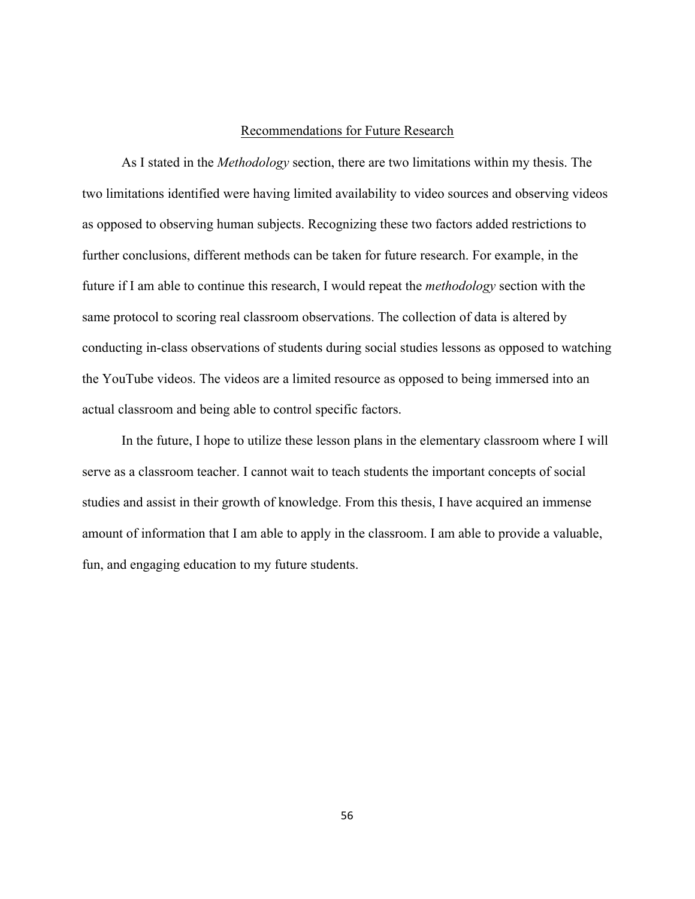## Recommendations for Future Research

As I stated in the *Methodology* section, there are two limitations within my thesis. The two limitations identified were having limited availability to video sources and observing videos as opposed to observing human subjects. Recognizing these two factors added restrictions to further conclusions, different methods can be taken for future research. For example, in the future if I am able to continue this research, I would repeat the *methodology* section with the same protocol to scoring real classroom observations. The collection of data is altered by conducting in-class observations of students during social studies lessons as opposed to watching the YouTube videos. The videos are a limited resource as opposed to being immersed into an actual classroom and being able to control specific factors.

In the future, I hope to utilize these lesson plans in the elementary classroom where I will serve as a classroom teacher. I cannot wait to teach students the important concepts of social studies and assist in their growth of knowledge. From this thesis, I have acquired an immense amount of information that I am able to apply in the classroom. I am able to provide a valuable, fun, and engaging education to my future students.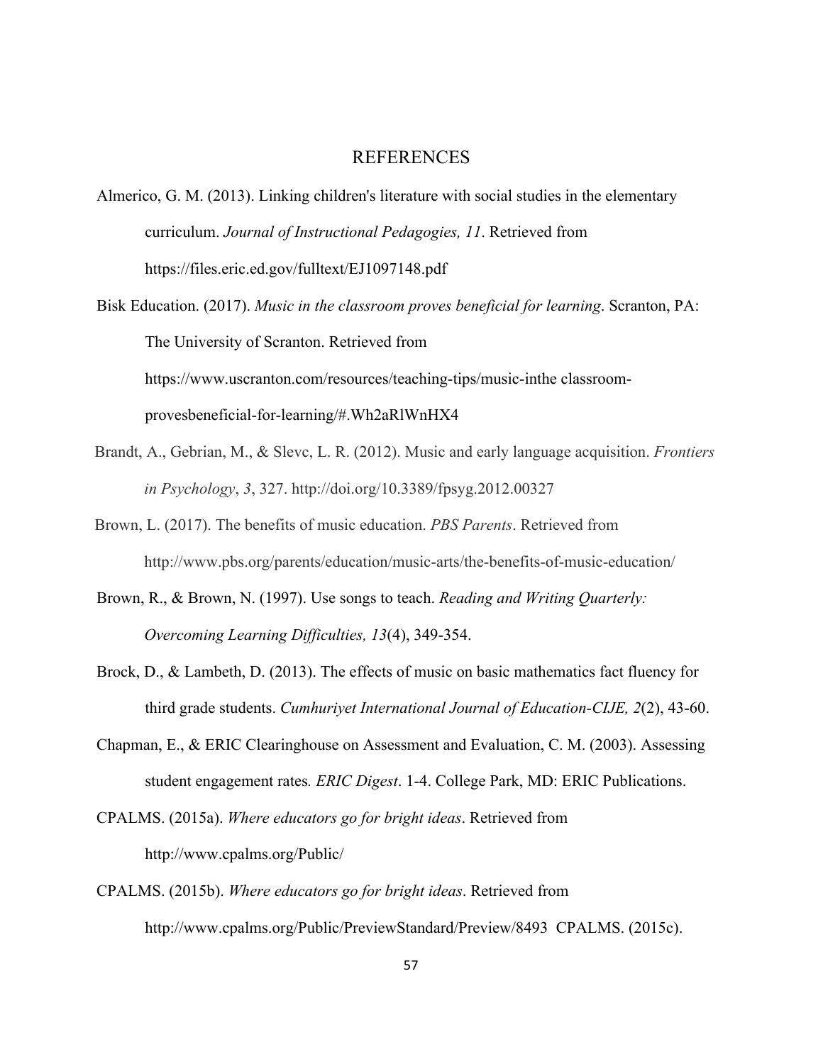# REFERENCES

Almerico, G. M. (2013). Linking children's literature with social studies in the elementary curriculum. *Journal of Instructional Pedagogies, 11*. Retrieved from https://files.eric.ed.gov/fulltext/EJ1097148.pdf

Bisk Education. (2017). *Music in the classroom proves beneficial for learning*. Scranton, PA: The University of Scranton. Retrieved from https://www.uscranton.com/resources/teaching-tips/music-inthe classroom-provesbeneficial-for-learning/#.Wh2aRlWnHX4

Brandt, A., Gebrian, M., & Slevc, L. R. (2012). Music and early language acquisition. *Frontiers in Psychology*, *3*, 327. http://doi.org/10.3389/fpsyg.2012.00327

Brown, L. (2017). The benefits of music education. *PBS Parents*. Retrieved from http://www.pbs.org/parents/education/music-arts/the-benefits-of-music-education/

Brown, R., & Brown, N. (1997). Use songs to teach. *Reading and Writing Quarterly: Overcoming Learning Difficulties, 13*(4), 349-354.

Brock, D., & Lambeth, D. (2013). The effects of music on basic mathematics fact fluency for third grade students. *Cumhuriyet International Journal of Education-CIJE, 2*(2), 43-60.

Chapman, E., & ERIC Clearinghouse on Assessment and Evaluation, C. M. (2003). Assessing student engagement rates*. ERIC Digest*. 1-4. College Park, MD: ERIC Publications.

CPALMS. (2015a). *Where educators go for bright ideas*. Retrieved from http://www.cpalms.org/Public/

CPALMS. (2015b). *Where educators go for bright ideas*. Retrieved from http://www.cpalms.org/Public/PreviewStandard/Preview/8493 CPALMS. (2015c).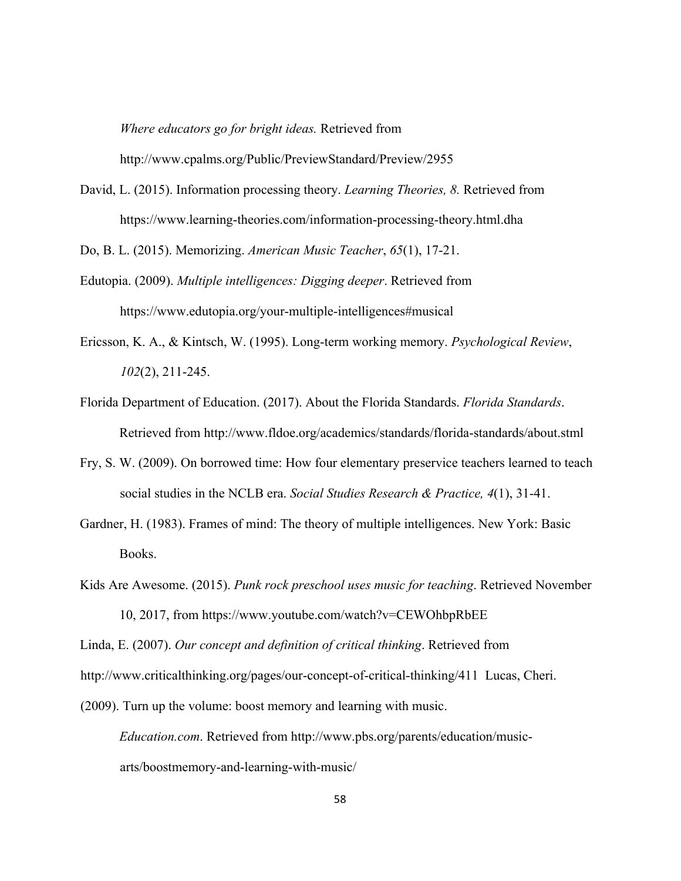*Where educators go for bright ideas.* Retrieved from http://www.cpalms.org/Public/PreviewStandard/Preview/2955

David, L. (2015). Information processing theory. *Learning Theories, 8.* Retrieved from https://www.learning-theories.com/information-processing-theory.html.dha

Do, B. L. (2015). Memorizing. *American Music Teacher*, *65*(1), 17-21.

Edutopia. (2009). *Multiple intelligences: Digging deeper*. Retrieved from https://www.edutopia.org/your-multiple-intelligences#musical

Ericsson, K. A., & Kintsch, W. (1995). Long-term working memory. *Psychological Review*, *102*(2), 211-245.

Florida Department of Education. (2017). About the Florida Standards. *Florida Standards*. Retrieved from http://www.fldoe.org/academics/standards/florida-standards/about.stml

Fry, S. W. (2009). On borrowed time: How four elementary preservice teachers learned to teach social studies in the NCLB era. *Social Studies Research & Practice, 4*(1), 31-41.

Gardner, H. (1983). Frames of mind: The theory of multiple intelligences. New York: Basic Books.

Kids Are Awesome. (2015). *Punk rock preschool uses music for teaching*. Retrieved November 10, 2017, from https://www.youtube.com/watch?v=CEWOhbpRbEE

Linda, E. (2007). *Our concept and definition of critical thinking*. Retrieved from http://www.criticalthinking.org/pages/our-concept-of-critical-thinking/411 Lucas, Cheri. (2009). Turn up the volume: boost memory and learning with music. *Education.com*. Retrieved from http://www.pbs.org/parents/education/music-arts/boostmemory-and-learning-with-music/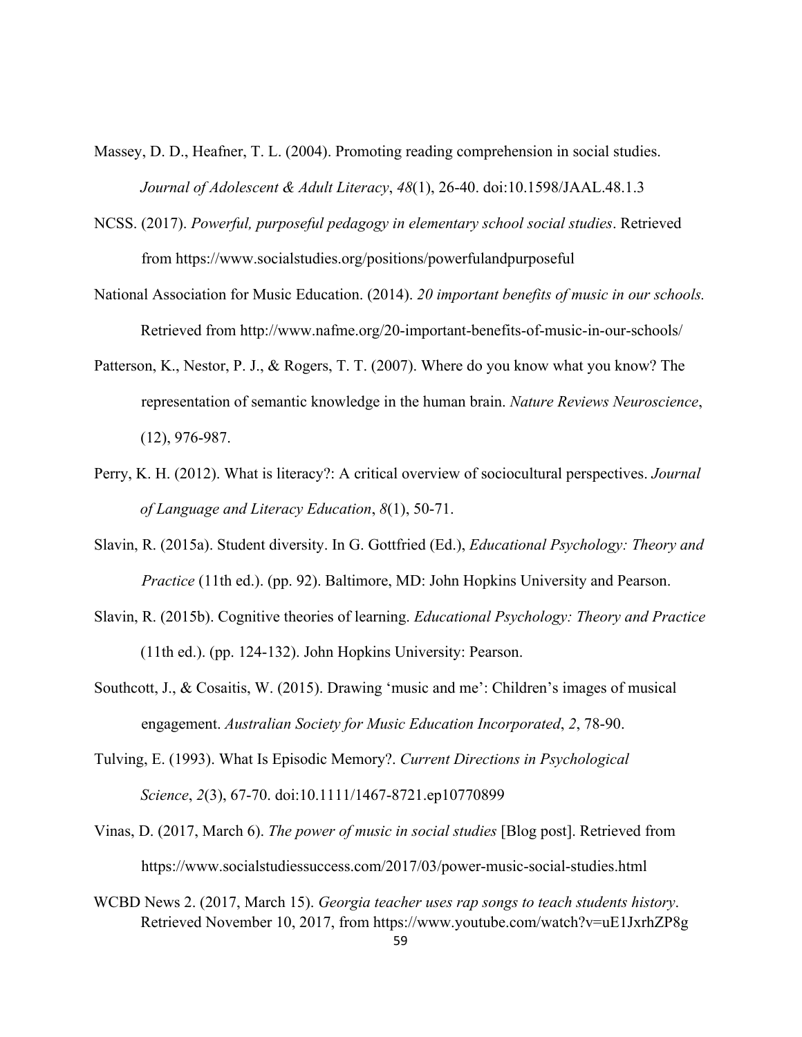Massey, D. D., Heafner, T. L. (2004). Promoting reading comprehension in social studies. *Journal of Adolescent & Adult Literacy*, *48*(1), 26-40. doi:10.1598/JAAL.48.1.3

NCSS. (2017). *Powerful, purposeful pedagogy in elementary school social studies*. Retrieved from https://www.socialstudies.org/positions/powerfulandpurposeful

National Association for Music Education. (2014). *20 important benefits of music in our schools.* Retrieved from http://www.nafme.org/20-important-benefits-of-music-in-our-schools/

Patterson, K., Nestor, P. J., & Rogers, T. T. (2007). Where do you know what you know? The representation of semantic knowledge in the human brain. *Nature Reviews Neuroscience*, (12), 976-987.

Perry, K. H. (2012). What is literacy?: A critical overview of sociocultural perspectives. *Journal of Language and Literacy Education*, *8*(1), 50-71.

Slavin, R. (2015a). Student diversity. In G. Gottfried (Ed.), *Educational Psychology: Theory and Practice* (11th ed.). (pp. 92). Baltimore, MD: John Hopkins University and Pearson.

Slavin, R. (2015b). Cognitive theories of learning. *Educational Psychology: Theory and Practice* (11th ed.). (pp. 124-132). John Hopkins University: Pearson.

Southcott, J., & Cosaitis, W. (2015). Drawing 'music and me': Children's images of musical engagement. *Australian Society for Music Education Incorporated*, *2*, 78-90.

Tulving, E. (1993). What Is Episodic Memory?. *Current Directions in Psychological Science*, *2*(3), 67-70. doi:10.1111/1467-8721.ep10770899

Vinas, D. (2017, March 6). *The power of music in social studies* [Blog post]. Retrieved from https://www.socialstudiessuccess.com/2017/03/power-music-social-studies.html

WCBD News 2. (2017, March 15). *Georgia teacher uses rap songs to teach students history*. Retrieved November 10, 2017, from https://www.youtube.com/watch?v=uE1JxrhZP8g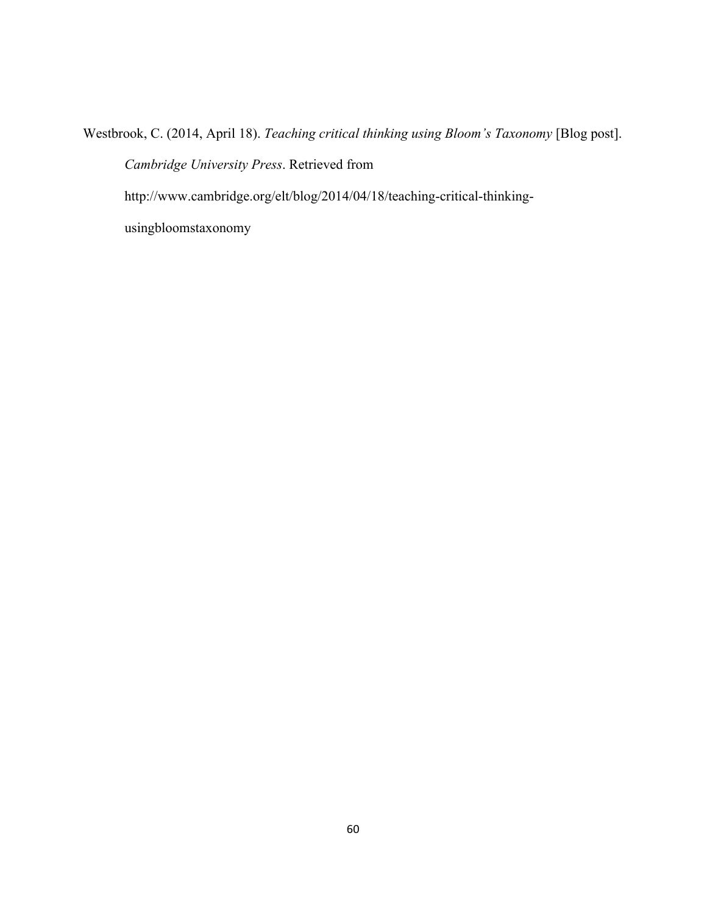Westbrook, C. (2014, April 18). *Teaching critical thinking using Bloom's Taxonomy* [Blog post]. *Cambridge University Press*. Retrieved from http://www.cambridge.org/elt/blog/2014/04/18/teaching-critical-thinking-usingbloomstaxonomy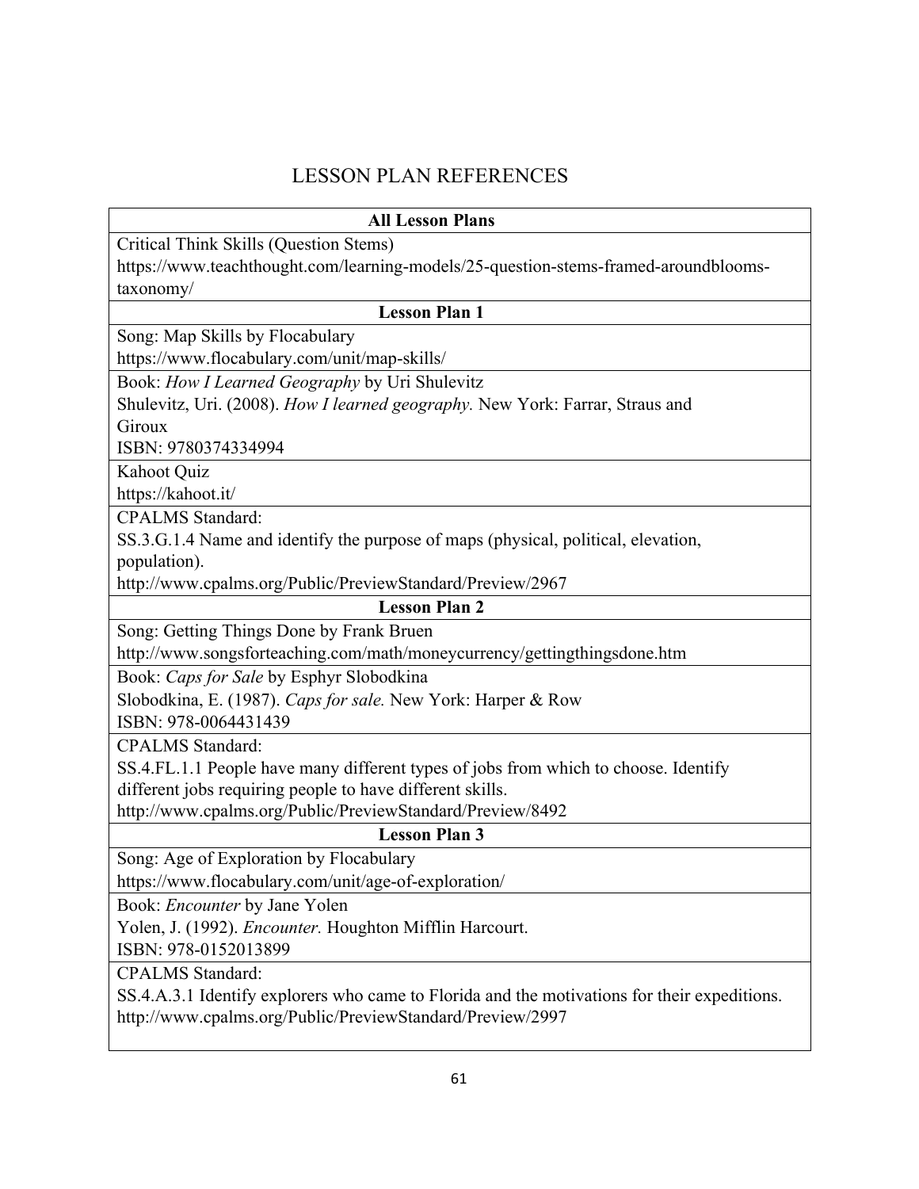# LESSON PLAN REFERENCES

| All Lesson Plans |
|---|
| Critical Think Skills (Question Stems)<br>https://www.teachthought.com/learning-models/25-question-stems-framed-aroundblooms-taxonomy/ |
| **Lesson Plan 1** |
| Song: Map Skills by Flocabulary<br>https://www.flocabulary.com/unit/map-skills/ |
| Book: *How I Learned Geography* by Uri Shulevitz<br>Shulevitz, Uri. (2008). *How I learned geography.* New York: Farrar, Straus and Giroux<br>ISBN: 9780374334994 |
| Kahoot Quiz<br>https://kahoot.it/ |
| CPALMS Standard:<br>SS.3.G.1.4 Name and identify the purpose of maps (physical, political, elevation, population).<br>http://www.cpalms.org/Public/PreviewStandard/Preview/2967 |
| **Lesson Plan 2** |
| Song: Getting Things Done by Frank Bruen<br>http://www.songsforteaching.com/math/moneycurrency/gettingthingsdone.htm |
| Book: *Caps for Sale* by Esphyr Slobodkina<br>Slobodkina, E. (1987). *Caps for sale.* New York: Harper & Row<br>ISBN: 978-0064431439 |
| CPALMS Standard:<br>SS.4.FL.1.1 People have many different types of jobs from which to choose. Identify different jobs requiring people to have different skills.<br>http://www.cpalms.org/Public/PreviewStandard/Preview/8492 |
| **Lesson Plan 3** |
| Song: Age of Exploration by Flocabulary<br>https://www.flocabulary.com/unit/age-of-exploration/ |
| Book: *Encounter* by Jane Yolen<br>Yolen, J. (1992). *Encounter.* Houghton Mifflin Harcourt.<br>ISBN: 978-0152013899 |
| CPALMS Standard:<br>SS.4.A.3.1 Identify explorers who came to Florida and the motivations for their expeditions.<br>http://www.cpalms.org/Public/PreviewStandard/Preview/2997 |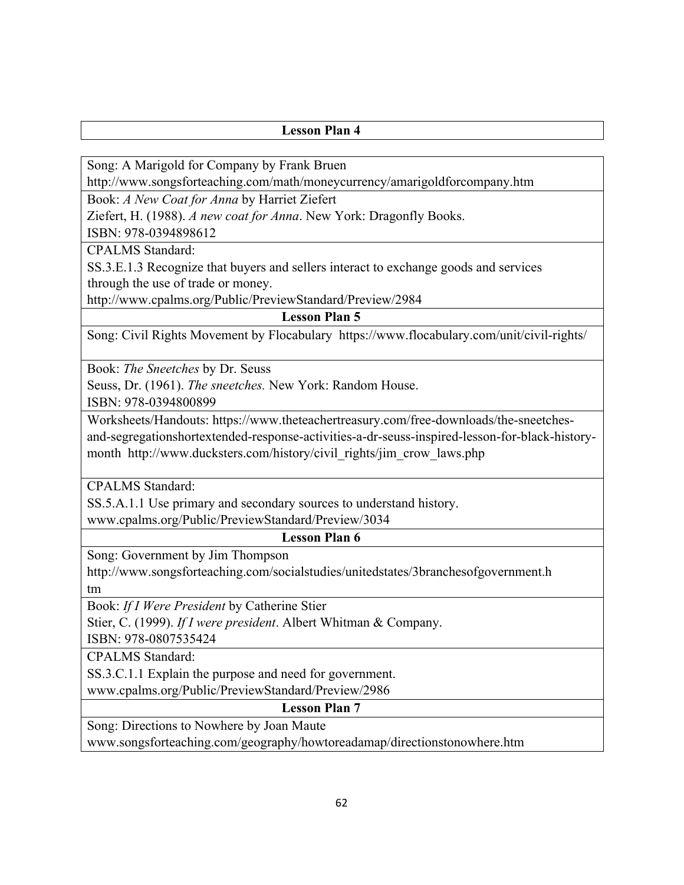**Lesson Plan 4**

Song: A Marigold for Company by Frank Bruen
http://www.songsforteaching.com/math/moneycurrency/amarigoldforcompany.htm

Book: *A New Coat for Anna* by Harriet Ziefert
Ziefert, H. (1988). *A new coat for Anna*. New York: Dragonfly Books.
ISBN: 978-0394898612

CPALMS Standard:
SS.3.E.1.3 Recognize that buyers and sellers interact to exchange goods and services through the use of trade or money.
http://www.cpalms.org/Public/PreviewStandard/Preview/2984

**Lesson Plan 5**

Song: Civil Rights Movement by Flocabulary https://www.flocabulary.com/unit/civil-rights/

Book: *The Sneetches* by Dr. Seuss
Seuss, Dr. (1961). *The sneetches.* New York: Random House.
ISBN: 978-0394800899

Worksheets/Handouts: https://www.theteachertreasury.com/free-downloads/the-sneetches-and-segregationshortextended-response-activities-a-dr-seuss-inspired-lesson-for-black-history-month http://www.ducksters.com/history/civil_rights/jim_crow_laws.php

CPALMS Standard:
SS.5.A.1.1 Use primary and secondary sources to understand history.
www.cpalms.org/Public/PreviewStandard/Preview/3034

**Lesson Plan 6**

Song: Government by Jim Thompson
http://www.songsforteaching.com/socialstudies/unitedstates/3branchesofgovernment.htm

Book: *If I Were President* by Catherine Stier
Stier, C. (1999). *If I were president*. Albert Whitman & Company.
ISBN: 978-0807535424

CPALMS Standard:
SS.3.C.1.1 Explain the purpose and need for government.
www.cpalms.org/Public/PreviewStandard/Preview/2986

**Lesson Plan 7**

Song: Directions to Nowhere by Joan Maute
www.songsforteaching.com/geography/howtoreadamap/directionstonowhere.htm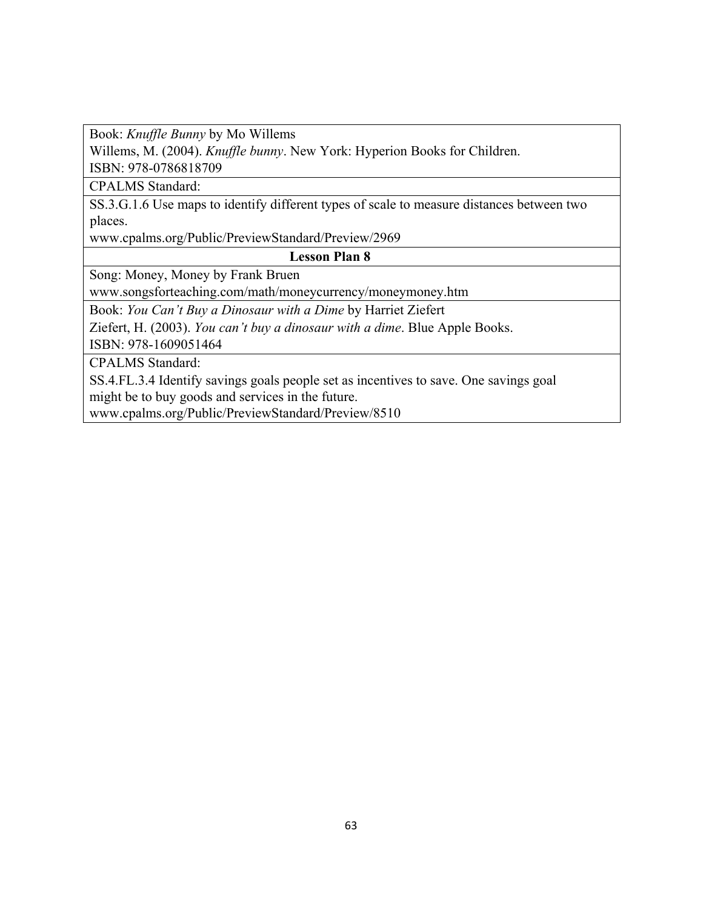| |
|---|
| Book: *Knuffle Bunny* by Mo Willems<br>Willems, M. (2004). *Knuffle bunny*. New York: Hyperion Books for Children.<br>ISBN: 978-0786818709 |
| CPALMS Standard: |
| SS.3.G.1.6 Use maps to identify different types of scale to measure distances between two places.<br>www.cpalms.org/Public/PreviewStandard/Preview/2969 |
| **Lesson Plan 8** |
| Song: Money, Money by Frank Bruen<br>www.songsforteaching.com/math/moneycurrency/moneymoney.htm |
| Book: *You Can't Buy a Dinosaur with a Dime* by Harriet Ziefert<br>Ziefert, H. (2003). *You can't buy a dinosaur with a dime*. Blue Apple Books.<br>ISBN: 978-1609051464 |
| CPALMS Standard:<br>SS.4.FL.3.4 Identify savings goals people set as incentives to save. One savings goal might be to buy goods and services in the future.<br>www.cpalms.org/Public/PreviewStandard/Preview/8510 |